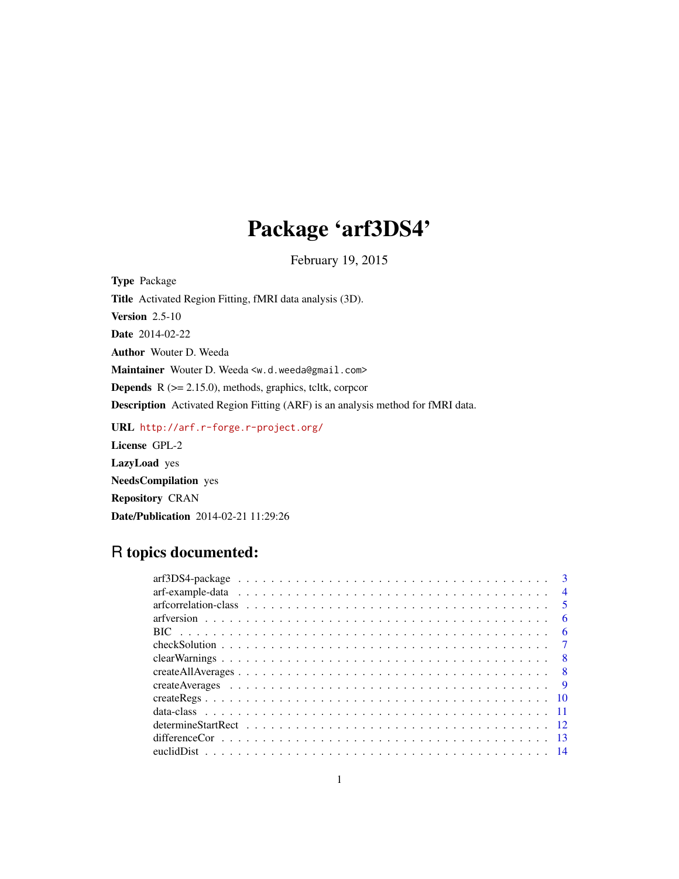# Package 'arf3DS4'

February 19, 2015

**Type** Package

**Title** Activated Region Fitting, fMRI data analysis (3D).

**Version** 2.5-10

**Date** 2014-02-22

**Author** Wouter D. Weeda

**Maintainer** Wouter D. Weeda <w.d.weeda@gmail.com>

**Depends** R (>= 2.15.0), methods, graphics, tcltk, corpcor

**Description** Activated Region Fitting (ARF) is an analysis method for fMRI data.

**URL** http://arf.r-forge.r-project.org/

**License** GPL-2

**LazyLoad** yes

**NeedsCompilation** yes

**Repository** CRAN

**Date/Publication** 2014-02-21 11:29:26

## R topics documented:

| | |
|---|---|
| arf3DS4-package | 3 |
| arf-example-data | 4 |
| arfcorrelation-class | 5 |
| arfversion | 6 |
| BIC | 6 |
| checkSolution | 7 |
| clearWarnings | 8 |
| createAllAverages | 8 |
| createAverages | 9 |
| createRegs | 10 |
| data-class | 11 |
| determineStartRect | 12 |
| differenceCor | 13 |
| euclidDist | 14 |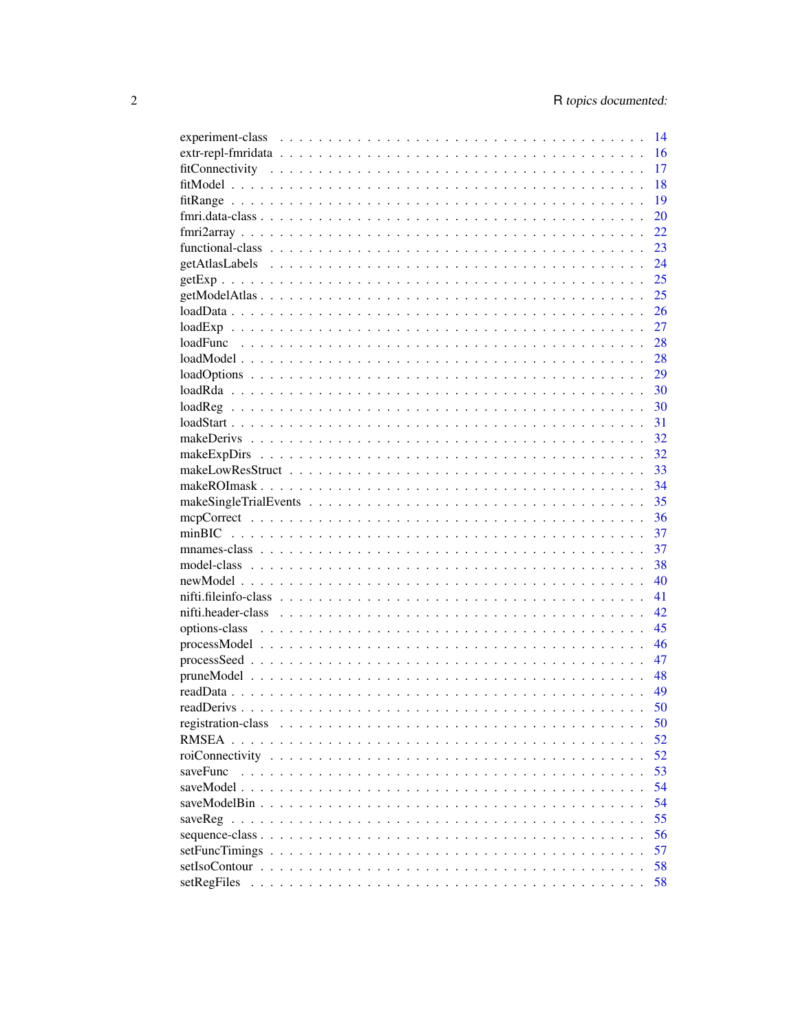| | |
|---|---|
| experiment-class | 14 |
| extr-repl-fmridata | 16 |
| fitConnectivity | 17 |
| fitModel | 18 |
| fitRange | 19 |
| fmri.data-class | 20 |
| fmri2array | 22 |
| functional-class | 23 |
| getAtlasLabels | 24 |
| getExp | 25 |
| getModelAtlas | 25 |
| loadData | 26 |
| loadExp | 27 |
| loadFunc | 28 |
| loadModel | 28 |
| loadOptions | 29 |
| loadRda | 30 |
| loadReg | 30 |
| loadStart | 31 |
| makeDerivs | 32 |
| makeExpDirs | 32 |
| makeLowResStruct | 33 |
| makeROImask | 34 |
| makeSingleTrialEvents | 35 |
| mcpCorrect | 36 |
| minBIC | 37 |
| mnames-class | 37 |
| model-class | 38 |
| newModel | 40 |
| nifti.fileinfo-class | 41 |
| nifti.header-class | 42 |
| options-class | 45 |
| processModel | 46 |
| processSeed | 47 |
| pruneModel | 48 |
| readData | 49 |
| readDerivs | 50 |
| registration-class | 50 |
| RMSEA | 52 |
| roiConnectivity | 52 |
| saveFunc | 53 |
| saveModel | 54 |
| saveModelBin | 54 |
| saveReg | 55 |
| sequence-class | 56 |
| setFuncTimings | 57 |
| setIsoContour | 58 |
| setRegFiles | 58 |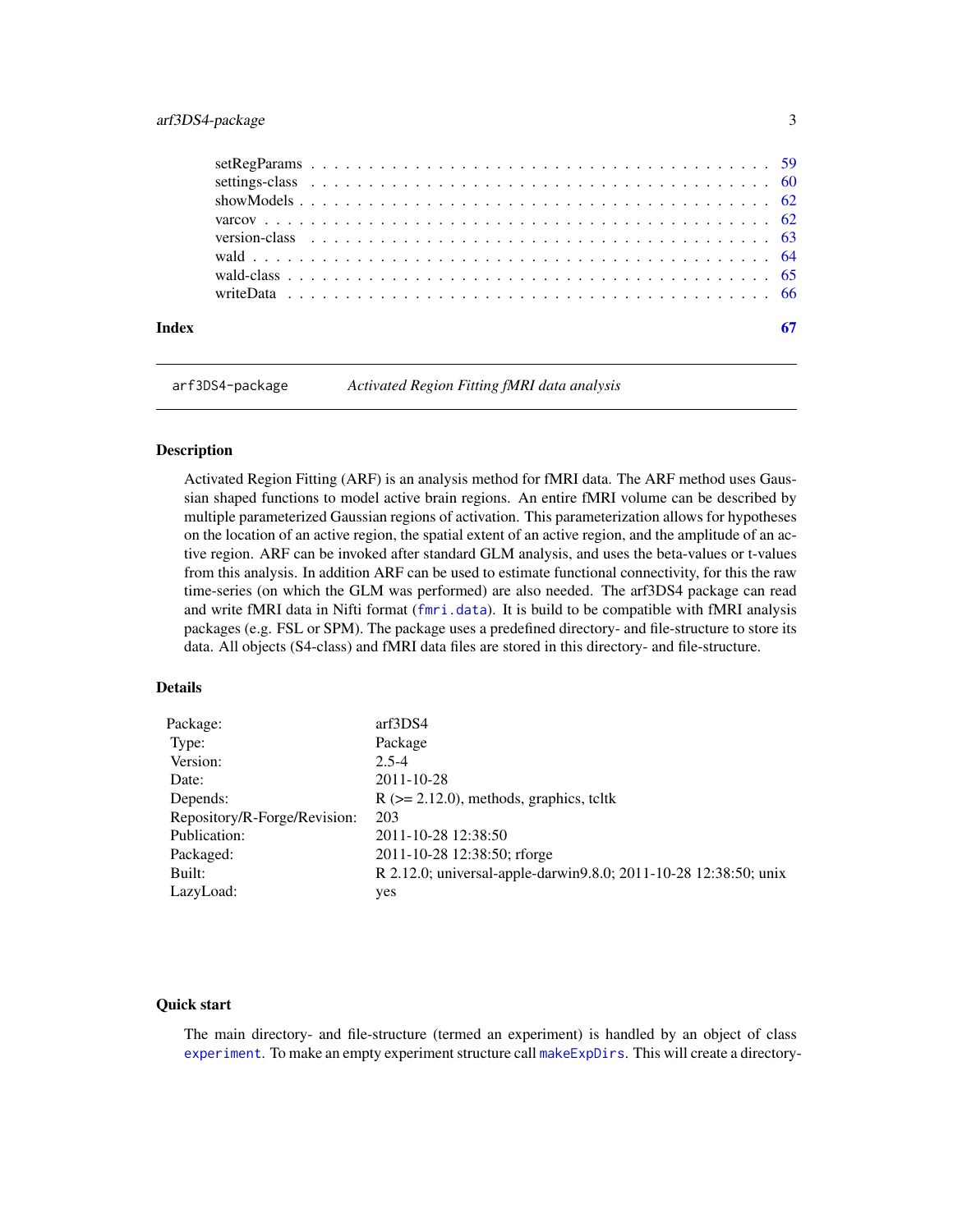setRegParams . . . . . . . . . . . . . . . . . . . . . . . . . . . . . . . . . . . . . 59
settings-class . . . . . . . . . . . . . . . . . . . . . . . . . . . . . . . . . . . . . 60
showModels . . . . . . . . . . . . . . . . . . . . . . . . . . . . . . . . . . . . . . 62
varcov . . . . . . . . . . . . . . . . . . . . . . . . . . . . . . . . . . . . . . . . . 62
version-class . . . . . . . . . . . . . . . . . . . . . . . . . . . . . . . . . . . . . 63
wald . . . . . . . . . . . . . . . . . . . . . . . . . . . . . . . . . . . . . . . . . . 64
wald-class . . . . . . . . . . . . . . . . . . . . . . . . . . . . . . . . . . . . . . . 65
writeData . . . . . . . . . . . . . . . . . . . . . . . . . . . . . . . . . . . . . . . 66

**Index** **67**

---

`arf3DS4-package` *Activated Region Fitting fMRI data analysis*

---

### Description

Activated Region Fitting (ARF) is an analysis method for fMRI data. The ARF method uses Gaussian shaped functions to model active brain regions. An entire fMRI volume can be described by multiple parameterized Gaussian regions of activation. This parameterization allows for hypotheses on the location of an active region, the spatial extent of an active region, and the amplitude of an active region. ARF can be invoked after standard GLM analysis, and uses the beta-values or t-values from this analysis. In addition ARF can be used to estimate functional connectivity, for this the raw time-series (on which the GLM was performed) are also needed. The arf3DS4 package can read and write fMRI data in Nifti format (`fmri.data`). It is build to be compatible with fMRI analysis packages (e.g. FSL or SPM). The package uses a predefined directory- and file-structure to store its data. All objects (S4-class) and fMRI data files are stored in this directory- and file-structure.

### Details

| | |
|---|---|
| Package: | arf3DS4 |
| Type: | Package |
| Version: | 2.5-4 |
| Date: | 2011-10-28 |
| Depends: | R (>= 2.12.0), methods, graphics, tcltk |
| Repository/R-Forge/Revision: | 203 |
| Publication: | 2011-10-28 12:38:50 |
| Packaged: | 2011-10-28 12:38:50; rforge |
| Built: | R 2.12.0; universal-apple-darwin9.8.0; 2011-10-28 12:38:50; unix |
| LazyLoad: | yes |

### Quick start

The main directory- and file-structure (termed an experiment) is handled by an object of class `experiment`. To make an empty experiment structure call `makeExpDirs`. This will create a directory-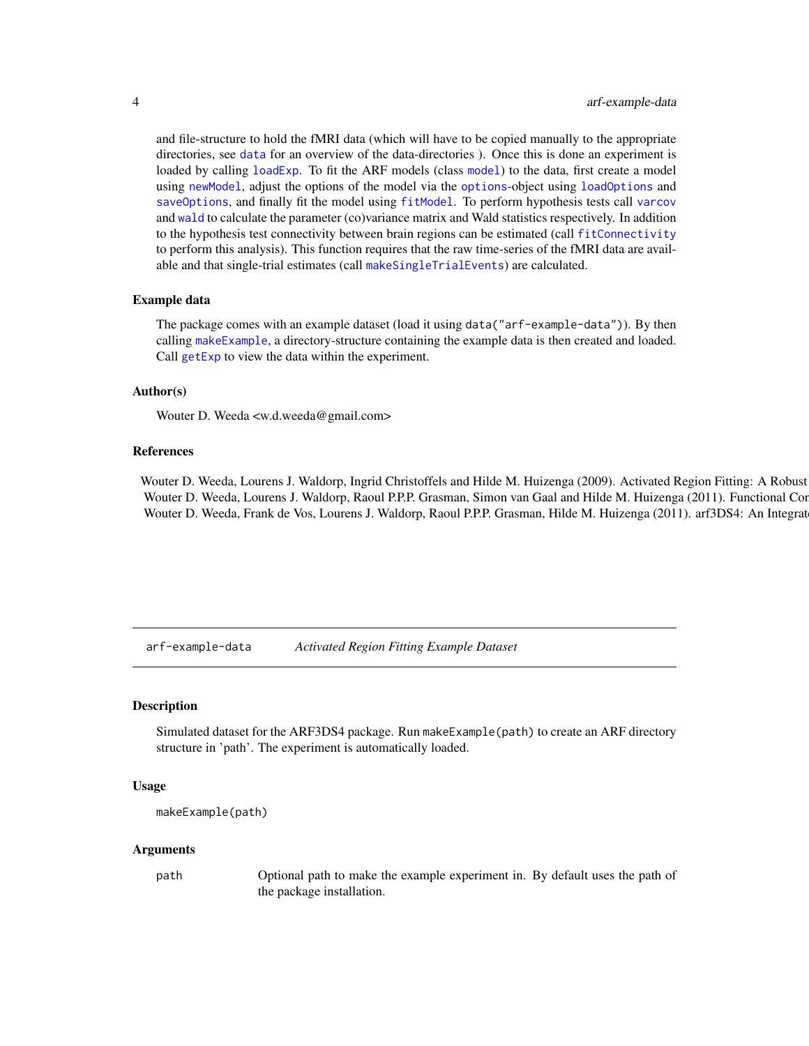and file-structure to hold the fMRI data (which will have to be copied manually to the appropriate directories, see `data` for an overview of the data-directories ). Once this is done an experiment is loaded by calling `loadExp`. To fit the ARF models (class `model`) to the data, first create a model using `newModel`, adjust the options of the model via the `options`-object using `loadOptions` and `saveOptions`, and finally fit the model using `fitModel`. To perform hypothesis tests call `varcov` and `wald` to calculate the parameter (co)variance matrix and Wald statistics respectively. In addition to the hypothesis test connectivity between brain regions can be estimated (call `fitConnectivity` to perform this analysis). This function requires that the raw time-series of the fMRI data are available and that single-trial estimates (call `makeSingleTrialEvents`) are calculated.

### Example data

The package comes with an example dataset (load it using `data("arf-example-data")`). By then calling `makeExample`, a directory-structure containing the example data is then created and loaded. Call `getExp` to view the data within the experiment.

### Author(s)

Wouter D. Weeda <w.d.weeda@gmail.com>

### References

Wouter D. Weeda, Lourens J. Waldorp, Ingrid Christoffels and Hilde M. Huizenga (2009). Activated Region Fitting: A Robust
Wouter D. Weeda, Lourens J. Waldorp, Raoul P.P.P. Grasman, Simon van Gaal and Hilde M. Huizenga (2011). Functional Cor
Wouter D. Weeda, Frank de Vos, Lourens J. Waldorp, Raoul P.P.P. Grasman, Hilde M. Huizenga (2011). arf3DS4: An Integrat

---

## arf-example-data — *Activated Region Fitting Example Dataset*

### Description

Simulated dataset for the ARF3DS4 package. Run `makeExample(path)` to create an ARF directory structure in 'path'. The experiment is automatically loaded.

### Usage

```
makeExample(path)
```

### Arguments

| | |
|---|---|
| `path` | Optional path to make the example experiment in. By default uses the path of the package installation. |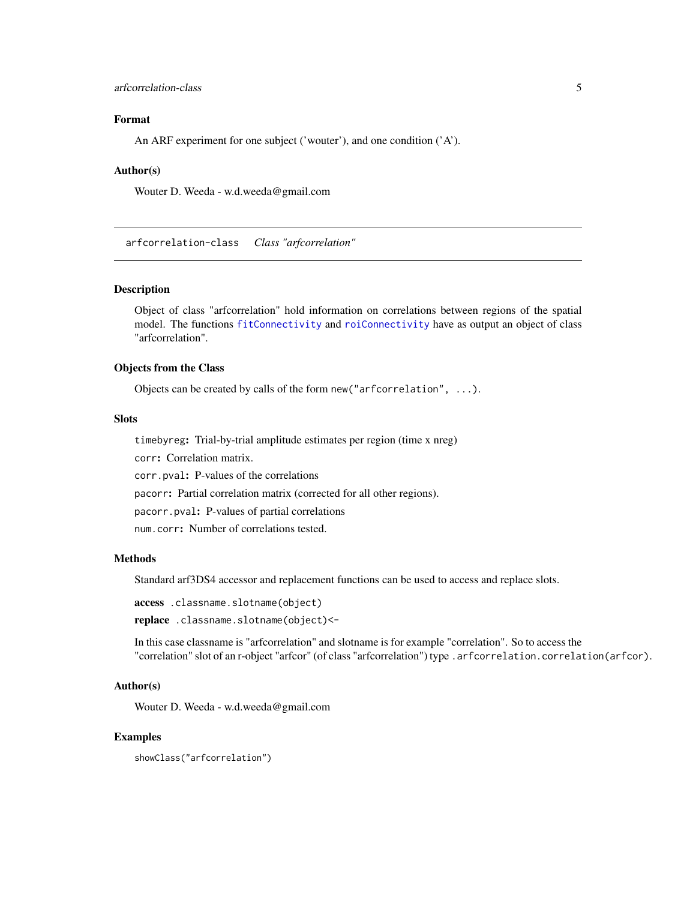### Format

An ARF experiment for one subject ('wouter'), and one condition ('A').

### Author(s)

Wouter D. Weeda - w.d.weeda@gmail.com

---

## arfcorrelation-class    *Class "arfcorrelation"*

---

### Description

Object of class "arfcorrelation" hold information on correlations between regions of the spatial model. The functions `fitConnectivity` and `roiConnectivity` have as output an object of class "arfcorrelation".

### Objects from the Class

Objects can be created by calls of the form `new("arfcorrelation", ...)`.

### Slots

`timebyreg`: Trial-by-trial amplitude estimates per region (time x nreg)

`corr`: Correlation matrix.

`corr.pval`: P-values of the correlations

`pacorr`: Partial correlation matrix (corrected for all other regions).

`pacorr.pval`: P-values of partial correlations

`num.corr`: Number of correlations tested.

### Methods

Standard arf3DS4 accessor and replacement functions can be used to access and replace slots.

**access** `.classname.slotname(object)`

**replace** `.classname.slotname(object)<-`

In this case classname is "arfcorrelation" and slotname is for example "correlation". So to access the "correlation" slot of an r-object "arfcor" (of class "arfcorrelation") type `.arfcorrelation.correlation(arfcor)`.

### Author(s)

Wouter D. Weeda - w.d.weeda@gmail.com

### Examples

```
showClass("arfcorrelation")
```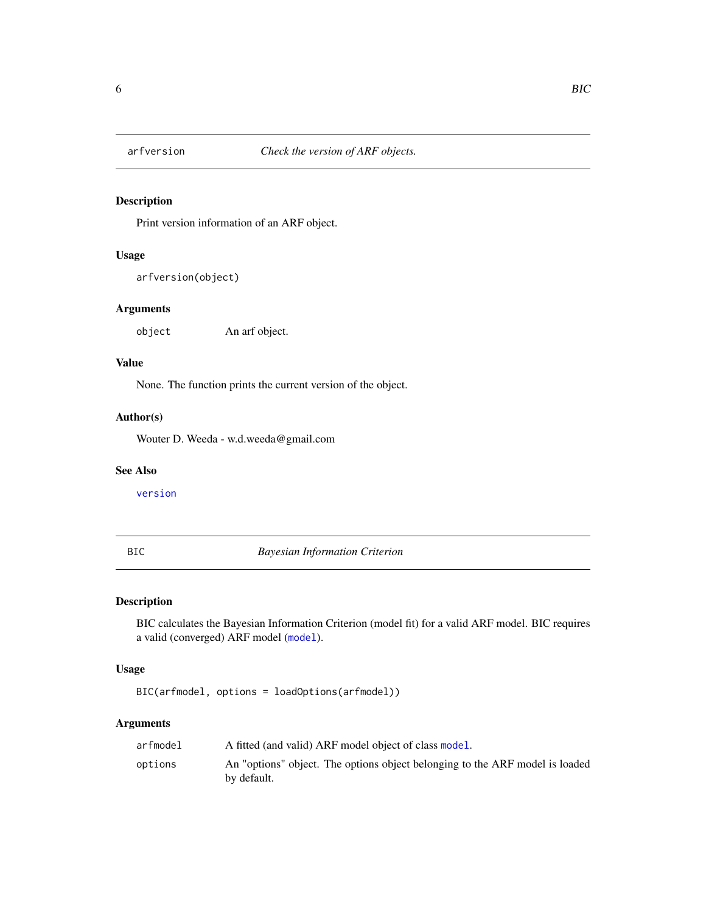## arfversion — *Check the version of ARF objects.*

### Description

Print version information of an ARF object.

### Usage

```
arfversion(object)
```

### Arguments

| | |
|---|---|
| `object` | An arf object. |

### Value

None. The function prints the current version of the object.

### Author(s)

Wouter D. Weeda - w.d.weeda@gmail.com

### See Also

`version`

## BIC — *Bayesian Information Criterion*

### Description

BIC calculates the Bayesian Information Criterion (model fit) for a valid ARF model. BIC requires a valid (converged) ARF model (`model`).

### Usage

```
BIC(arfmodel, options = loadOptions(arfmodel))
```

### Arguments

| | |
|---|---|
| `arfmodel` | A fitted (and valid) ARF model object of class `model`. |
| `options` | An "options" object. The options object belonging to the ARF model is loaded by default. |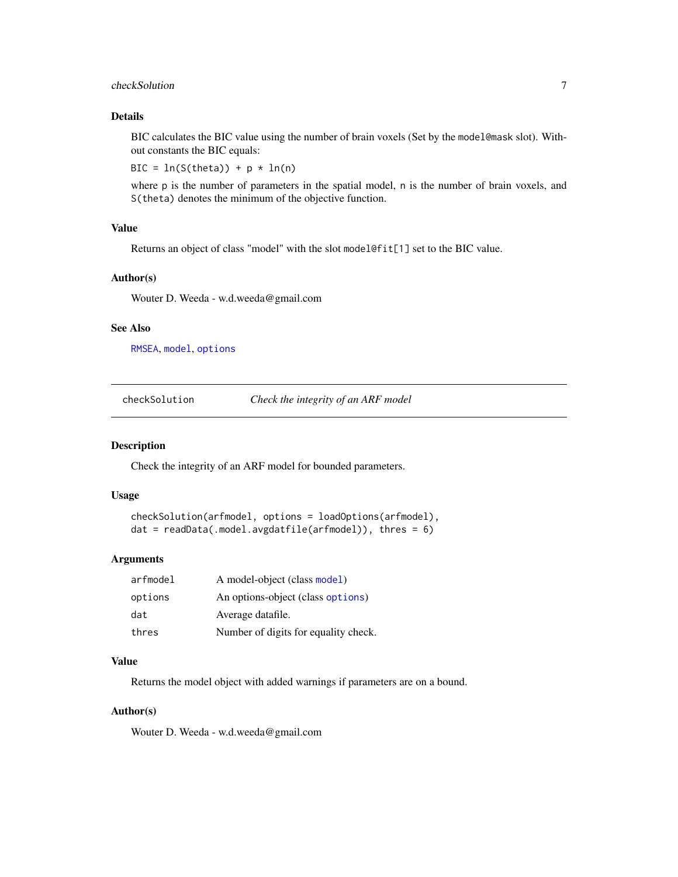### Details

BIC calculates the BIC value using the number of brain voxels (Set by the `model@mask` slot). Without constants the BIC equals:

```
BIC = ln(S(theta)) + p * ln(n)
```

where `p` is the number of parameters in the spatial model, `n` is the number of brain voxels, and `S(theta)` denotes the minimum of the objective function.

### Value

Returns an object of class "model" with the slot `model@fit[1]` set to the BIC value.

### Author(s)

Wouter D. Weeda - w.d.weeda@gmail.com

### See Also

`RMSEA`, `model`, `options`

---

## checkSolution &nbsp;&nbsp;&nbsp; *Check the integrity of an ARF model*

---

### Description

Check the integrity of an ARF model for bounded parameters.

### Usage

```
checkSolution(arfmodel, options = loadOptions(arfmodel),
dat = readData(.model.avgdatfile(arfmodel)), thres = 6)
```

### Arguments

| | |
|---|---|
| `arfmodel` | A model-object (class `model`) |
| `options` | An options-object (class `options`) |
| `dat` | Average datafile. |
| `thres` | Number of digits for equality check. |

### Value

Returns the model object with added warnings if parameters are on a bound.

### Author(s)

Wouter D. Weeda - w.d.weeda@gmail.com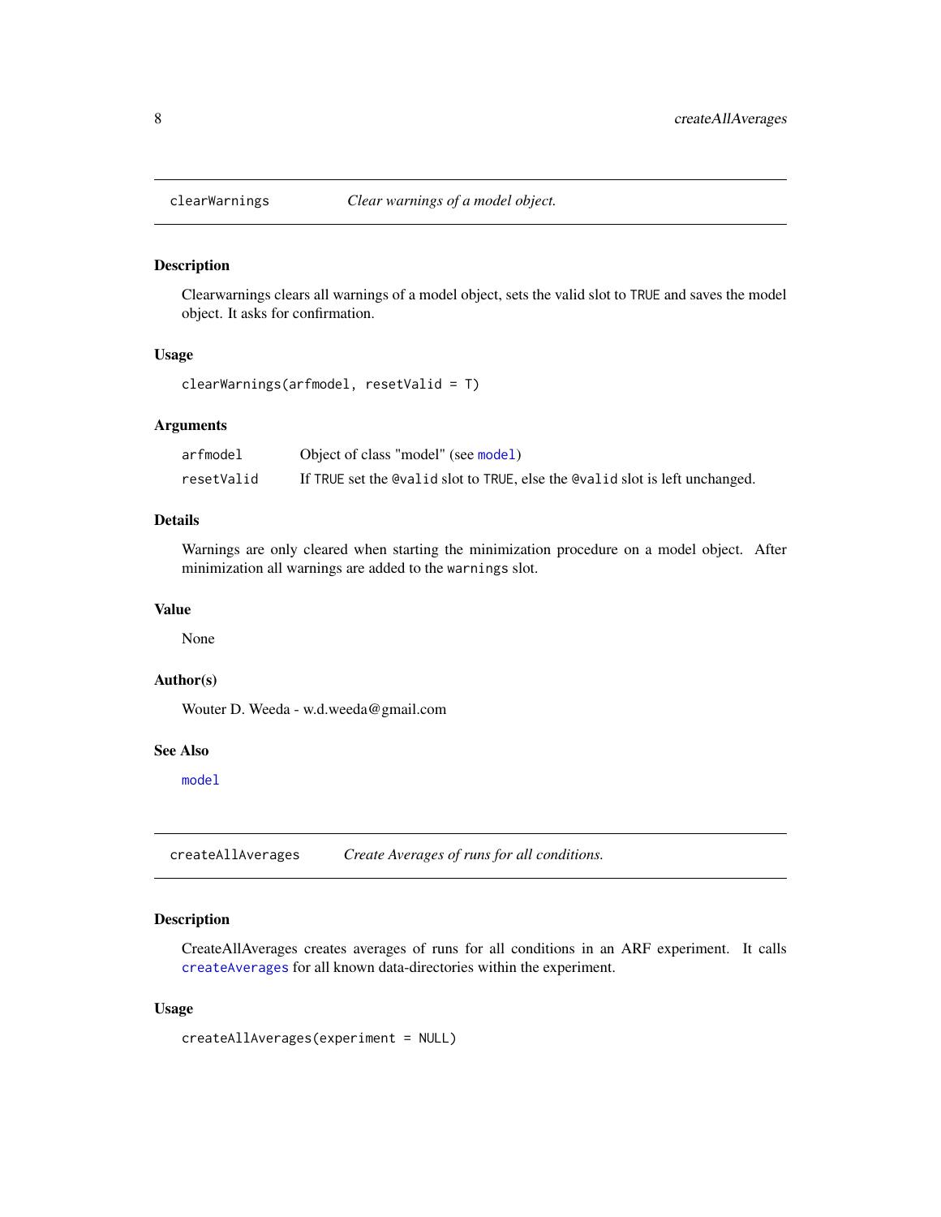## clearWarnings *Clear warnings of a model object.*

### Description

Clearwarnings clears all warnings of a model object, sets the valid slot to `TRUE` and saves the model object. It asks for confirmation.

### Usage

```
clearWarnings(arfmodel, resetValid = T)
```

### Arguments

| | |
|---|---|
| `arfmodel` | Object of class "model" (see `model`) |
| `resetValid` | If `TRUE` set the `@valid` slot to `TRUE`, else the `@valid` slot is left unchanged. |

### Details

Warnings are only cleared when starting the minimization procedure on a model object. After minimization all warnings are added to the `warnings` slot.

### Value

None

### Author(s)

Wouter D. Weeda - w.d.weeda@gmail.com

### See Also

`model`

## createAllAverages *Create Averages of runs for all conditions.*

### Description

CreateAllAverages creates averages of runs for all conditions in an ARF experiment. It calls `createAverages` for all known data-directories within the experiment.

### Usage

```
createAllAverages(experiment = NULL)
```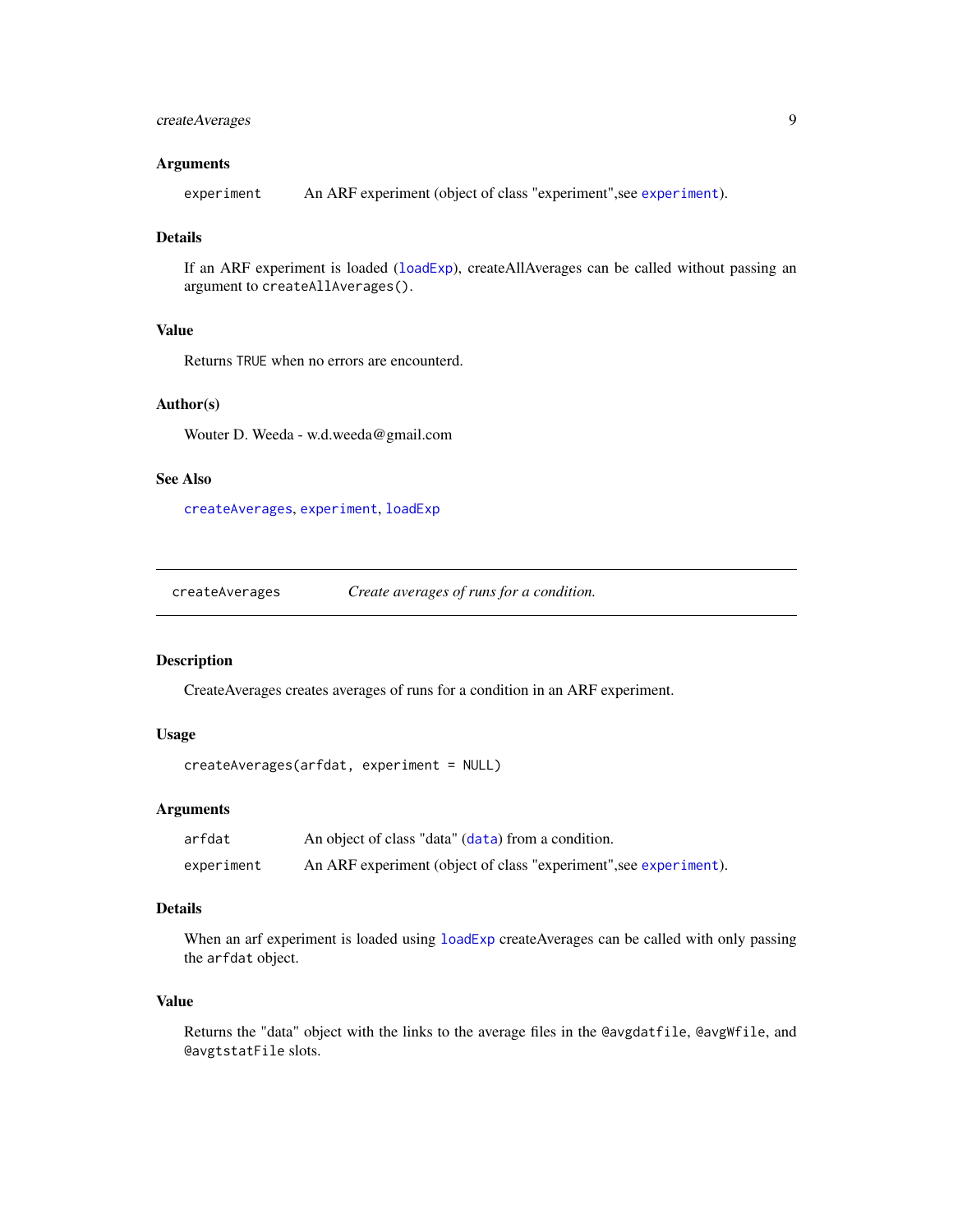### Arguments

| | |
|---|---|
| `experiment` | An ARF experiment (object of class "experiment",see `experiment`). |

### Details

If an ARF experiment is loaded (`loadExp`), createAllAverages can be called without passing an argument to `createAllAverages()`.

### Value

Returns `TRUE` when no errors are encounterd.

### Author(s)

Wouter D. Weeda - w.d.weeda@gmail.com

### See Also

`createAverages`, `experiment`, `loadExp`

---

## createAverages — *Create averages of runs for a condition.*

---

### Description

CreateAverages creates averages of runs for a condition in an ARF experiment.

### Usage

```
createAverages(arfdat, experiment = NULL)
```

### Arguments

| | |
|---|---|
| `arfdat` | An object of class "data" (`data`) from a condition. |
| `experiment` | An ARF experiment (object of class "experiment",see `experiment`). |

### Details

When an arf experiment is loaded using `loadExp` createAverages can be called with only passing the `arfdat` object.

### Value

Returns the "data" object with the links to the average files in the `@avgdatfile`, `@avgWfile`, and `@avgtstatFile` slots.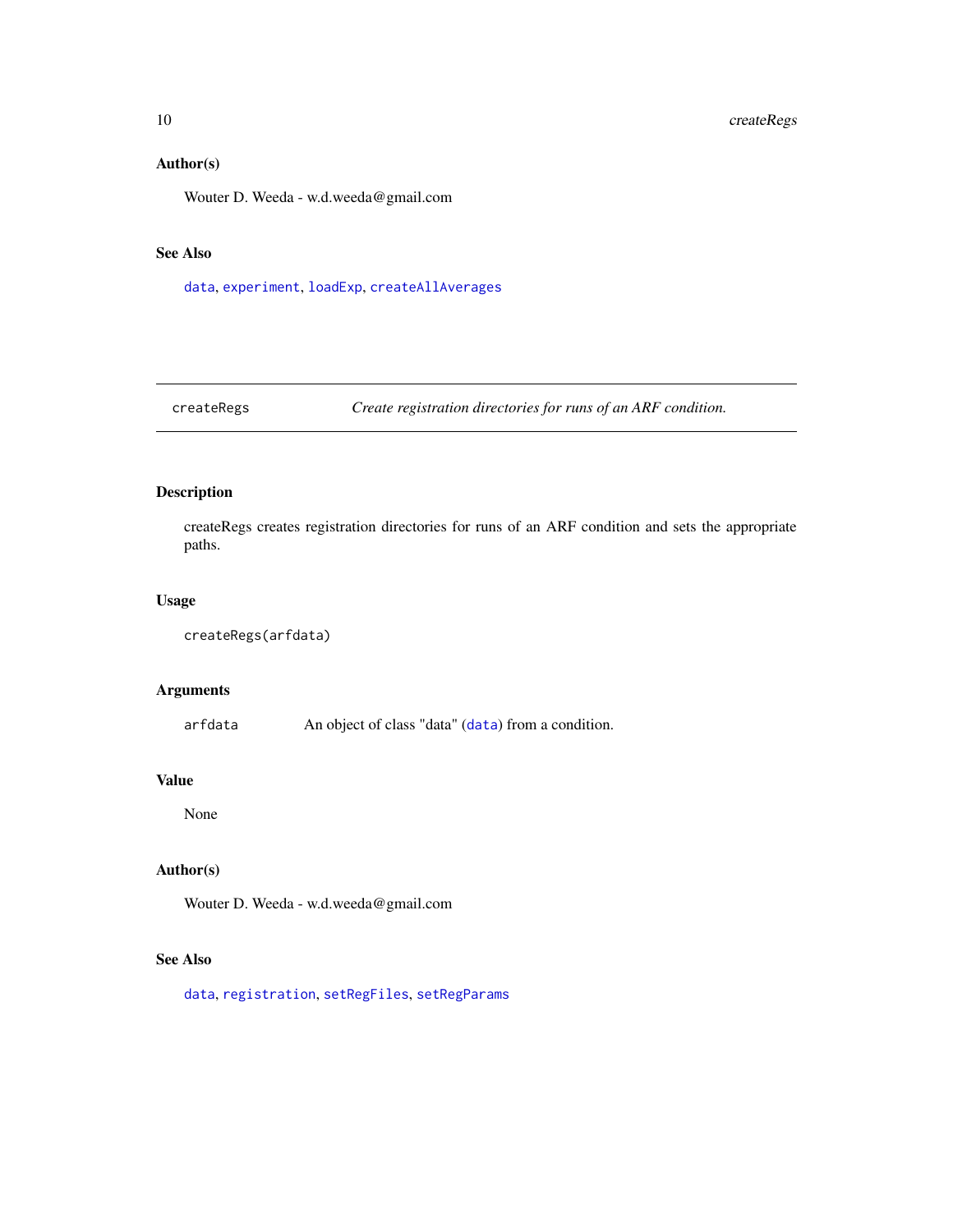## Author(s)

Wouter D. Weeda - w.d.weeda@gmail.com

## See Also

data, experiment, loadExp, createAllAverages

---

# createRegs — *Create registration directories for runs of an ARF condition.*

## Description

createRegs creates registration directories for runs of an ARF condition and sets the appropriate paths.

## Usage

```
createRegs(arfdata)
```

## Arguments

| | |
|---|---|
| arfdata | An object of class "data" (data) from a condition. |

## Value

None

## Author(s)

Wouter D. Weeda - w.d.weeda@gmail.com

## See Also

data, registration, setRegFiles, setRegParams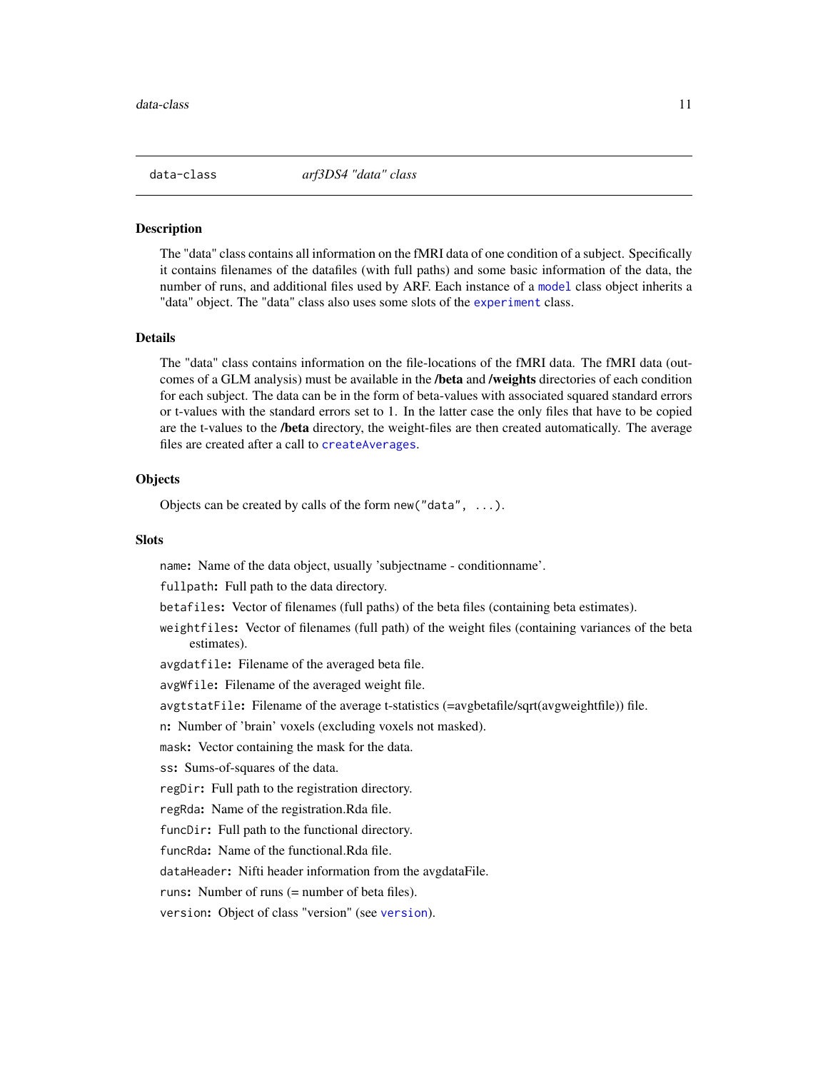## data-class &nbsp;&nbsp;&nbsp;&nbsp; *arf3DS4 "data" class*

### Description

The "data" class contains all information on the fMRI data of one condition of a subject. Specifically it contains filenames of the datafiles (with full paths) and some basic information of the data, the number of runs, and additional files used by ARF. Each instance of a `model` class object inherits a "data" object. The "data" class also uses some slots of the `experiment` class.

### Details

The "data" class contains information on the file-locations of the fMRI data. The fMRI data (outcomes of a GLM analysis) must be available in the **/beta** and **/weights** directories of each condition for each subject. The data can be in the form of beta-values with associated squared standard errors or t-values with the standard errors set to 1. In the latter case the only files that have to be copied are the t-values to the **/beta** directory, the weight-files are then created automatically. The average files are created after a call to `createAverages`.

### Objects

Objects can be created by calls of the form `new("data", ...)`.

### Slots

`name`: Name of the data object, usually 'subjectname - conditionname'.

`fullpath`: Full path to the data directory.

`betafiles`: Vector of filenames (full paths) of the beta files (containing beta estimates).

`weightfiles`: Vector of filenames (full path) of the weight files (containing variances of the beta estimates).

`avgdatfile`: Filename of the averaged beta file.

`avgWfile`: Filename of the averaged weight file.

`avgtstatFile`: Filename of the average t-statistics (=avgbetafile/sqrt(avgweightfile)) file.

`n`: Number of 'brain' voxels (excluding voxels not masked).

`mask`: Vector containing the mask for the data.

`ss`: Sums-of-squares of the data.

`regDir`: Full path to the registration directory.

`regRda`: Name of the registration.Rda file.

`funcDir`: Full path to the functional directory.

`funcRda`: Name of the functional.Rda file.

`dataHeader`: Nifti header information from the avgdataFile.

`runs`: Number of runs (= number of beta files).

`version`: Object of class "version" (see `version`).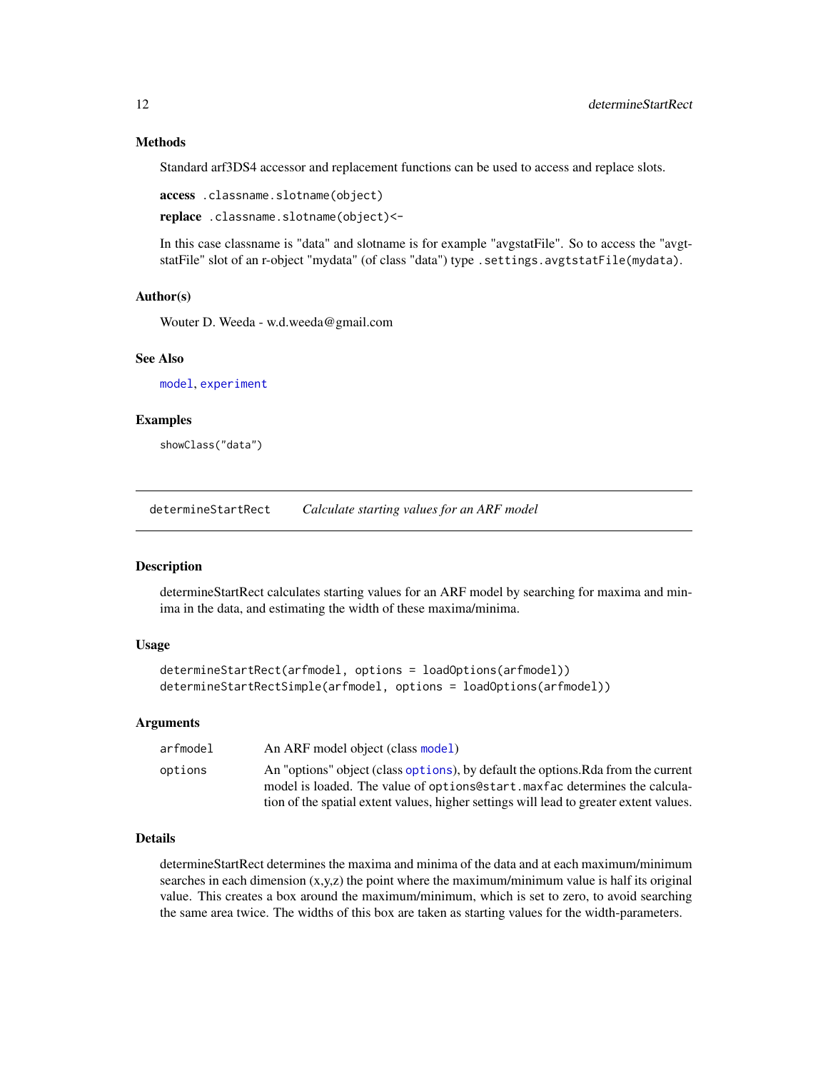### Methods

Standard arf3DS4 accessor and replacement functions can be used to access and replace slots.

**access** `.classname.slotname(object)`

**replace** `.classname.slotname(object)<-`

In this case classname is "data" and slotname is for example "avgstatFile". So to access the "avgtstatFile" slot of an r-object "mydata" (of class "data") type `.settings.avgtstatFile(mydata)`.

### Author(s)

Wouter D. Weeda - w.d.weeda@gmail.com

### See Also

`model`, `experiment`

### Examples

```
showClass("data")
```

---

## determineStartRect — *Calculate starting values for an ARF model*

### Description

determineStartRect calculates starting values for an ARF model by searching for maxima and minima in the data, and estimating the width of these maxima/minima.

### Usage

```
determineStartRect(arfmodel, options = loadOptions(arfmodel))
determineStartRectSimple(arfmodel, options = loadOptions(arfmodel))
```

### Arguments

| | |
|---|---|
| `arfmodel` | An ARF model object (class `model`) |
| `options` | An "options" object (class `options`), by default the options.Rda from the current model is loaded. The value of `options@start.maxfac` determines the calculation of the spatial extent values, higher settings will lead to greater extent values. |

### Details

determineStartRect determines the maxima and minima of the data and at each maximum/minimum searches in each dimension (x,y,z) the point where the maximum/minimum value is half its original value. This creates a box around the maximum/minimum, which is set to zero, to avoid searching the same area twice. The widths of this box are taken as starting values for the width-parameters.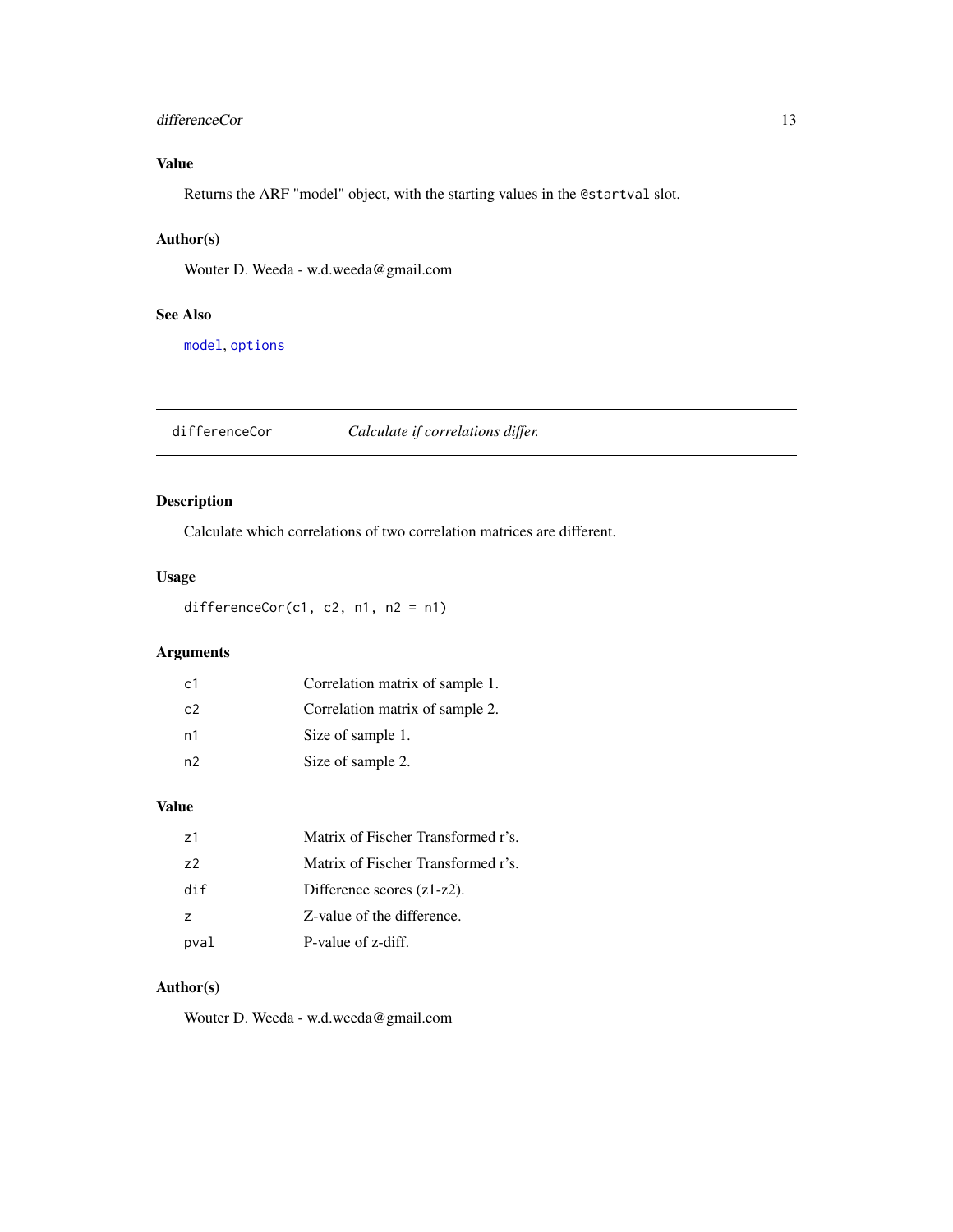### Value

Returns the ARF "model" object, with the starting values in the @startval slot.

### Author(s)

Wouter D. Weeda - w.d.weeda@gmail.com

### See Also

model, options

---

## differenceCor *Calculate if correlations differ.*

---

### Description

Calculate which correlations of two correlation matrices are different.

### Usage

```
differenceCor(c1, c2, n1, n2 = n1)
```

### Arguments

| | |
|---|---|
| c1 | Correlation matrix of sample 1. |
| c2 | Correlation matrix of sample 2. |
| n1 | Size of sample 1. |
| n2 | Size of sample 2. |

### Value

| | |
|---|---|
| z1 | Matrix of Fischer Transformed r's. |
| z2 | Matrix of Fischer Transformed r's. |
| dif | Difference scores (z1-z2). |
| z | Z-value of the difference. |
| pval | P-value of z-diff. |

### Author(s)

Wouter D. Weeda - w.d.weeda@gmail.com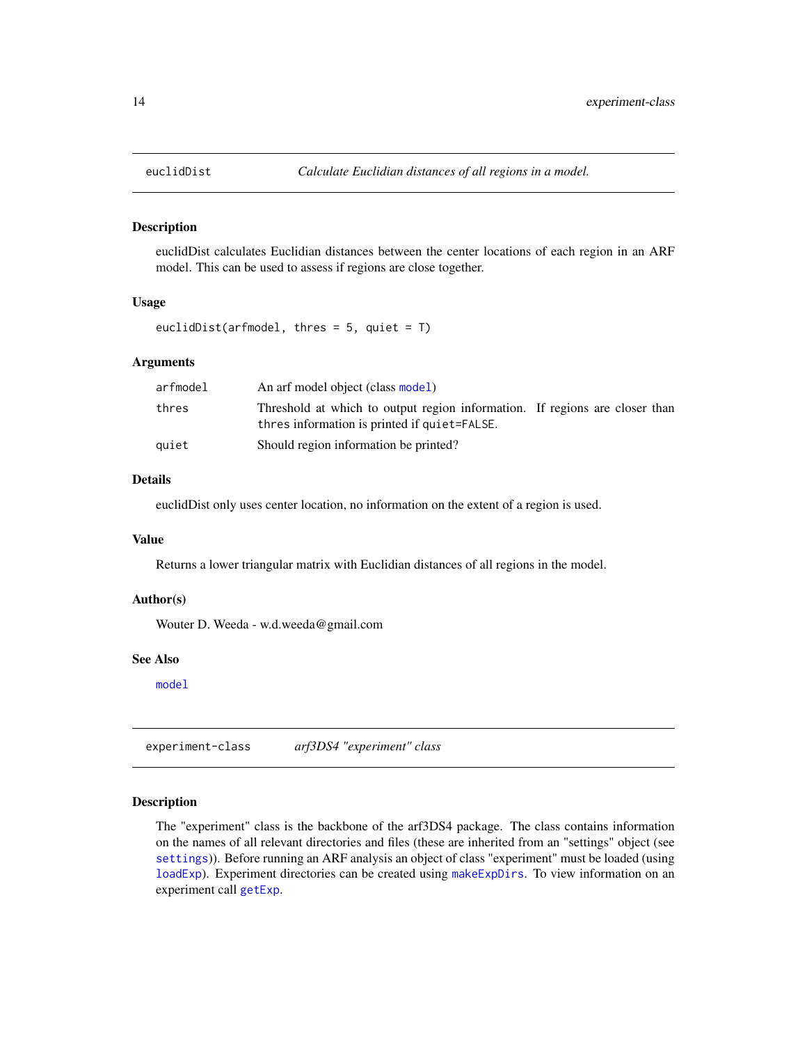## euclidDist *Calculate Euclidian distances of all regions in a model.*

### Description

euclidDist calculates Euclidian distances between the center locations of each region in an ARF model. This can be used to assess if regions are close together.

### Usage

```
euclidDist(arfmodel, thres = 5, quiet = T)
```

### Arguments

| | |
|---|---|
| arfmodel | An arf model object (class `model`) |
| thres | Threshold at which to output region information. If regions are closer than `thres` information is printed if `quiet=FALSE`. |
| quiet | Should region information be printed? |

### Details

euclidDist only uses center location, no information on the extent of a region is used.

### Value

Returns a lower triangular matrix with Euclidian distances of all regions in the model.

### Author(s)

Wouter D. Weeda - w.d.weeda@gmail.com

### See Also

`model`

## experiment-class *arf3DS4 "experiment" class*

### Description

The "experiment" class is the backbone of the arf3DS4 package. The class contains information on the names of all relevant directories and files (these are inherited from an "settings" object (see `settings`)). Before running an ARF analysis an object of class "experiment" must be loaded (using `loadExp`). Experiment directories can be created using `makeExpDirs`. To view information on an experiment call `getExp`.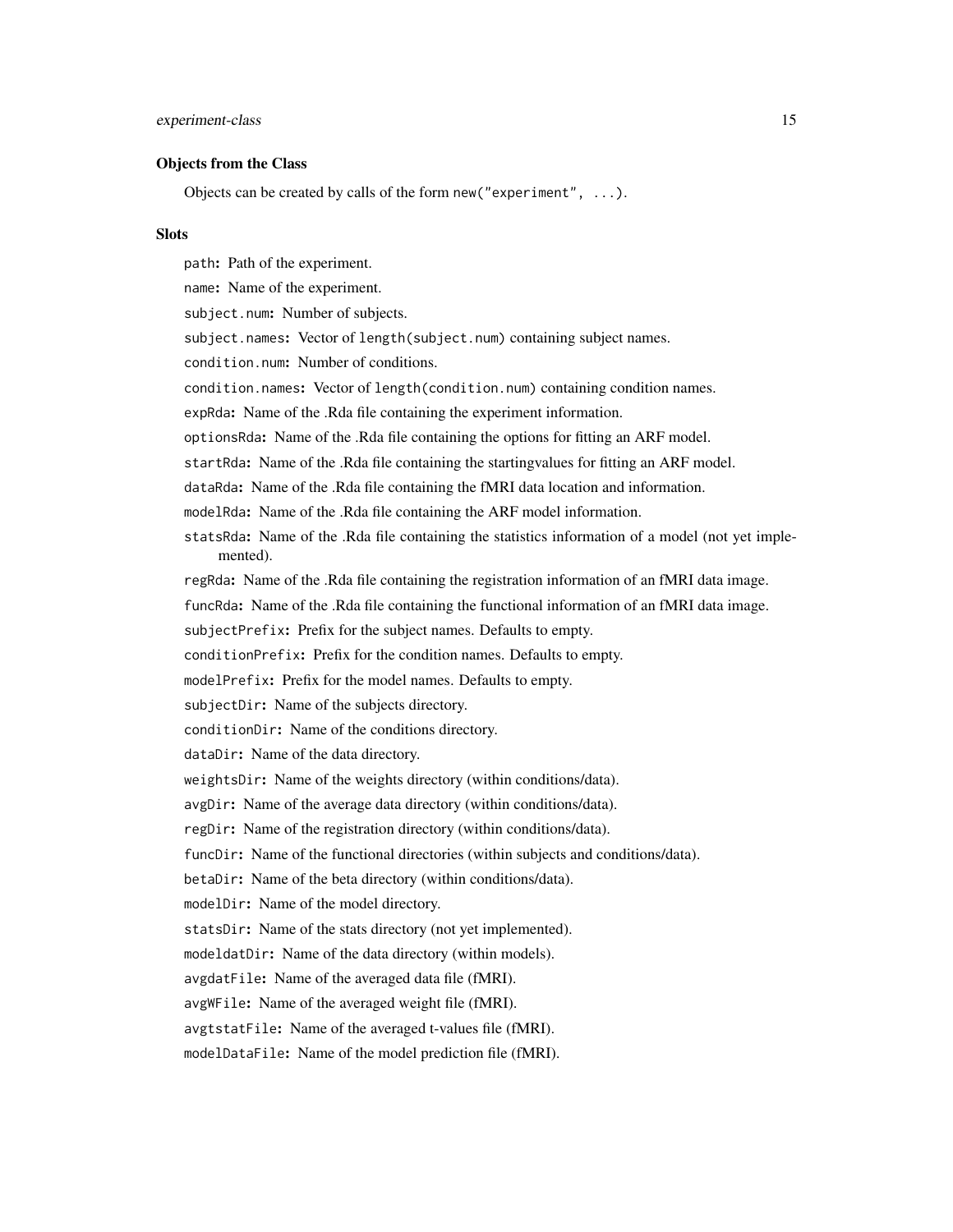### Objects from the Class

Objects can be created by calls of the form `new("experiment", ...)`.

### Slots

`path`: Path of the experiment.

`name`: Name of the experiment.

`subject.num`: Number of subjects.

`subject.names`: Vector of `length(subject.num)` containing subject names.

`condition.num`: Number of conditions.

`condition.names`: Vector of `length(condition.num)` containing condition names.

`expRda`: Name of the .Rda file containing the experiment information.

`optionsRda`: Name of the .Rda file containing the options for fitting an ARF model.

`startRda`: Name of the .Rda file containing the startingvalues for fitting an ARF model.

`dataRda`: Name of the .Rda file containing the fMRI data location and information.

`modelRda`: Name of the .Rda file containing the ARF model information.

`statsRda`: Name of the .Rda file containing the statistics information of a model (not yet implemented).

`regRda`: Name of the .Rda file containing the registration information of an fMRI data image.

`funcRda`: Name of the .Rda file containing the functional information of an fMRI data image.

`subjectPrefix`: Prefix for the subject names. Defaults to empty.

`conditionPrefix`: Prefix for the condition names. Defaults to empty.

`modelPrefix`: Prefix for the model names. Defaults to empty.

`subjectDir`: Name of the subjects directory.

`conditionDir`: Name of the conditions directory.

`dataDir`: Name of the data directory.

`weightsDir`: Name of the weights directory (within conditions/data).

`avgDir`: Name of the average data directory (within conditions/data).

`regDir`: Name of the registration directory (within conditions/data).

`funcDir`: Name of the functional directories (within subjects and conditions/data).

`betaDir`: Name of the beta directory (within conditions/data).

`modelDir`: Name of the model directory.

`statsDir`: Name of the stats directory (not yet implemented).

`modeldatDir`: Name of the data directory (within models).

`avgdatFile`: Name of the averaged data file (fMRI).

`avgWFile`: Name of the averaged weight file (fMRI).

`avgtstatFile`: Name of the averaged t-values file (fMRI).

`modelDataFile`: Name of the model prediction file (fMRI).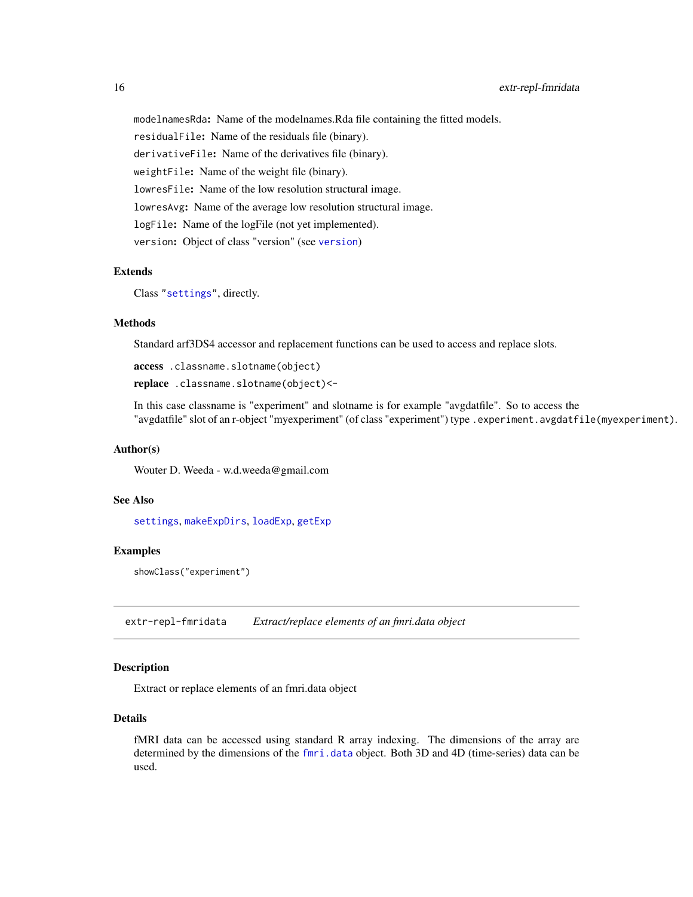`modelnamesRda`: Name of the modelnames.Rda file containing the fitted models.

`residualFile`: Name of the residuals file (binary).

`derivativeFile`: Name of the derivatives file (binary).

`weightFile`: Name of the weight file (binary).

`lowresFile`: Name of the low resolution structural image.

`lowresAvg`: Name of the average low resolution structural image.

`logFile`: Name of the logFile (not yet implemented).

`version`: Object of class "version" (see `version`)

### Extends

Class "`settings`", directly.

### Methods

Standard arf3DS4 accessor and replacement functions can be used to access and replace slots.

**access** `.classname.slotname(object)`

**replace** `.classname.slotname(object)<-`

In this case classname is "experiment" and slotname is for example "avgdatfile". So to access the "avgdatfile" slot of an r-object "myexperiment" (of class "experiment") type `.experiment.avgdatfile(myexperiment)`.

### Author(s)

Wouter D. Weeda - w.d.weeda@gmail.com

### See Also

`settings`, `makeExpDirs`, `loadExp`, `getExp`

### Examples

```
showClass("experiment")
```

---

## extr-repl-fmridata    *Extract/replace elements of an fmri.data object*

### Description

Extract or replace elements of an fmri.data object

### Details

fMRI data can be accessed using standard R array indexing. The dimensions of the array are determined by the dimensions of the `fmri.data` object. Both 3D and 4D (time-series) data can be used.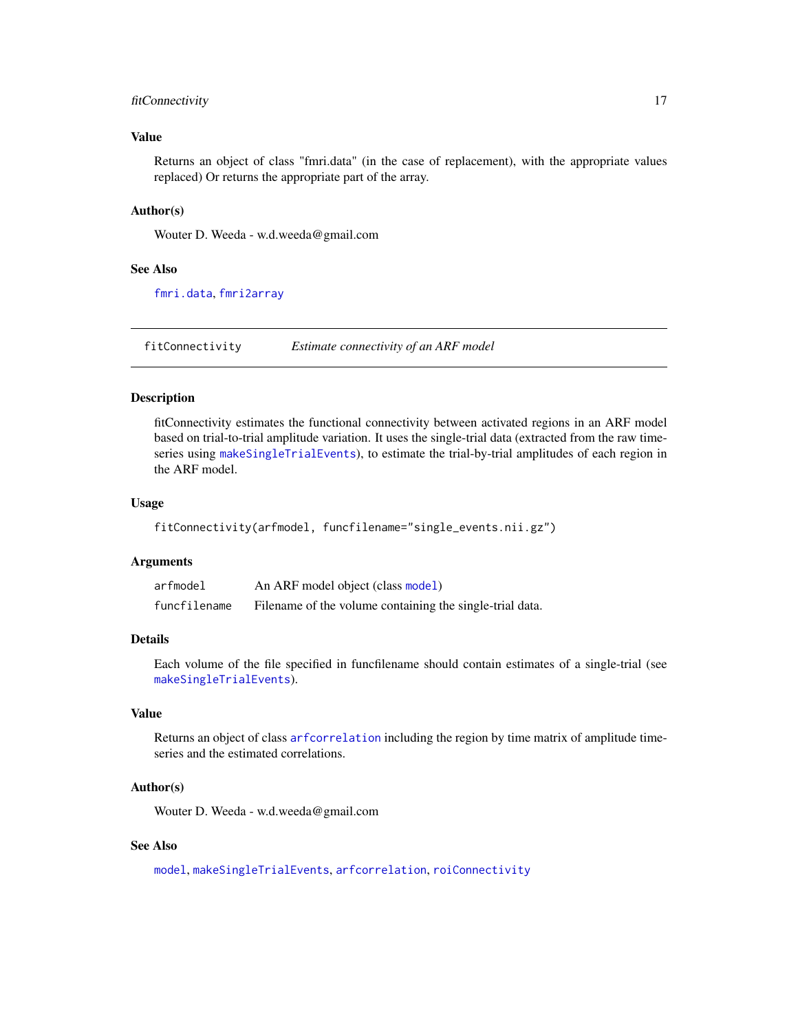### Value

Returns an object of class "fmri.data" (in the case of replacement), with the appropriate values replaced) Or returns the appropriate part of the array.

### Author(s)

Wouter D. Weeda - w.d.weeda@gmail.com

### See Also

`fmri.data`, `fmri2array`

---

## fitConnectivity *Estimate connectivity of an ARF model*

---

### Description

fitConnectivity estimates the functional connectivity between activated regions in an ARF model based on trial-to-trial amplitude variation. It uses the single-trial data (extracted from the raw time-series using `makeSingleTrialEvents`), to estimate the trial-by-trial amplitudes of each region in the ARF model.

### Usage

```
fitConnectivity(arfmodel, funcfilename="single_events.nii.gz")
```

### Arguments

| | |
|---|---|
| `arfmodel` | An ARF model object (class `model`) |
| `funcfilename` | Filename of the volume containing the single-trial data. |

### Details

Each volume of the file specified in funcfilename should contain estimates of a single-trial (see `makeSingleTrialEvents`).

### Value

Returns an object of class `arfcorrelation` including the region by time matrix of amplitude time-series and the estimated correlations.

### Author(s)

Wouter D. Weeda - w.d.weeda@gmail.com

### See Also

`model`, `makeSingleTrialEvents`, `arfcorrelation`, `roiConnectivity`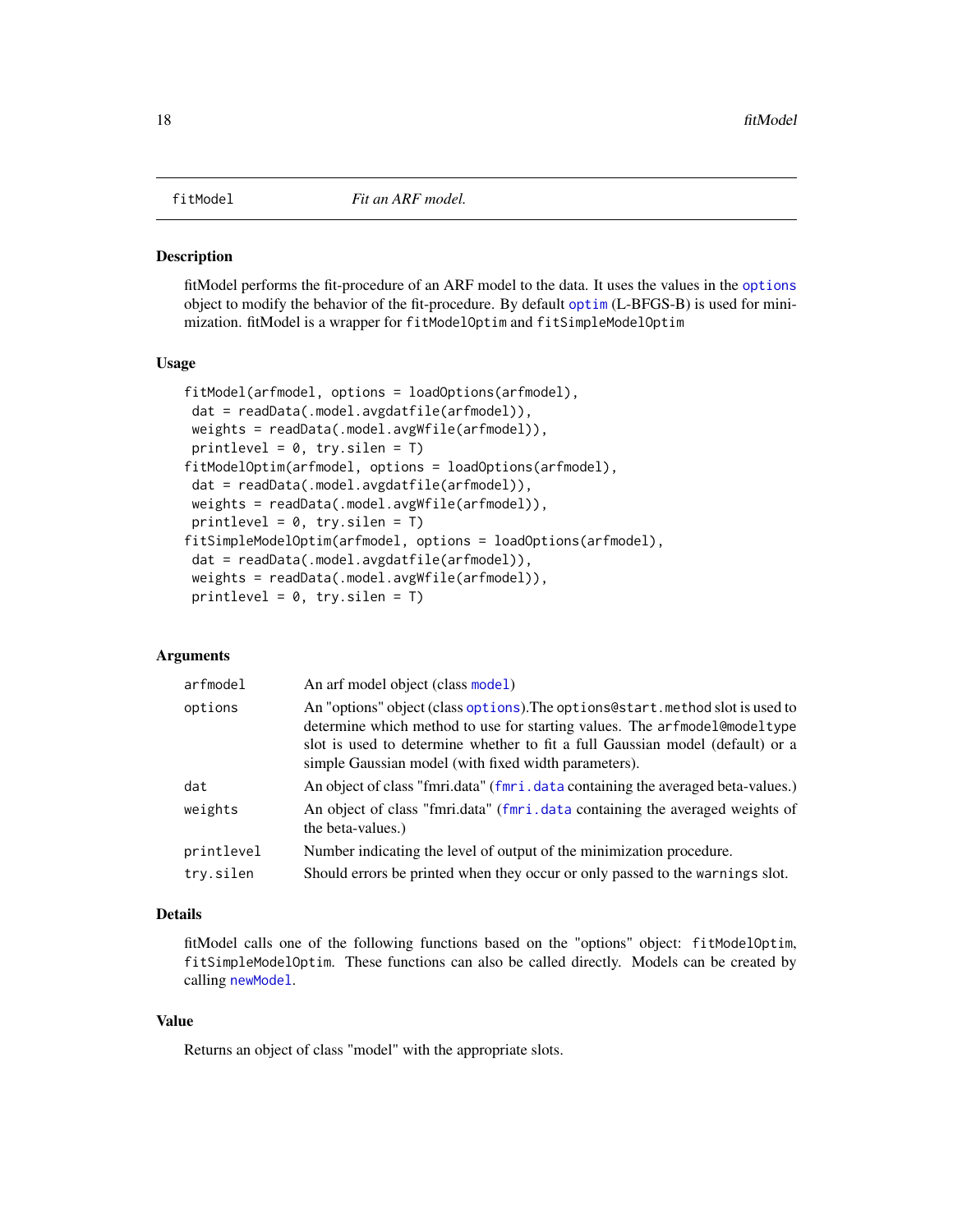# fitModel — *Fit an ARF model.*

## Description

fitModel performs the fit-procedure of an ARF model to the data. It uses the values in the options object to modify the behavior of the fit-procedure. By default optim (L-BFGS-B) is used for minimization. fitModel is a wrapper for `fitModelOptim` and `fitSimpleModelOptim`

## Usage

```
fitModel(arfmodel, options = loadOptions(arfmodel),
 dat = readData(.model.avgdatfile(arfmodel)),
 weights = readData(.model.avgWfile(arfmodel)),
 printlevel = 0, try.silen = T)
fitModelOptim(arfmodel, options = loadOptions(arfmodel),
 dat = readData(.model.avgdatfile(arfmodel)),
 weights = readData(.model.avgWfile(arfmodel)),
 printlevel = 0, try.silen = T)
fitSimpleModelOptim(arfmodel, options = loadOptions(arfmodel),
 dat = readData(.model.avgdatfile(arfmodel)),
 weights = readData(.model.avgWfile(arfmodel)),
 printlevel = 0, try.silen = T)
```

## Arguments

| | |
|---|---|
| `arfmodel` | An arf model object (class model) |
| `options` | An "options" object (class options).The `options@start.method` slot is used to determine which method to use for starting values. The `arfmodel@modeltype` slot is used to determine whether to fit a full Gaussian model (default) or a simple Gaussian model (with fixed width parameters). |
| `dat` | An object of class "fmri.data" (fmri.data containing the averaged beta-values.) |
| `weights` | An object of class "fmri.data" (fmri.data containing the averaged weights of the beta-values.) |
| `printlevel` | Number indicating the level of output of the minimization procedure. |
| `try.silen` | Should errors be printed when they occur or only passed to the `warnings` slot. |

## Details

fitModel calls one of the following functions based on the "options" object: `fitModelOptim`, `fitSimpleModelOptim`. These functions can also be called directly. Models can be created by calling newModel.

## Value

Returns an object of class "model" with the appropriate slots.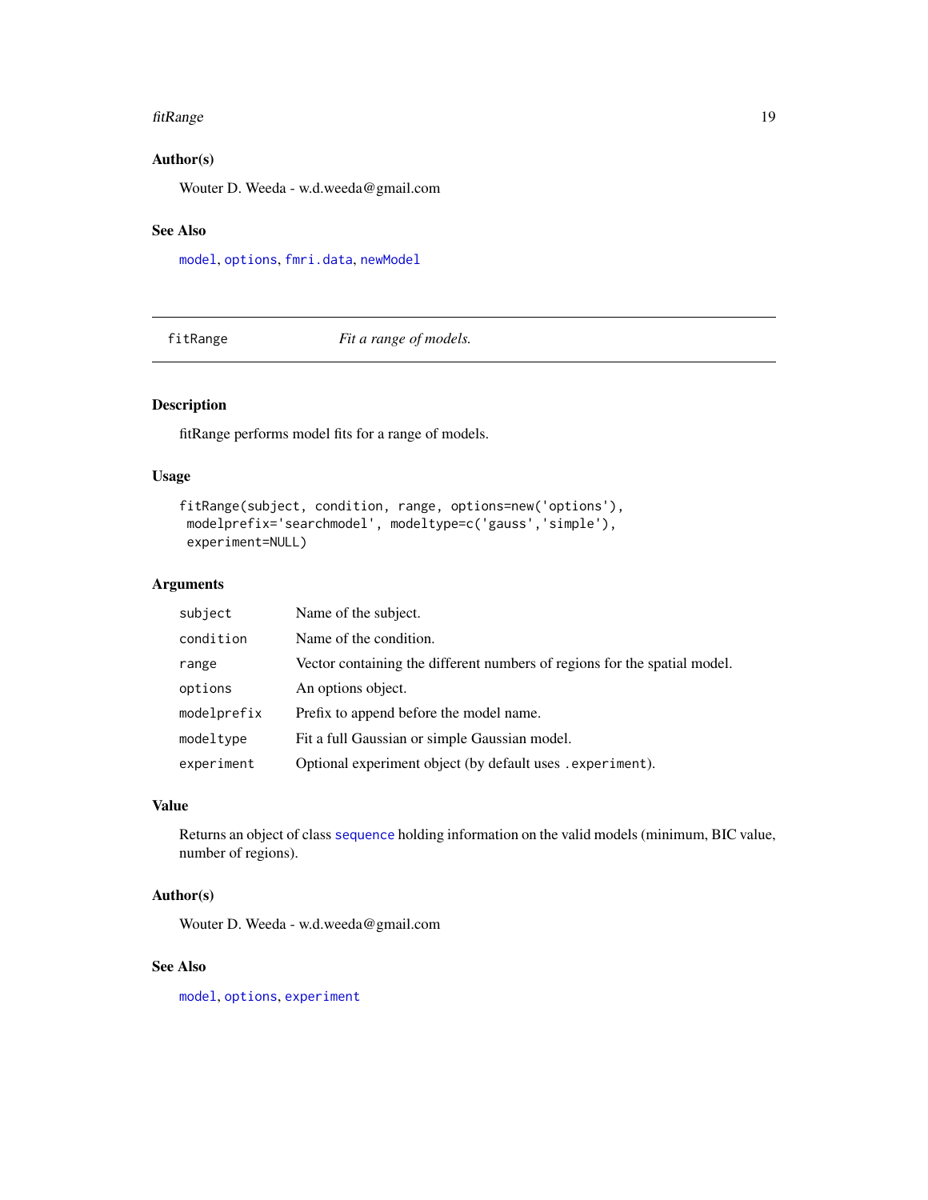## Author(s)

Wouter D. Weeda - w.d.weeda@gmail.com

## See Also

`model`, `options`, `fmri.data`, `newModel`

---

# fitRange — *Fit a range of models.*

---

## Description

fitRange performs model fits for a range of models.

## Usage

```
fitRange(subject, condition, range, options=new('options'),
 modelprefix='searchmodel', modeltype=c('gauss','simple'),
 experiment=NULL)
```

## Arguments

| | |
|---|---|
| `subject` | Name of the subject. |
| `condition` | Name of the condition. |
| `range` | Vector containing the different numbers of regions for the spatial model. |
| `options` | An options object. |
| `modelprefix` | Prefix to append before the model name. |
| `modeltype` | Fit a full Gaussian or simple Gaussian model. |
| `experiment` | Optional experiment object (by default uses `.experiment`). |

## Value

Returns an object of class `sequence` holding information on the valid models (minimum, BIC value, number of regions).

## Author(s)

Wouter D. Weeda - w.d.weeda@gmail.com

## See Also

`model`, `options`, `experiment`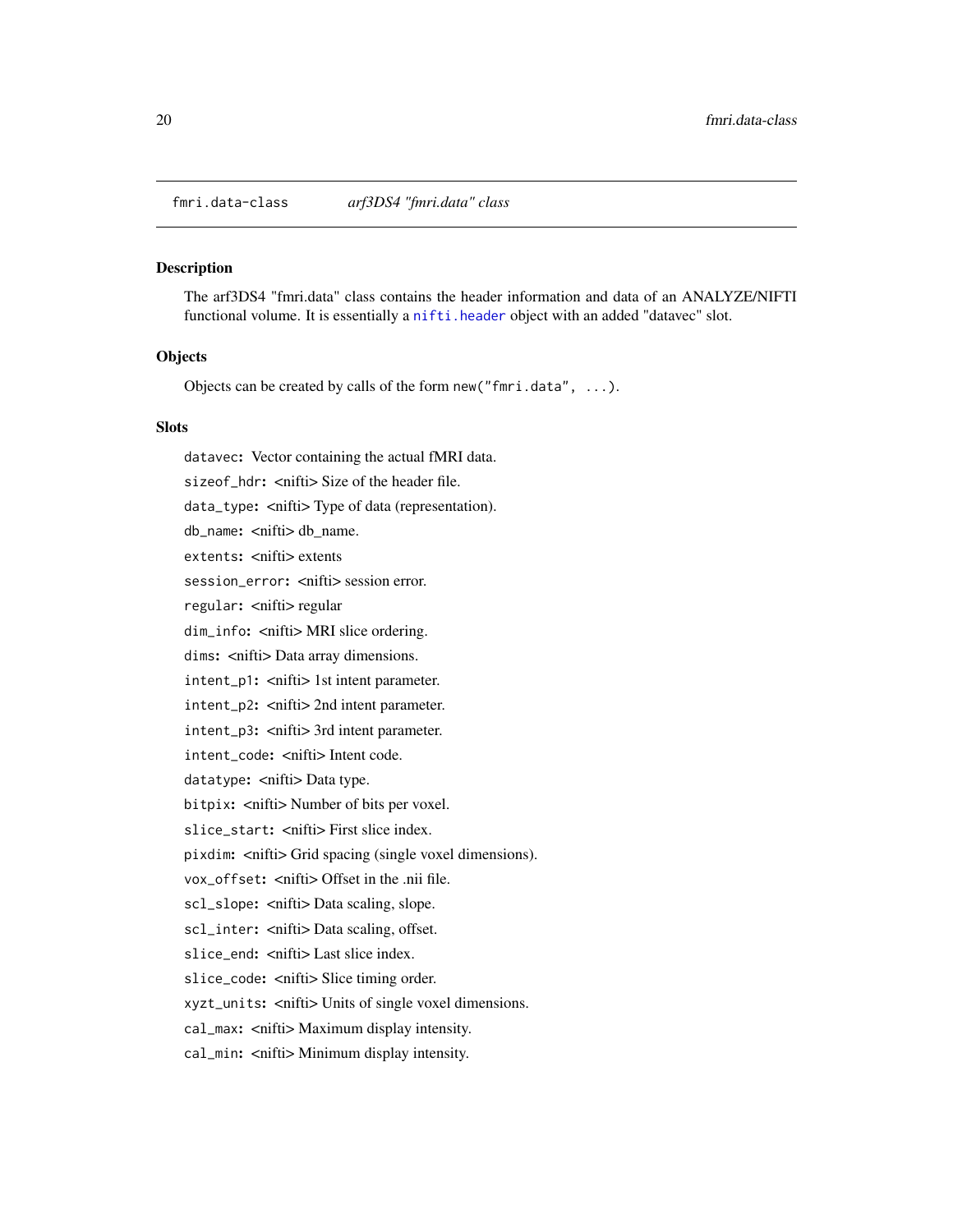## fmri.data-class *arf3DS4 "fmri.data" class*

### Description

The arf3DS4 "fmri.data" class contains the header information and data of an ANALYZE/NIFTI functional volume. It is essentially a `nifti.header` object with an added "datavec" slot.

### Objects

Objects can be created by calls of the form `new("fmri.data", ...)`.

### Slots

- `datavec`: Vector containing the actual fMRI data.
- `sizeof_hdr`: <nifti> Size of the header file.
- `data_type`: <nifti> Type of data (representation).
- `db_name`: <nifti> db_name.
- `extents`: <nifti> extents
- `session_error`: <nifti> session error.
- `regular`: <nifti> regular
- `dim_info`: <nifti> MRI slice ordering.
- `dims`: <nifti> Data array dimensions.
- `intent_p1`: <nifti> 1st intent parameter.
- `intent_p2`: <nifti> 2nd intent parameter.
- `intent_p3`: <nifti> 3rd intent parameter.
- `intent_code`: <nifti> Intent code.
- `datatype`: <nifti> Data type.
- `bitpix`: <nifti> Number of bits per voxel.
- `slice_start`: <nifti> First slice index.
- `pixdim`: <nifti> Grid spacing (single voxel dimensions).
- `vox_offset`: <nifti> Offset in the .nii file.
- `scl_slope`: <nifti> Data scaling, slope.
- `scl_inter`: <nifti> Data scaling, offset.
- `slice_end`: <nifti> Last slice index.
- `slice_code`: <nifti> Slice timing order.
- `xyzt_units`: <nifti> Units of single voxel dimensions.
- `cal_max`: <nifti> Maximum display intensity.
- `cal_min`: <nifti> Minimum display intensity.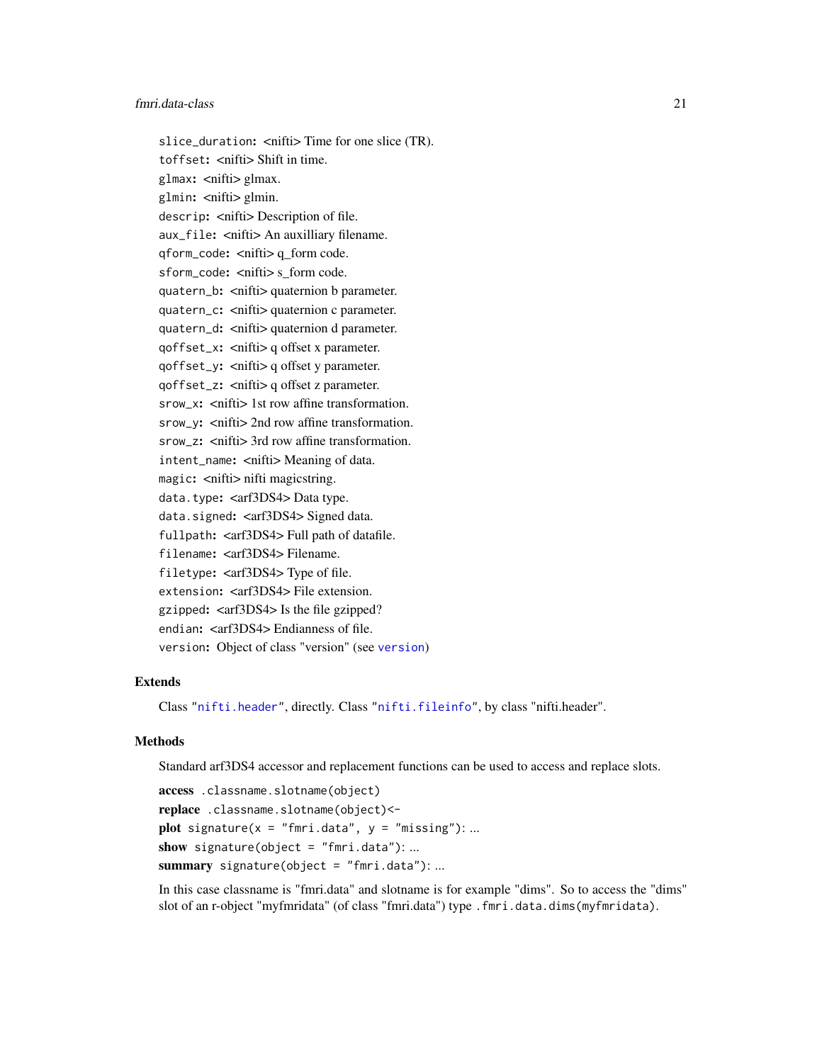`slice_duration`: <nifti> Time for one slice (TR).
`toffset`: <nifti> Shift in time.
`glmax`: <nifti> glmax.
`glmin`: <nifti> glmin.
`descrip`: <nifti> Description of file.
`aux_file`: <nifti> An auxilliary filename.
`qform_code`: <nifti> q_form code.
`sform_code`: <nifti> s_form code.
`quatern_b`: <nifti> quaternion b parameter.
`quatern_c`: <nifti> quaternion c parameter.
`quatern_d`: <nifti> quaternion d parameter.
`qoffset_x`: <nifti> q offset x parameter.
`qoffset_y`: <nifti> q offset y parameter.
`qoffset_z`: <nifti> q offset z parameter.
`srow_x`: <nifti> 1st row affine transformation.
`srow_y`: <nifti> 2nd row affine transformation.
`srow_z`: <nifti> 3rd row affine transformation.
`intent_name`: <nifti> Meaning of data.
`magic`: <nifti> nifti magicstring.
`data.type`: <arf3DS4> Data type.
`data.signed`: <arf3DS4> Signed data.
`fullpath`: <arf3DS4> Full path of datafile.
`filename`: <arf3DS4> Filename.
`filetype`: <arf3DS4> Type of file.
`extension`: <arf3DS4> File extension.
`gzipped`: <arf3DS4> Is the file gzipped?
`endian`: <arf3DS4> Endianness of file.
`version`: Object of class "version" (see `version`)

## Extends

Class "`nifti.header`", directly. Class "`nifti.fileinfo`", by class "nifti.header".

## Methods

Standard arf3DS4 accessor and replacement functions can be used to access and replace slots.

**access** `.classname.slotname(object)`
**replace** `.classname.slotname(object)<-`
**plot** `signature(x = "fmri.data", y = "missing")`: ...
**show** `signature(object = "fmri.data")`: ...
**summary** `signature(object = "fmri.data")`: ...

In this case classname is "fmri.data" and slotname is for example "dims". So to access the "dims" slot of an r-object "myfmridata" (of class "fmri.data") type `.fmri.data.dims(myfmridata)`.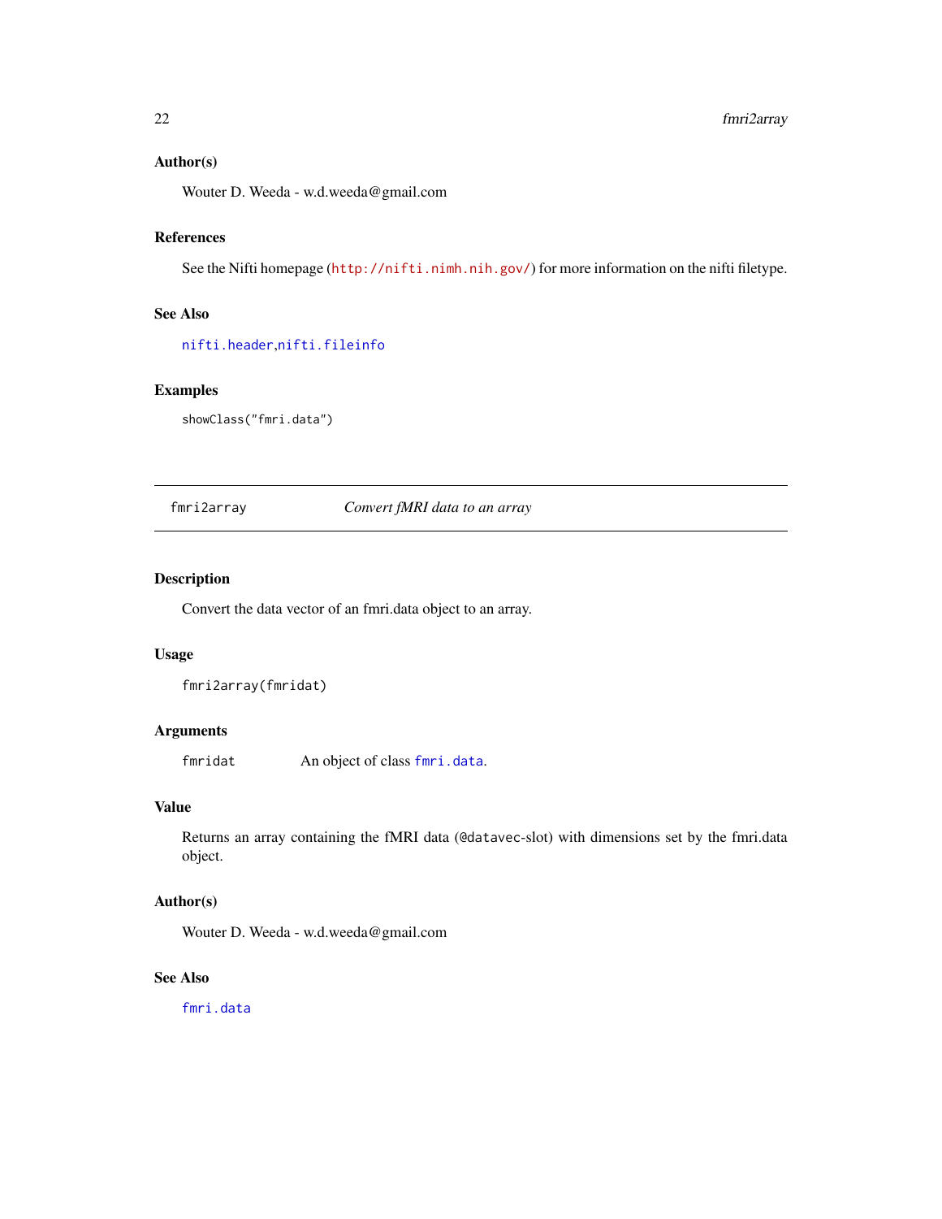### Author(s)

Wouter D. Weeda - w.d.weeda@gmail.com

### References

See the Nifti homepage (http://nifti.nimh.nih.gov/) for more information on the nifti filetype.

### See Also

nifti.header,nifti.fileinfo

### Examples

```
showClass("fmri.data")
```

---

## fmri2array — *Convert fMRI data to an array*

---

### Description

Convert the data vector of an fmri.data object to an array.

### Usage

```
fmri2array(fmridat)
```

### Arguments

| | |
|---|---|
| fmridat | An object of class fmri.data. |

### Value

Returns an array containing the fMRI data (@datavec-slot) with dimensions set by the fmri.data object.

### Author(s)

Wouter D. Weeda - w.d.weeda@gmail.com

### See Also

fmri.data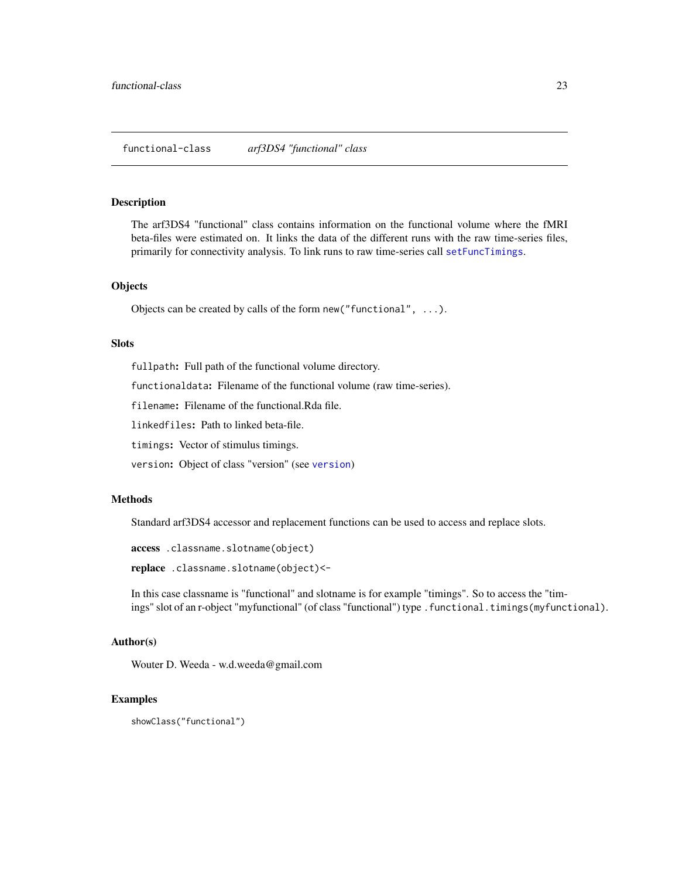`functional-class` *arf3DS4 "functional" class*

### Description

The arf3DS4 "functional" class contains information on the functional volume where the fMRI beta-files were estimated on. It links the data of the different runs with the raw time-series files, primarily for connectivity analysis. To link runs to raw time-series call `setFuncTimings`.

### Objects

Objects can be created by calls of the form `new("functional", ...)`.

### Slots

`fullpath`: Full path of the functional volume directory.

`functionaldata`: Filename of the functional volume (raw time-series).

`filename`: Filename of the functional.Rda file.

`linkedfiles`: Path to linked beta-file.

`timings`: Vector of stimulus timings.

`version`: Object of class "version" (see `version`)

### Methods

Standard arf3DS4 accessor and replacement functions can be used to access and replace slots.

**access** `.classname.slotname(object)`

**replace** `.classname.slotname(object)<-`

In this case classname is "functional" and slotname is for example "timings". So to access the "timings" slot of an r-object "myfunctional" (of class "functional") type `.functional.timings(myfunctional)`.

### Author(s)

Wouter D. Weeda - w.d.weeda@gmail.com

### Examples

```
showClass("functional")
```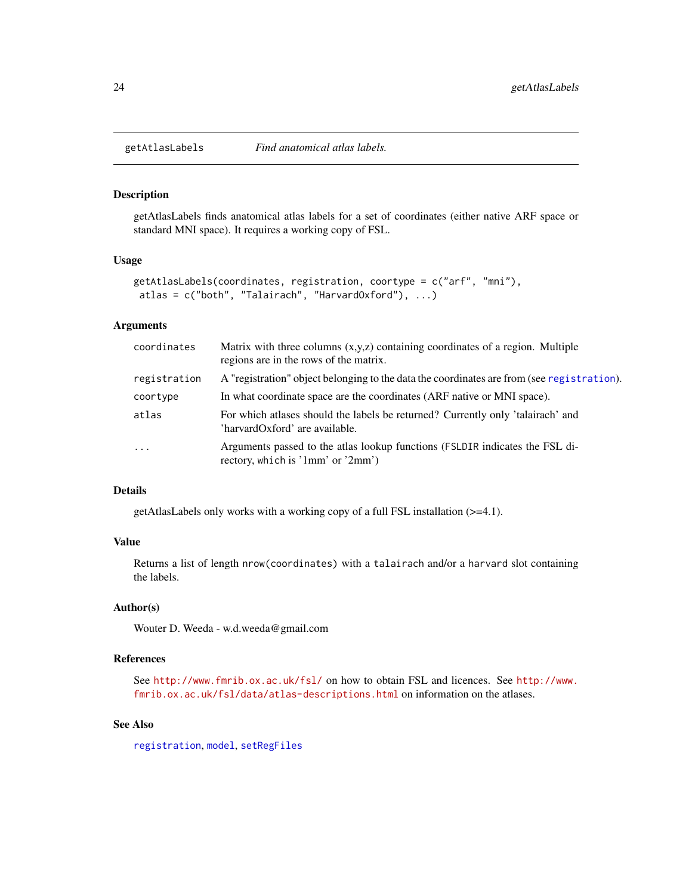## getAtlasLabels — *Find anatomical atlas labels.*

### Description

getAtlasLabels finds anatomical atlas labels for a set of coordinates (either native ARF space or standard MNI space). It requires a working copy of FSL.

### Usage

```
getAtlasLabels(coordinates, registration, coortype = c("arf", "mni"),
 atlas = c("both", "Talairach", "HarvardOxford"), ...)
```

### Arguments

| | |
|---|---|
| `coordinates` | Matrix with three columns (x,y,z) containing coordinates of a region. Multiple regions are in the rows of the matrix. |
| `registration` | A "registration" object belonging to the data the coordinates are from (see `registration`). |
| `coortype` | In what coordinate space are the coordinates (ARF native or MNI space). |
| `atlas` | For which atlases should the labels be returned? Currently only 'talairach' and 'harvardOxford' are available. |
| `...` | Arguments passed to the atlas lookup functions (`FSLDIR` indicates the FSL directory, `which` is '1mm' or '2mm') |

### Details

getAtlasLabels only works with a working copy of a full FSL installation (>=4.1).

### Value

Returns a list of length `nrow(coordinates)` with a `talairach` and/or a `harvard` slot containing the labels.

### Author(s)

Wouter D. Weeda - w.d.weeda@gmail.com

### References

See http://www.fmrib.ox.ac.uk/fsl/ on how to obtain FSL and licences. See http://www.fmrib.ox.ac.uk/fsl/data/atlas-descriptions.html on information on the atlases.

### See Also

`registration`, `model`, `setRegFiles`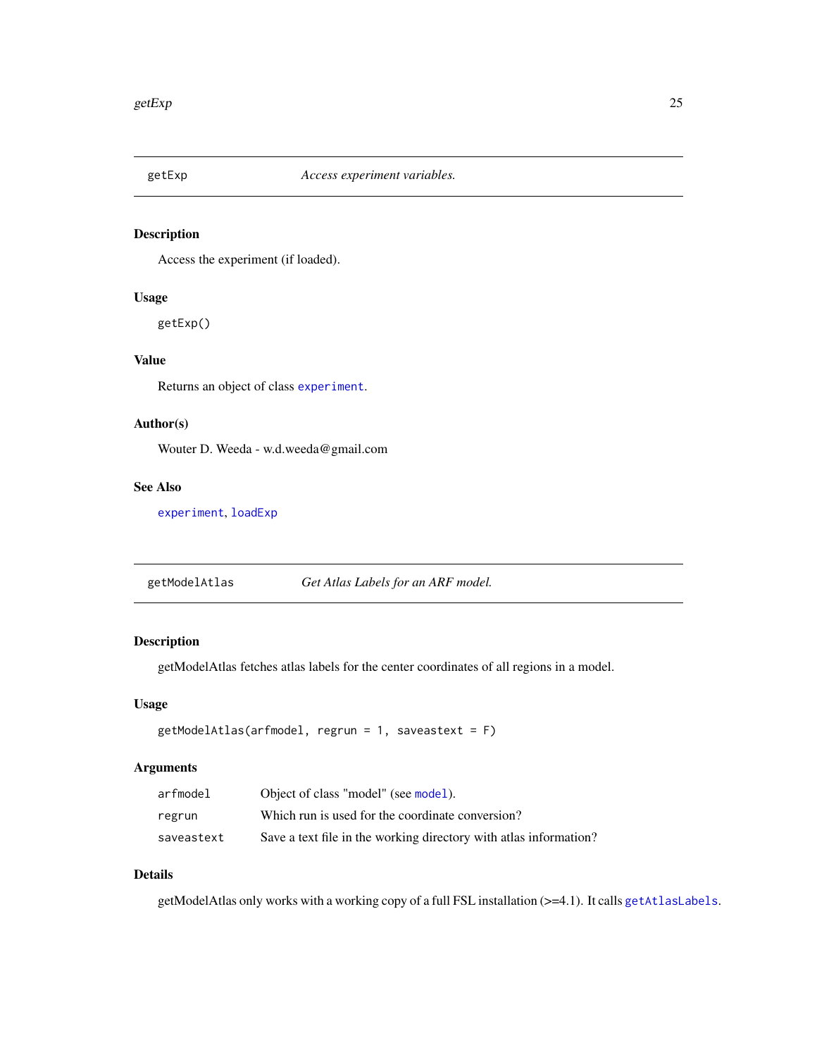## getExp — *Access experiment variables.*

### Description

Access the experiment (if loaded).

### Usage

```
getExp()
```

### Value

Returns an object of class `experiment`.

### Author(s)

Wouter D. Weeda - w.d.weeda@gmail.com

### See Also

`experiment`, `loadExp`

## getModelAtlas — *Get Atlas Labels for an ARF model.*

### Description

getModelAtlas fetches atlas labels for the center coordinates of all regions in a model.

### Usage

```
getModelAtlas(arfmodel, regrun = 1, saveastext = F)
```

### Arguments

| | |
|---|---|
| `arfmodel` | Object of class "model" (see `model`). |
| `regrun` | Which run is used for the coordinate conversion? |
| `saveastext` | Save a text file in the working directory with atlas information? |

### Details

getModelAtlas only works with a working copy of a full FSL installation (>=4.1). It calls `getAtlasLabels`.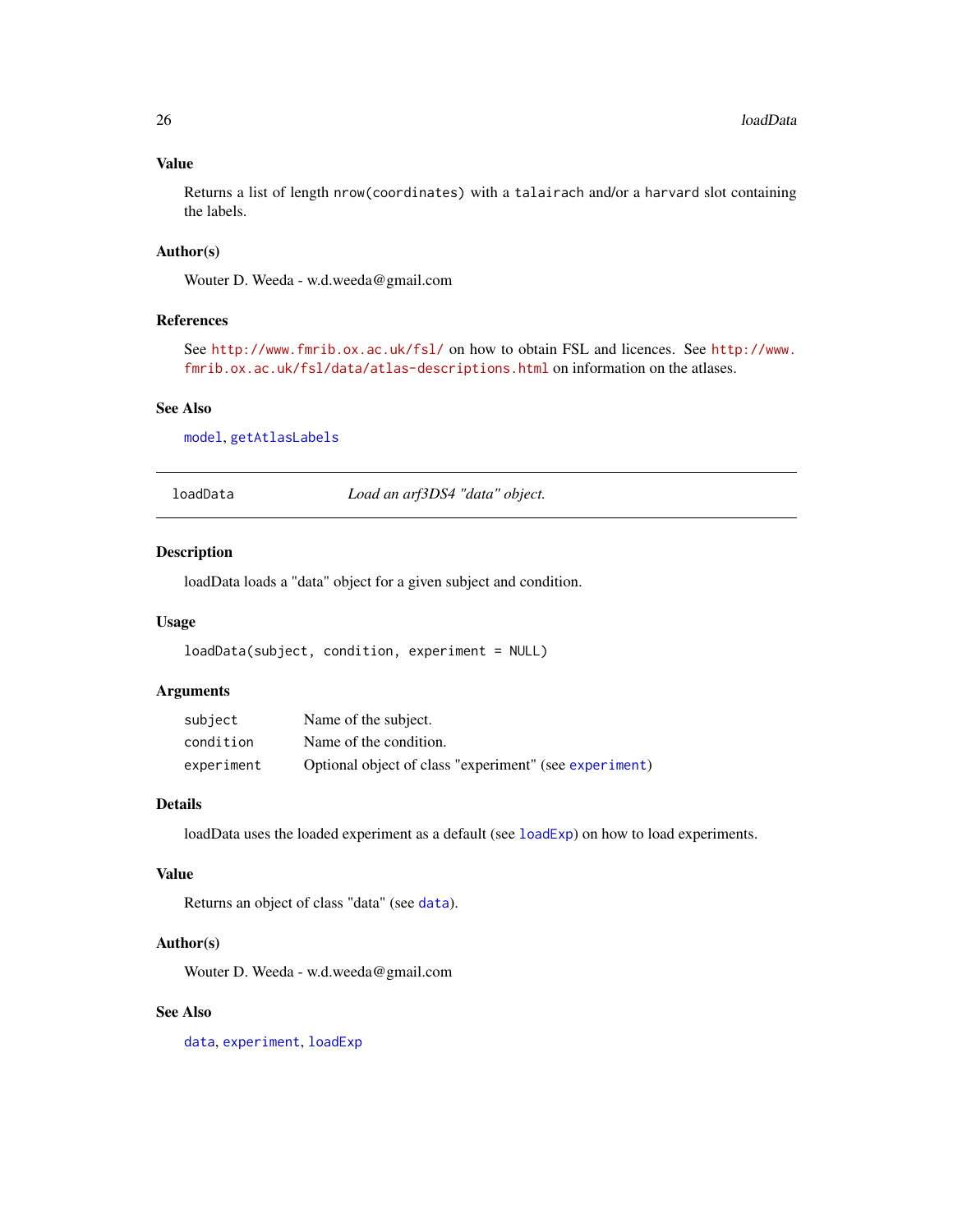### Value

Returns a list of length `nrow(coordinates)` with a `talairach` and/or a `harvard` slot containing the labels.

### Author(s)

Wouter D. Weeda - w.d.weeda@gmail.com

### References

See http://www.fmrib.ox.ac.uk/fsl/ on how to obtain FSL and licences. See http://www.fmrib.ox.ac.uk/fsl/data/atlas-descriptions.html on information on the atlases.

### See Also

`model`, `getAtlasLabels`

---

## loadData — *Load an arf3DS4 "data" object.*

---

### Description

loadData loads a "data" object for a given subject and condition.

### Usage

```
loadData(subject, condition, experiment = NULL)
```

### Arguments

| | |
|---|---|
| `subject` | Name of the subject. |
| `condition` | Name of the condition. |
| `experiment` | Optional object of class "experiment" (see `experiment`) |

### Details

loadData uses the loaded experiment as a default (see `loadExp`) on how to load experiments.

### Value

Returns an object of class "data" (see `data`).

### Author(s)

Wouter D. Weeda - w.d.weeda@gmail.com

### See Also

`data`, `experiment`, `loadExp`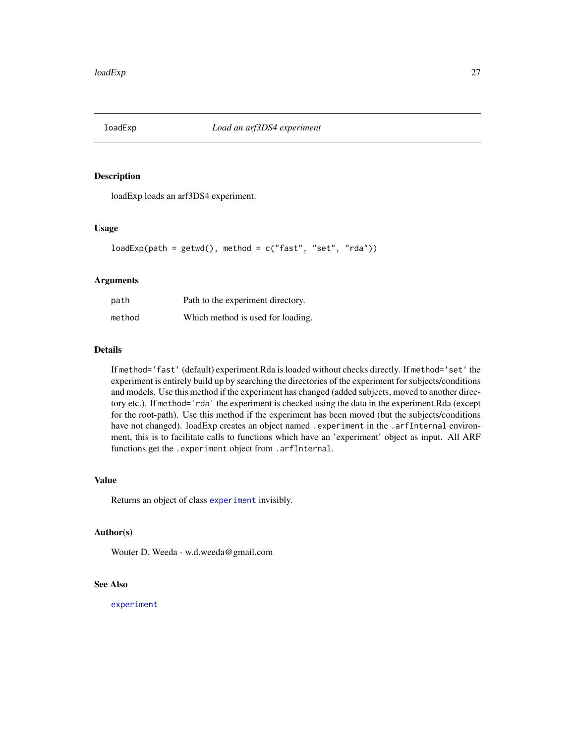## loadExp — *Load an arf3DS4 experiment*

### Description

loadExp loads an arf3DS4 experiment.

### Usage

```
loadExp(path = getwd(), method = c("fast", "set", "rda"))
```

### Arguments

| | |
|---|---|
| `path` | Path to the experiment directory. |
| `method` | Which method is used for loading. |

### Details

If `method='fast'` (default) experiment.Rda is loaded without checks directly. If `method='set'` the experiment is entirely build up by searching the directories of the experiment for subjects/conditions and models. Use this method if the experiment has changed (added subjects, moved to another directory etc.). If `method='rda'` the experiment is checked using the data in the experiment.Rda (except for the root-path). Use this method if the experiment has been moved (but the subjects/conditions have not changed). loadExp creates an object named `.experiment` in the `.arfInternal` environment, this is to facilitate calls to functions which have an 'experiment' object as input. All ARF functions get the `.experiment` object from `.arfInternal`.

### Value

Returns an object of class `experiment` invisibly.

### Author(s)

Wouter D. Weeda - w.d.weeda@gmail.com

### See Also

`experiment`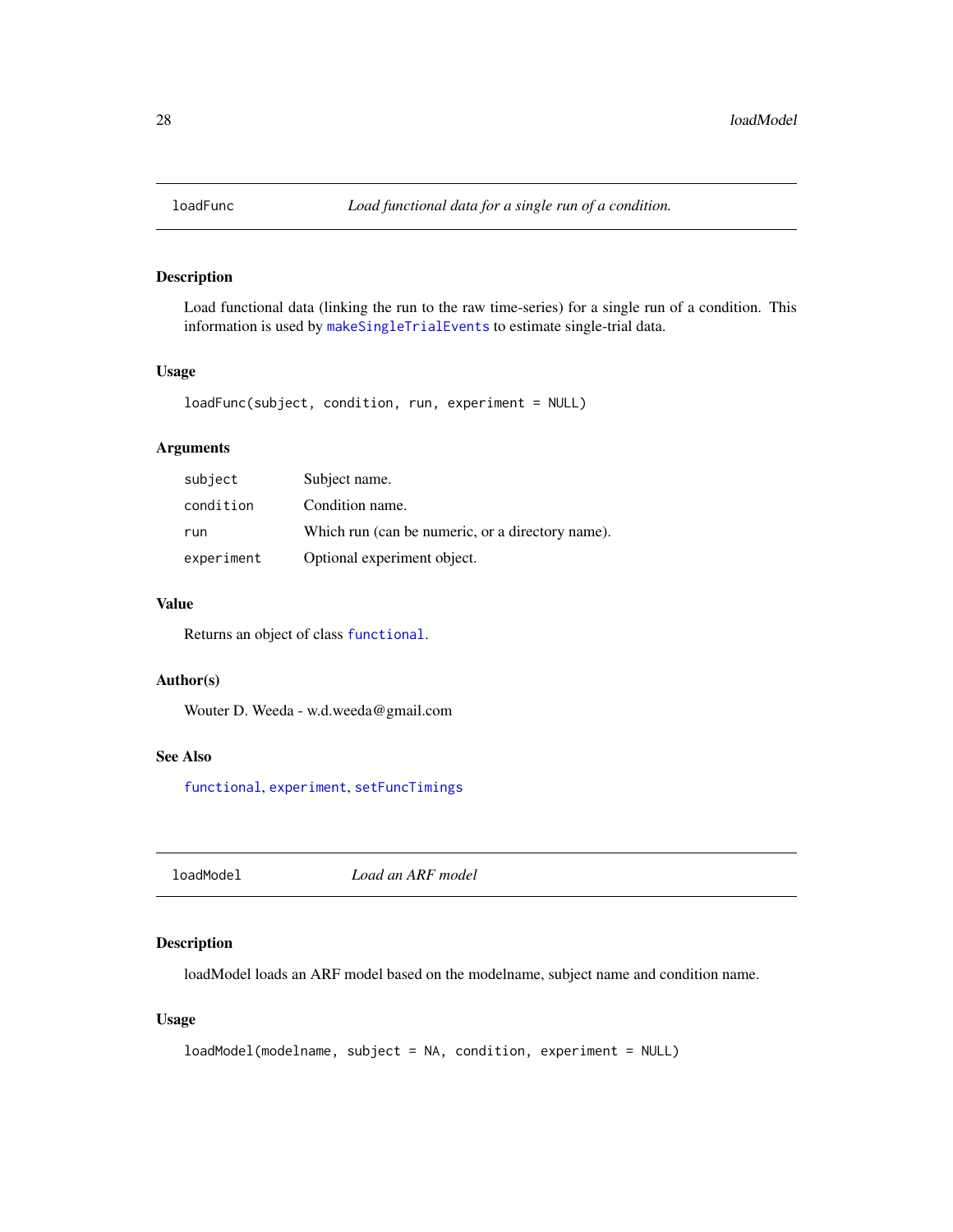## loadFunc    *Load functional data for a single run of a condition.*

### Description

Load functional data (linking the run to the raw time-series) for a single run of a condition. This information is used by makeSingleTrialEvents to estimate single-trial data.

### Usage

```
loadFunc(subject, condition, run, experiment = NULL)
```

### Arguments

| | |
|---|---|
| subject | Subject name. |
| condition | Condition name. |
| run | Which run (can be numeric, or a directory name). |
| experiment | Optional experiment object. |

### Value

Returns an object of class functional.

### Author(s)

Wouter D. Weeda - w.d.weeda@gmail.com

### See Also

functional, experiment, setFuncTimings

## loadModel    *Load an ARF model*

### Description

loadModel loads an ARF model based on the modelname, subject name and condition name.

### Usage

```
loadModel(modelname, subject = NA, condition, experiment = NULL)
```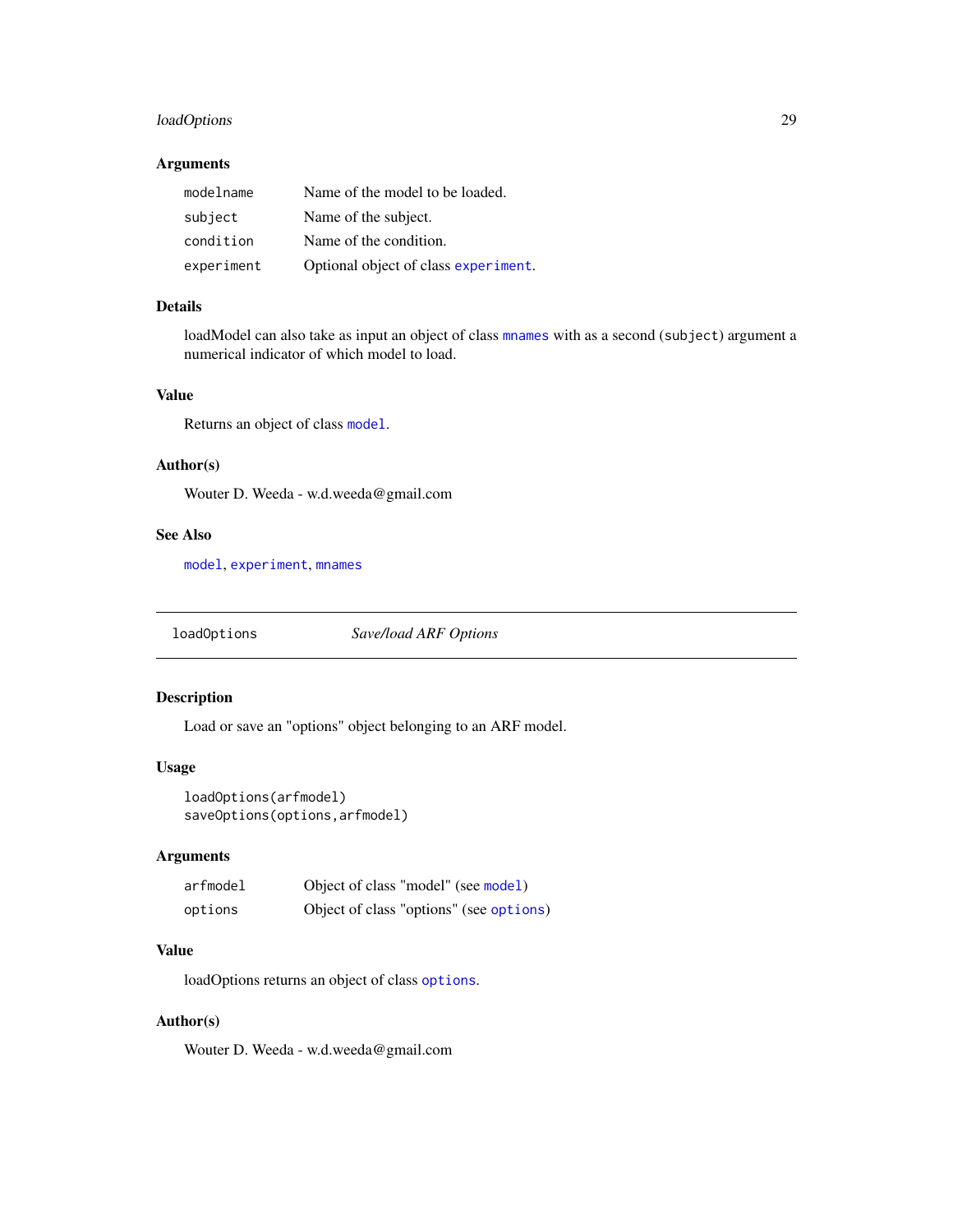### Arguments

| | |
|---|---|
| `modelname` | Name of the model to be loaded. |
| `subject` | Name of the subject. |
| `condition` | Name of the condition. |
| `experiment` | Optional object of class `experiment`. |

### Details

loadModel can also take as input an object of class `mnames` with as a second (`subject`) argument a numerical indicator of which model to load.

### Value

Returns an object of class `model`.

### Author(s)

Wouter D. Weeda - w.d.weeda@gmail.com

### See Also

`model`, `experiment`, `mnames`

---

## loadOptions — *Save/load ARF Options*

---

### Description

Load or save an "options" object belonging to an ARF model.

### Usage

```
loadOptions(arfmodel)
saveOptions(options,arfmodel)
```

### Arguments

| | |
|---|---|
| `arfmodel` | Object of class "model" (see `model`) |
| `options` | Object of class "options" (see `options`) |

### Value

loadOptions returns an object of class `options`.

### Author(s)

Wouter D. Weeda - w.d.weeda@gmail.com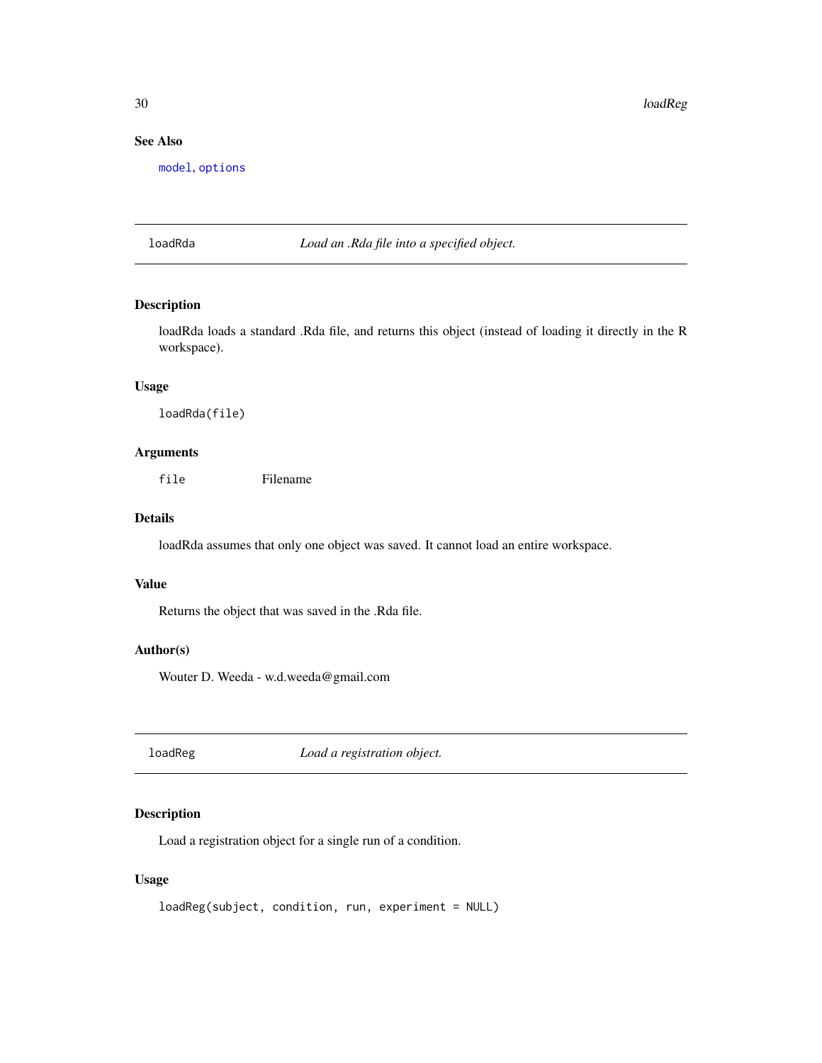### See Also

`model`, `options`

---

## loadRda — *Load an .Rda file into a specified object.*

### Description

loadRda loads a standard .Rda file, and returns this object (instead of loading it directly in the R workspace).

### Usage

```
loadRda(file)
```

### Arguments

| | |
|---|---|
| `file` | Filename |

### Details

loadRda assumes that only one object was saved. It cannot load an entire workspace.

### Value

Returns the object that was saved in the .Rda file.

### Author(s)

Wouter D. Weeda - w.d.weeda@gmail.com

---

## loadReg — *Load a registration object.*

### Description

Load a registration object for a single run of a condition.

### Usage

```
loadReg(subject, condition, run, experiment = NULL)
```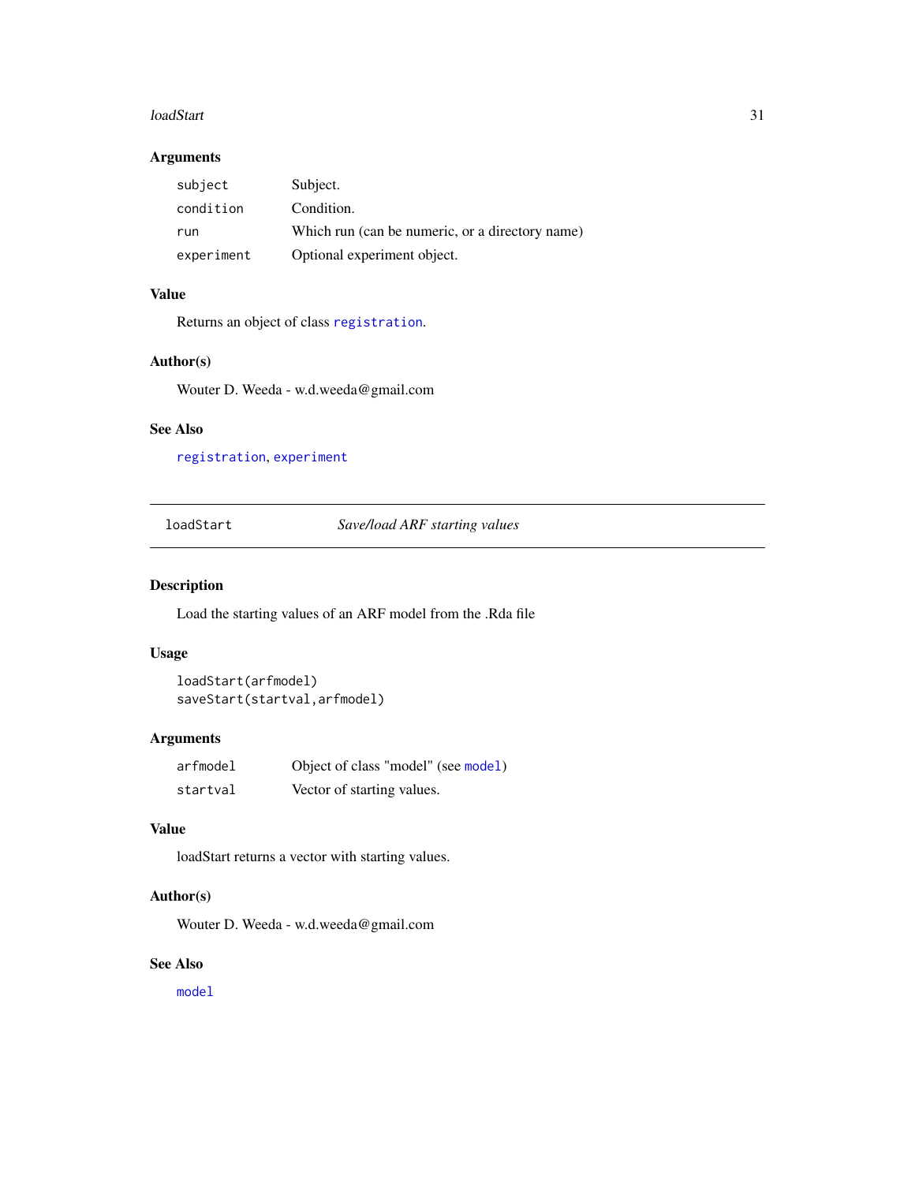### Arguments

| | |
|---|---|
| `subject` | Subject. |
| `condition` | Condition. |
| `run` | Which run (can be numeric, or a directory name) |
| `experiment` | Optional experiment object. |

### Value

Returns an object of class `registration`.

### Author(s)

Wouter D. Weeda - w.d.weeda@gmail.com

### See Also

`registration`, `experiment`

---

## loadStart — *Save/load ARF starting values*

---

### Description

Load the starting values of an ARF model from the .Rda file

### Usage

```
loadStart(arfmodel)
saveStart(startval,arfmodel)
```

### Arguments

| | |
|---|---|
| `arfmodel` | Object of class "model" (see `model`) |
| `startval` | Vector of starting values. |

### Value

loadStart returns a vector with starting values.

### Author(s)

Wouter D. Weeda - w.d.weeda@gmail.com

### See Also

`model`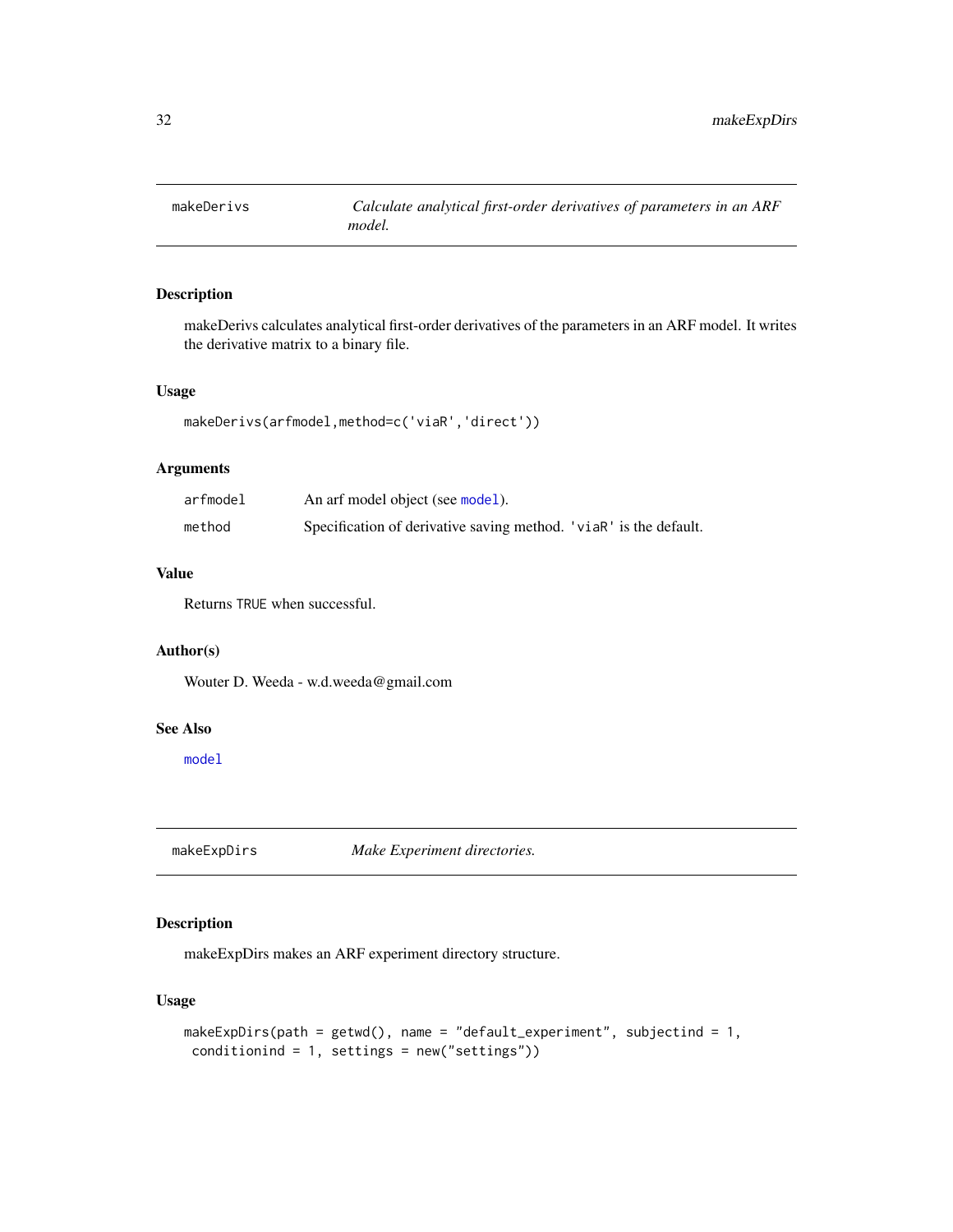## makeDerivs — *Calculate analytical first-order derivatives of parameters in an ARF model.*

### Description

makeDerivs calculates analytical first-order derivatives of the parameters in an ARF model. It writes the derivative matrix to a binary file.

### Usage

```
makeDerivs(arfmodel,method=c('viaR','direct'))
```

### Arguments

| | |
|---|---|
| `arfmodel` | An arf model object (see `model`). |
| `method` | Specification of derivative saving method. `'viaR'` is the default. |

### Value

Returns `TRUE` when successful.

### Author(s)

Wouter D. Weeda - w.d.weeda@gmail.com

### See Also

`model`

## makeExpDirs — *Make Experiment directories.*

### Description

makeExpDirs makes an ARF experiment directory structure.

### Usage

```
makeExpDirs(path = getwd(), name = "default_experiment", subjectind = 1,
 conditionind = 1, settings = new("settings"))
```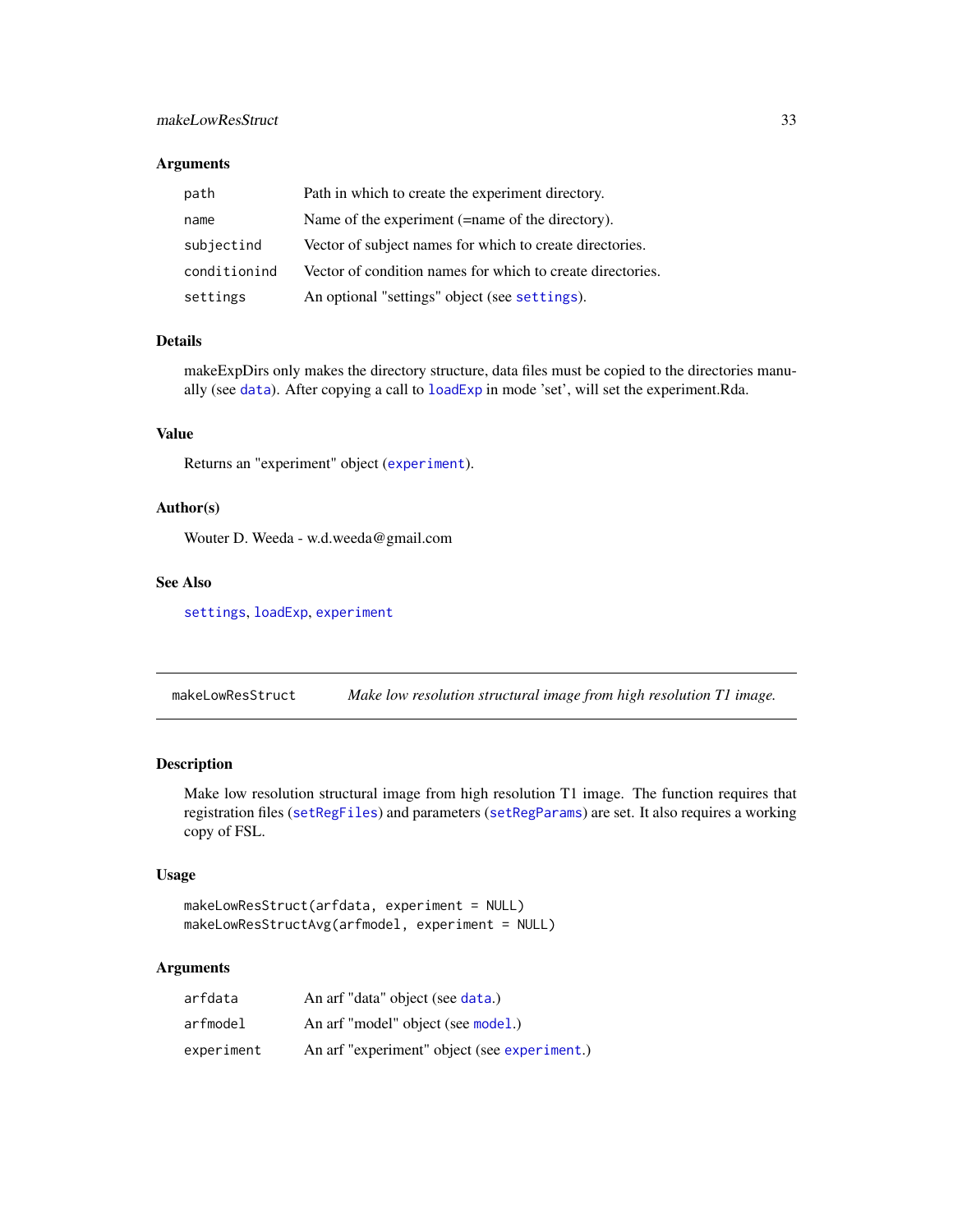### Arguments

| | |
|---|---|
| `path` | Path in which to create the experiment directory. |
| `name` | Name of the experiment (=name of the directory). |
| `subjectind` | Vector of subject names for which to create directories. |
| `conditionind` | Vector of condition names for which to create directories. |
| `settings` | An optional "settings" object (see `settings`). |

### Details

makeExpDirs only makes the directory structure, data files must be copied to the directories manually (see `data`). After copying a call to `loadExp` in mode 'set', will set the experiment.Rda.

### Value

Returns an "experiment" object (`experiment`).

### Author(s)

Wouter D. Weeda - w.d.weeda@gmail.com

### See Also

`settings`, `loadExp`, `experiment`

---

## makeLowResStruct — *Make low resolution structural image from high resolution T1 image.*

---

### Description

Make low resolution structural image from high resolution T1 image. The function requires that registration files (`setRegFiles`) and parameters (`setRegParams`) are set. It also requires a working copy of FSL.

### Usage

```
makeLowResStruct(arfdata, experiment = NULL)
makeLowResStructAvg(arfmodel, experiment = NULL)
```

### Arguments

| | |
|---|---|
| `arfdata` | An arf "data" object (see `data`.) |
| `arfmodel` | An arf "model" object (see `model`.) |
| `experiment` | An arf "experiment" object (see `experiment`.) |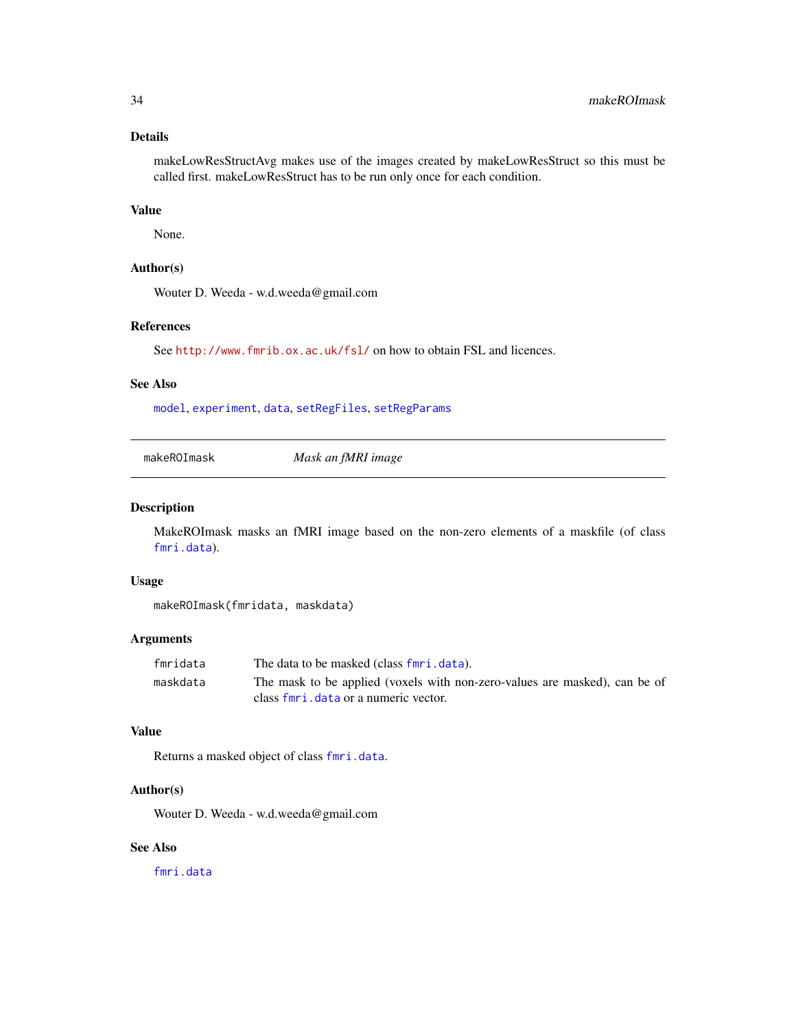### Details

makeLowResStructAvg makes use of the images created by makeLowResStruct so this must be called first. makeLowResStruct has to be run only once for each condition.

### Value

None.

### Author(s)

Wouter D. Weeda - w.d.weeda@gmail.com

### References

See http://www.fmrib.ox.ac.uk/fsl/ on how to obtain FSL and licences.

### See Also

model, experiment, data, setRegFiles, setRegParams

---

## makeROImask — *Mask an fMRI image*

### Description

MakeROImask masks an fMRI image based on the non-zero elements of a maskfile (of class fmri.data).

### Usage

```
makeROImask(fmridata, maskdata)
```

### Arguments

| | |
|---|---|
| fmridata | The data to be masked (class fmri.data). |
| maskdata | The mask to be applied (voxels with non-zero-values are masked), can be of class fmri.data or a numeric vector. |

### Value

Returns a masked object of class fmri.data.

### Author(s)

Wouter D. Weeda - w.d.weeda@gmail.com

### See Also

fmri.data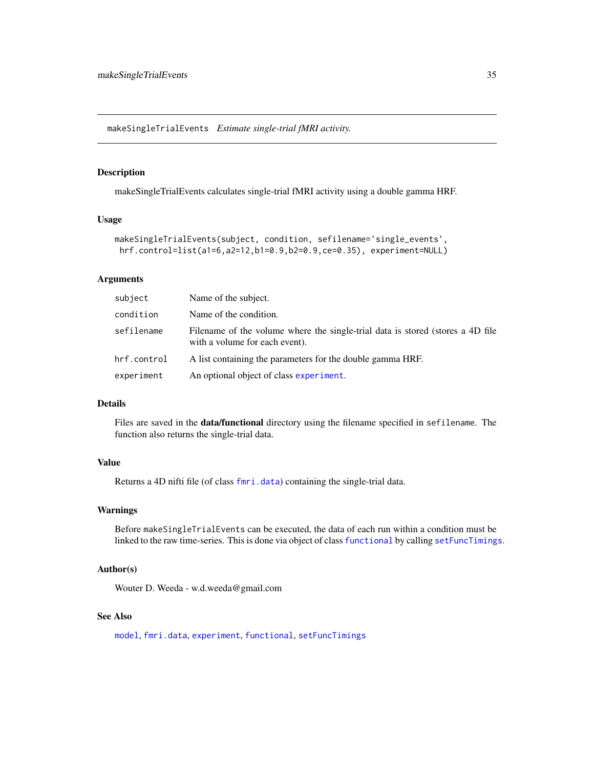## makeSingleTrialEvents *Estimate single-trial fMRI activity.*

### Description

makeSingleTrialEvents calculates single-trial fMRI activity using a double gamma HRF.

### Usage

```
makeSingleTrialEvents(subject, condition, sefilename='single_events',
 hrf.control=list(a1=6,a2=12,b1=0.9,b2=0.9,ce=0.35), experiment=NULL)
```

### Arguments

| | |
|---|---|
| subject | Name of the subject. |
| condition | Name of the condition. |
| sefilename | Filename of the volume where the single-trial data is stored (stores a 4D file with a volume for each event). |
| hrf.control | A list containing the parameters for the double gamma HRF. |
| experiment | An optional object of class experiment. |

### Details

Files are saved in the **data/functional** directory using the filename specified in sefilename. The function also returns the single-trial data.

### Value

Returns a 4D nifti file (of class fmri.data) containing the single-trial data.

### Warnings

Before makeSingleTrialEvents can be executed, the data of each run within a condition must be linked to the raw time-series. This is done via object of class functional by calling setFuncTimings.

### Author(s)

Wouter D. Weeda - w.d.weeda@gmail.com

### See Also

model, fmri.data, experiment, functional, setFuncTimings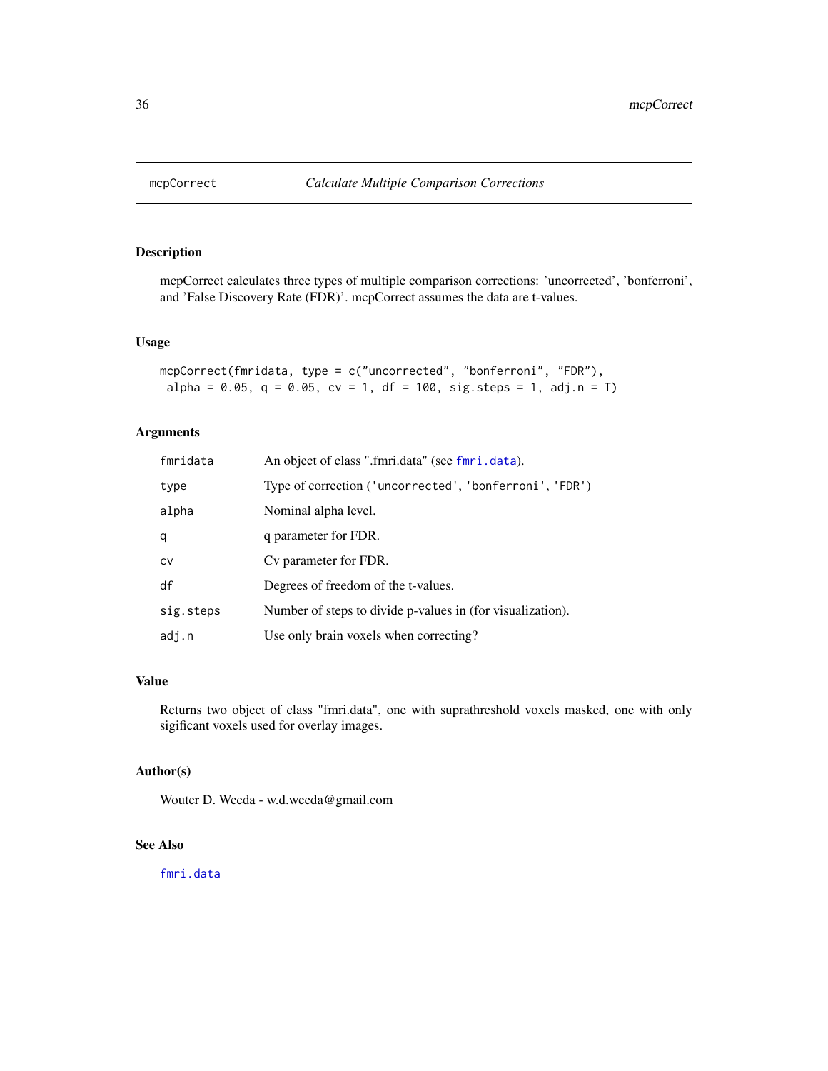## mcpCorrect — *Calculate Multiple Comparison Corrections*

### Description

mcpCorrect calculates three types of multiple comparison corrections: 'uncorrected', 'bonferroni', and 'False Discovery Rate (FDR)'. mcpCorrect assumes the data are t-values.

### Usage

```
mcpCorrect(fmridata, type = c("uncorrected", "bonferroni", "FDR"),
 alpha = 0.05, q = 0.05, cv = 1, df = 100, sig.steps = 1, adj.n = T)
```

### Arguments

| | |
|---|---|
| `fmridata` | An object of class ".fmri.data" (see `fmri.data`). |
| `type` | Type of correction (`'uncorrected'`, `'bonferroni'`, `'FDR'`) |
| `alpha` | Nominal alpha level. |
| `q` | q parameter for FDR. |
| `cv` | Cv parameter for FDR. |
| `df` | Degrees of freedom of the t-values. |
| `sig.steps` | Number of steps to divide p-values in (for visualization). |
| `adj.n` | Use only brain voxels when correcting? |

### Value

Returns two object of class "fmri.data", one with suprathreshold voxels masked, one with only sigificant voxels used for overlay images.

### Author(s)

Wouter D. Weeda - w.d.weeda@gmail.com

### See Also

`fmri.data`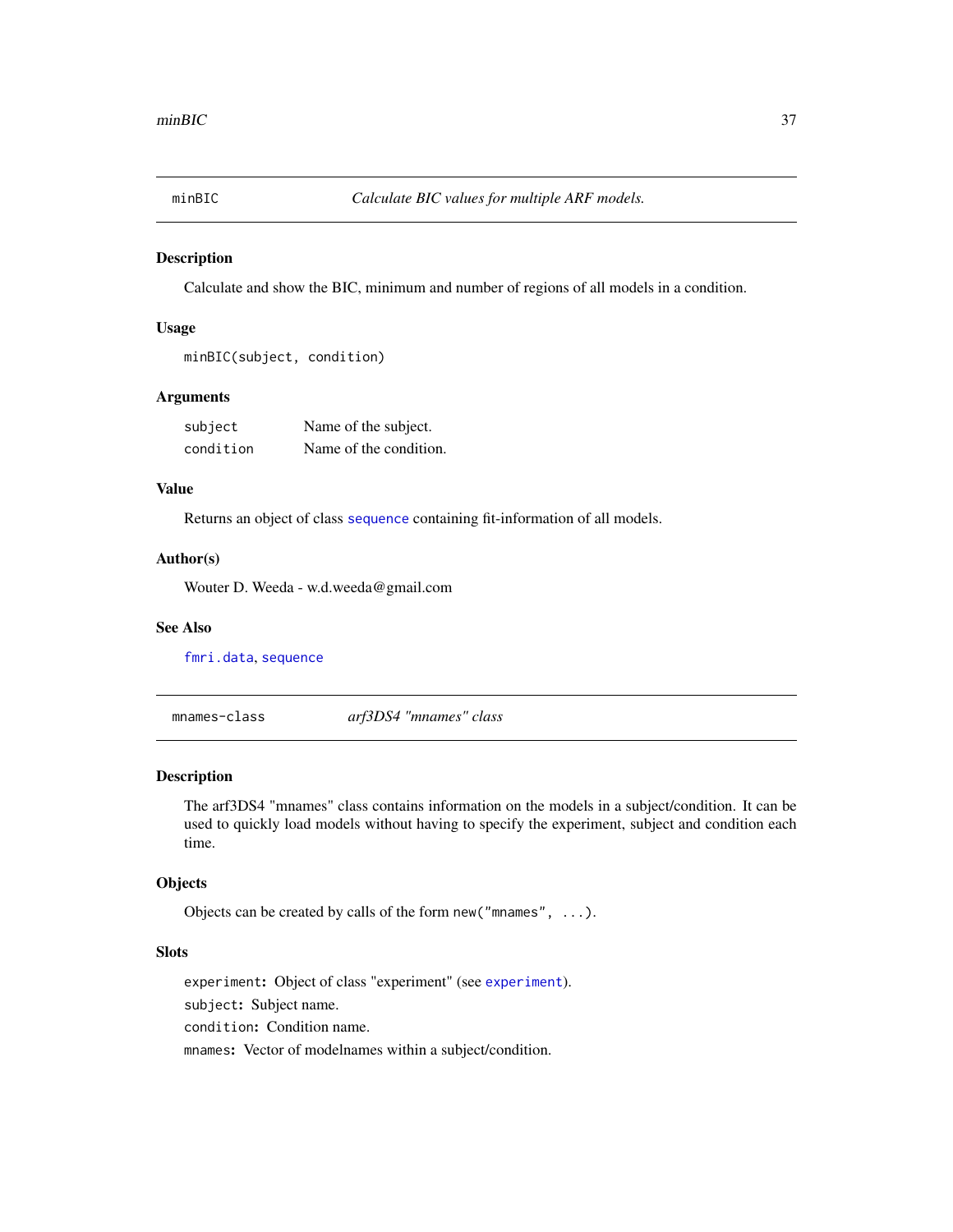## minBIC — *Calculate BIC values for multiple ARF models.*

### Description

Calculate and show the BIC, minimum and number of regions of all models in a condition.

### Usage

```
minBIC(subject, condition)
```

### Arguments

| | |
|---|---|
| `subject` | Name of the subject. |
| `condition` | Name of the condition. |

### Value

Returns an object of class `sequence` containing fit-information of all models.

### Author(s)

Wouter D. Weeda - w.d.weeda@gmail.com

### See Also

`fmri.data`, `sequence`

## mnames-class — *arf3DS4 "mnames" class*

### Description

The arf3DS4 "mnames" class contains information on the models in a subject/condition. It can be used to quickly load models without having to specify the experiment, subject and condition each time.

### Objects

Objects can be created by calls of the form `new("mnames", ...)`.

### Slots

`experiment`: Object of class "experiment" (see `experiment`).

`subject`: Subject name.

`condition`: Condition name.

`mnames`: Vector of modelnames within a subject/condition.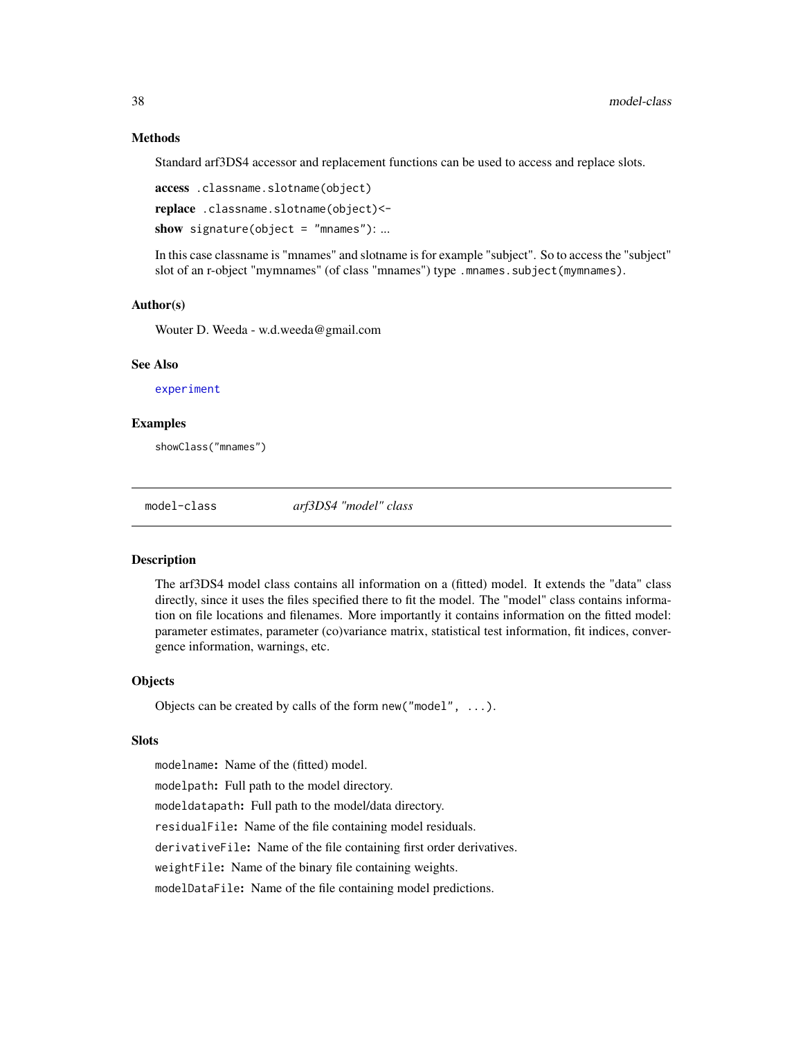### Methods

Standard arf3DS4 accessor and replacement functions can be used to access and replace slots.

**access** `.classname.slotname(object)`

**replace** `.classname.slotname(object)<-`

**show** `signature(object = "mnames")`: ...

In this case classname is "mnames" and slotname is for example "subject". So to access the "subject" slot of an r-object "mymnames" (of class "mnames") type `.mnames.subject(mymnames)`.

### Author(s)

Wouter D. Weeda - w.d.weeda@gmail.com

### See Also

`experiment`

### Examples

```
showClass("mnames")
```

---

## model-class — *arf3DS4 "model" class*

---

### Description

The arf3DS4 model class contains all information on a (fitted) model. It extends the "data" class directly, since it uses the files specified there to fit the model. The "model" class contains information on file locations and filenames. More importantly it contains information on the fitted model: parameter estimates, parameter (co)variance matrix, statistical test information, fit indices, convergence information, warnings, etc.

### Objects

Objects can be created by calls of the form `new("model", ...)`.

### Slots

`modelname`**:** Name of the (fitted) model.

`modelpath`**:** Full path to the model directory.

`modeldatapath`**:** Full path to the model/data directory.

`residualFile`**:** Name of the file containing model residuals.

`derivativeFile`**:** Name of the file containing first order derivatives.

`weightFile`**:** Name of the binary file containing weights.

`modelDataFile`**:** Name of the file containing model predictions.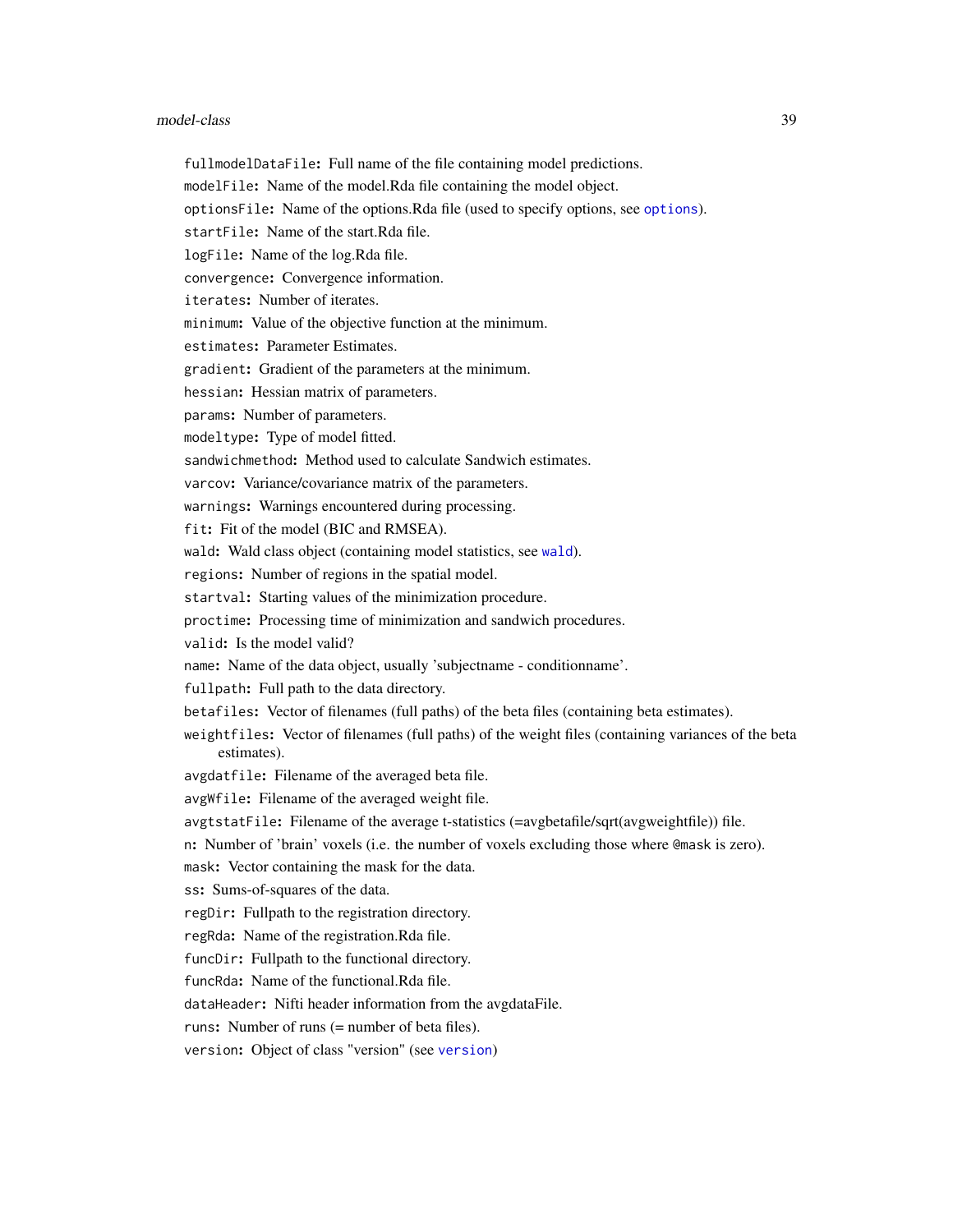`fullmodelDataFile`: Full name of the file containing model predictions.

`modelFile`: Name of the model.Rda file containing the model object.

`optionsFile`: Name of the options.Rda file (used to specify options, see `options`).

`startFile`: Name of the start.Rda file.

`logFile`: Name of the log.Rda file.

`convergence`: Convergence information.

`iterates`: Number of iterates.

`minimum`: Value of the objective function at the minimum.

`estimates`: Parameter Estimates.

`gradient`: Gradient of the parameters at the minimum.

`hessian`: Hessian matrix of parameters.

`params`: Number of parameters.

`modeltype`: Type of model fitted.

`sandwichmethod`: Method used to calculate Sandwich estimates.

`varcov`: Variance/covariance matrix of the parameters.

`warnings`: Warnings encountered during processing.

`fit`: Fit of the model (BIC and RMSEA).

`wald`: Wald class object (containing model statistics, see `wald`).

`regions`: Number of regions in the spatial model.

`startval`: Starting values of the minimization procedure.

`proctime`: Processing time of minimization and sandwich procedures.

`valid`: Is the model valid?

`name`: Name of the data object, usually 'subjectname - conditionname'.

`fullpath`: Full path to the data directory.

`betafiles`: Vector of filenames (full paths) of the beta files (containing beta estimates).

`weightfiles`: Vector of filenames (full paths) of the weight files (containing variances of the beta estimates).

`avgdatfile`: Filename of the averaged beta file.

`avgWfile`: Filename of the averaged weight file.

`avgtstatFile`: Filename of the average t-statistics (=avgbetafile/sqrt(avgweightfile)) file.

`n`: Number of 'brain' voxels (i.e. the number of voxels excluding those where `@mask` is zero).

`mask`: Vector containing the mask for the data.

`ss`: Sums-of-squares of the data.

`regDir`: Fullpath to the registration directory.

`regRda`: Name of the registration.Rda file.

`funcDir`: Fullpath to the functional directory.

`funcRda`: Name of the functional.Rda file.

`dataHeader`: Nifti header information from the avgdataFile.

`runs`: Number of runs (= number of beta files).

`version`: Object of class "version" (see `version`)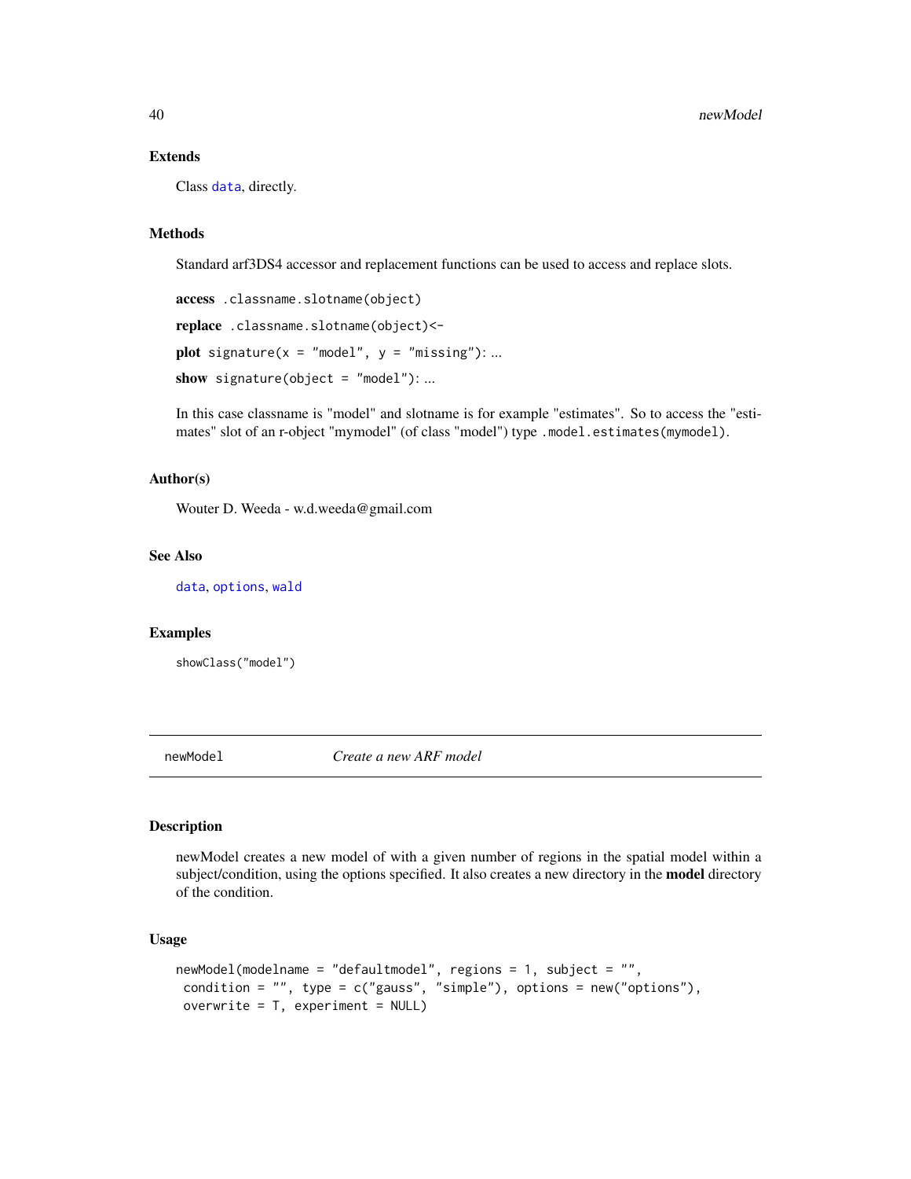### Extends

Class `data`, directly.

### Methods

Standard arf3DS4 accessor and replacement functions can be used to access and replace slots.

**access** `.classname.slotname(object)`

**replace** `.classname.slotname(object)<-`

**plot** `signature(x = "model", y = "missing")`: ...

**show** `signature(object = "model")`: ...

In this case classname is "model" and slotname is for example "estimates". So to access the "estimates" slot of an r-object "mymodel" (of class "model") type `.model.estimates(mymodel)`.

### Author(s)

Wouter D. Weeda - w.d.weeda@gmail.com

### See Also

`data`, `options`, `wald`

### Examples

```
showClass("model")
```

---

## newModel — *Create a new ARF model*

### Description

newModel creates a new model of with a given number of regions in the spatial model within a subject/condition, using the options specified. It also creates a new directory in the **model** directory of the condition.

### Usage

```
newModel(modelname = "defaultmodel", regions = 1, subject = "",
 condition = "", type = c("gauss", "simple"), options = new("options"),
 overwrite = T, experiment = NULL)
```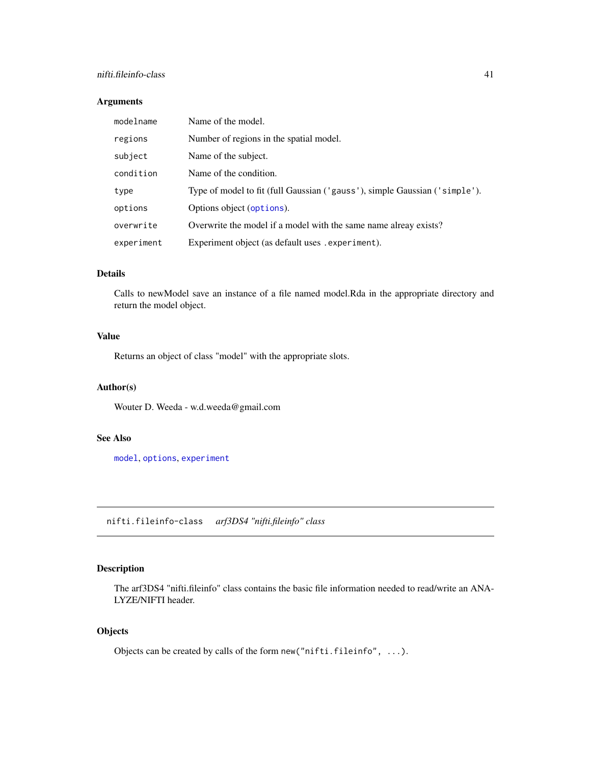### Arguments

| | |
|---|---|
| `modelname` | Name of the model. |
| `regions` | Number of regions in the spatial model. |
| `subject` | Name of the subject. |
| `condition` | Name of the condition. |
| `type` | Type of model to fit (full Gaussian (`'gauss'`), simple Gaussian (`'simple'`). |
| `options` | Options object (`options`). |
| `overwrite` | Overwrite the model if a model with the same name alreay exists? |
| `experiment` | Experiment object (as default uses `.experiment`). |

### Details

Calls to newModel save an instance of a file named model.Rda in the appropriate directory and return the model object.

### Value

Returns an object of class "model" with the appropriate slots.

### Author(s)

Wouter D. Weeda - w.d.weeda@gmail.com

### See Also

`model`, `options`, `experiment`

---

## `nifti.fileinfo-class` *arf3DS4 "nifti.fileinfo" class*

---

### Description

The arf3DS4 "nifti.fileinfo" class contains the basic file information needed to read/write an ANALYZE/NIFTI header.

### Objects

Objects can be created by calls of the form `new("nifti.fileinfo", ...)`.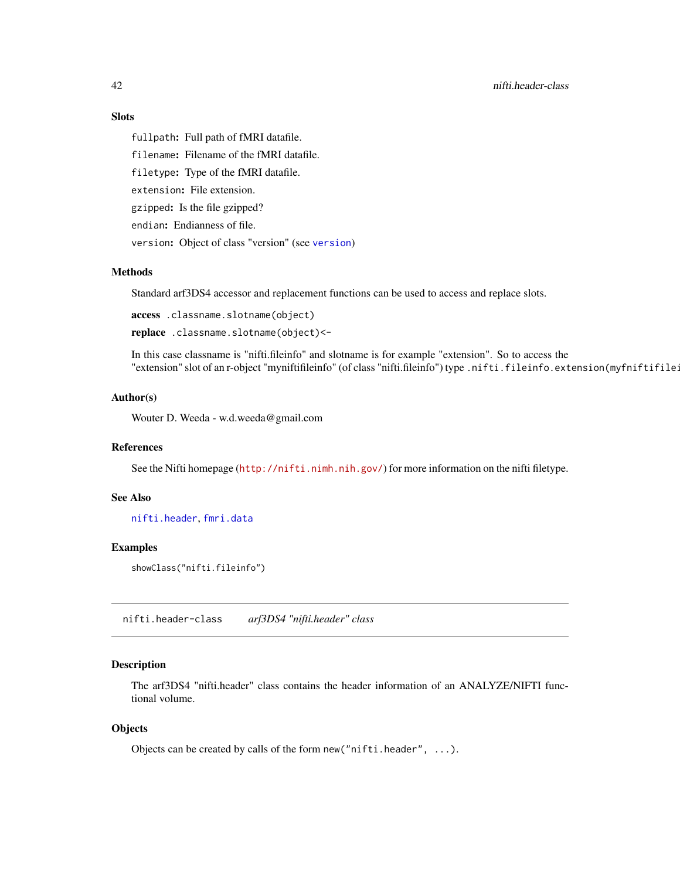### Slots

`fullpath`: Full path of fMRI datafile.

`filename`: Filename of the fMRI datafile.

`filetype`: Type of the fMRI datafile.

`extension`: File extension.

`gzipped`: Is the file gzipped?

`endian`: Endianness of file.

`version`: Object of class "version" (see `version`)

### Methods

Standard arf3DS4 accessor and replacement functions can be used to access and replace slots.

**access** `.classname.slotname(object)`

**replace** `.classname.slotname(object)<-`

In this case classname is "nifti.fileinfo" and slotname is for example "extension". So to access the "extension" slot of an r-object "myniftifileinfo" (of class "nifti.fileinfo") type `.nifti.fileinfo.extension(myfniftifilei`

### Author(s)

Wouter D. Weeda - w.d.weeda@gmail.com

### References

See the Nifti homepage (http://nifti.nimh.nih.gov/) for more information on the nifti filetype.

### See Also

`nifti.header`, `fmri.data`

### Examples

```
showClass("nifti.fileinfo")
```

---

## nifti.header-class    *arf3DS4 "nifti.header" class*

### Description

The arf3DS4 "nifti.header" class contains the header information of an ANALYZE/NIFTI functional volume.

### Objects

Objects can be created by calls of the form `new("nifti.header", ...)`.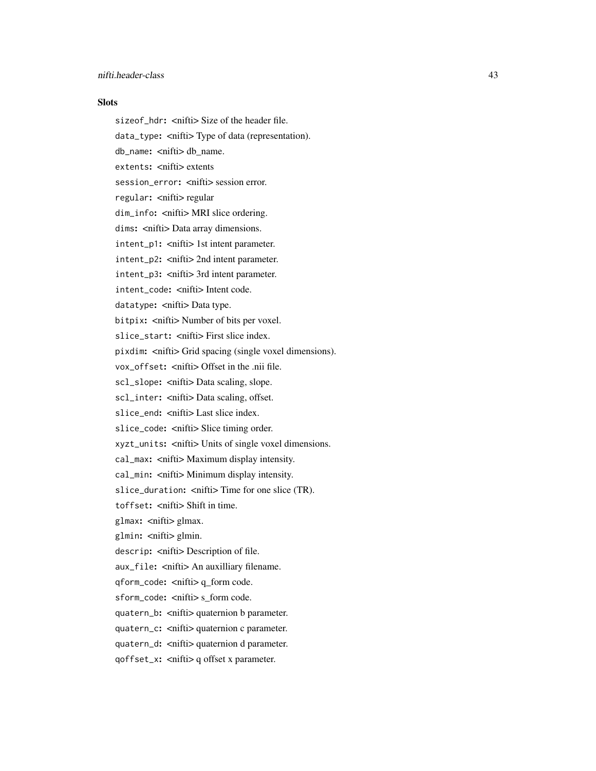### Slots

`sizeof_hdr`: <nifti> Size of the header file.

`data_type`: <nifti> Type of data (representation).

`db_name`: <nifti> db_name.

`extents`: <nifti> extents

`session_error`: <nifti> session error.

`regular`: <nifti> regular

`dim_info`: <nifti> MRI slice ordering.

`dims`: <nifti> Data array dimensions.

`intent_p1`: <nifti> 1st intent parameter.

`intent_p2`: <nifti> 2nd intent parameter.

`intent_p3`: <nifti> 3rd intent parameter.

`intent_code`: <nifti> Intent code.

`datatype`: <nifti> Data type.

`bitpix`: <nifti> Number of bits per voxel.

`slice_start`: <nifti> First slice index.

`pixdim`: <nifti> Grid spacing (single voxel dimensions).

`vox_offset`: <nifti> Offset in the .nii file.

`scl_slope`: <nifti> Data scaling, slope.

`scl_inter`: <nifti> Data scaling, offset.

`slice_end`: <nifti> Last slice index.

`slice_code`: <nifti> Slice timing order.

`xyzt_units`: <nifti> Units of single voxel dimensions.

`cal_max`: <nifti> Maximum display intensity.

`cal_min`: <nifti> Minimum display intensity.

`slice_duration`: <nifti> Time for one slice (TR).

`toffset`: <nifti> Shift in time.

`glmax`: <nifti> glmax.

`glmin`: <nifti> glmin.

`descrip`: <nifti> Description of file.

`aux_file`: <nifti> An auxilliary filename.

`qform_code`: <nifti> q_form code.

`sform_code`: <nifti> s_form code.

`quatern_b`: <nifti> quaternion b parameter.

`quatern_c`: <nifti> quaternion c parameter.

`quatern_d`: <nifti> quaternion d parameter.

`qoffset_x`: <nifti> q offset x parameter.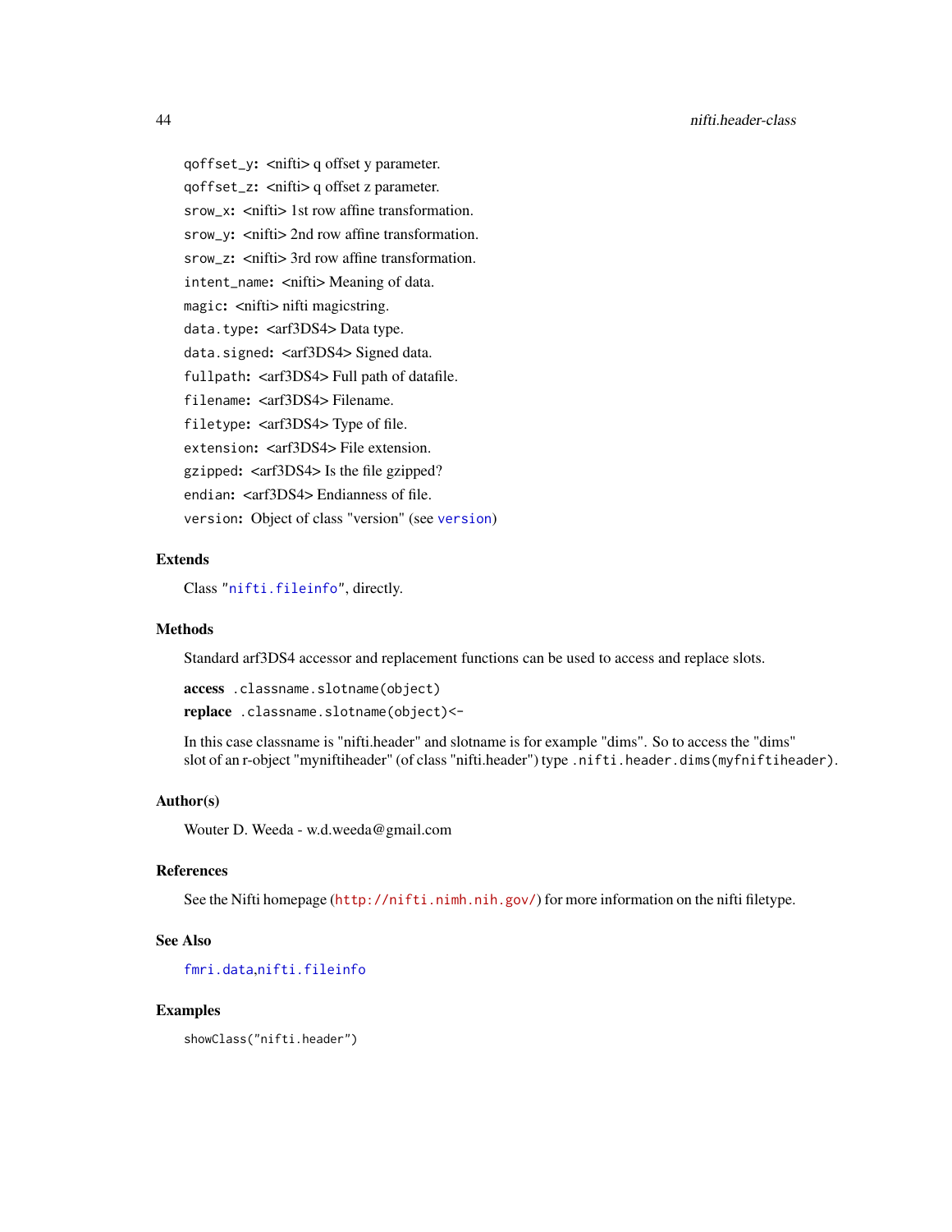`qoffset_y`: <nifti> q offset y parameter.

`qoffset_z`: <nifti> q offset z parameter.

`srow_x`: <nifti> 1st row affine transformation.

`srow_y`: <nifti> 2nd row affine transformation.

`srow_z`: <nifti> 3rd row affine transformation.

`intent_name`: <nifti> Meaning of data.

`magic`: <nifti> nifti magicstring.

`data.type`: <arf3DS4> Data type.

`data.signed`: <arf3DS4> Signed data.

`fullpath`: <arf3DS4> Full path of datafile.

`filename`: <arf3DS4> Filename.

`filetype`: <arf3DS4> Type of file.

`extension`: <arf3DS4> File extension.

`gzipped`: <arf3DS4> Is the file gzipped?

`endian`: <arf3DS4> Endianness of file.

`version`: Object of class "version" (see `version`)

### Extends

Class "`nifti.fileinfo`", directly.

### Methods

Standard arf3DS4 accessor and replacement functions can be used to access and replace slots.

**access** `.classname.slotname(object)`

**replace** `.classname.slotname(object)<-`

In this case classname is "nifti.header" and slotname is for example "dims". So to access the "dims" slot of an r-object "myniftiheader" (of class "nifti.header") type `.nifti.header.dims(myfniftiheader)`.

### Author(s)

Wouter D. Weeda - w.d.weeda@gmail.com

### References

See the Nifti homepage (http://nifti.nimh.nih.gov/) for more information on the nifti filetype.

### See Also

`fmri.data`,`nifti.fileinfo`

### Examples

```
showClass("nifti.header")
```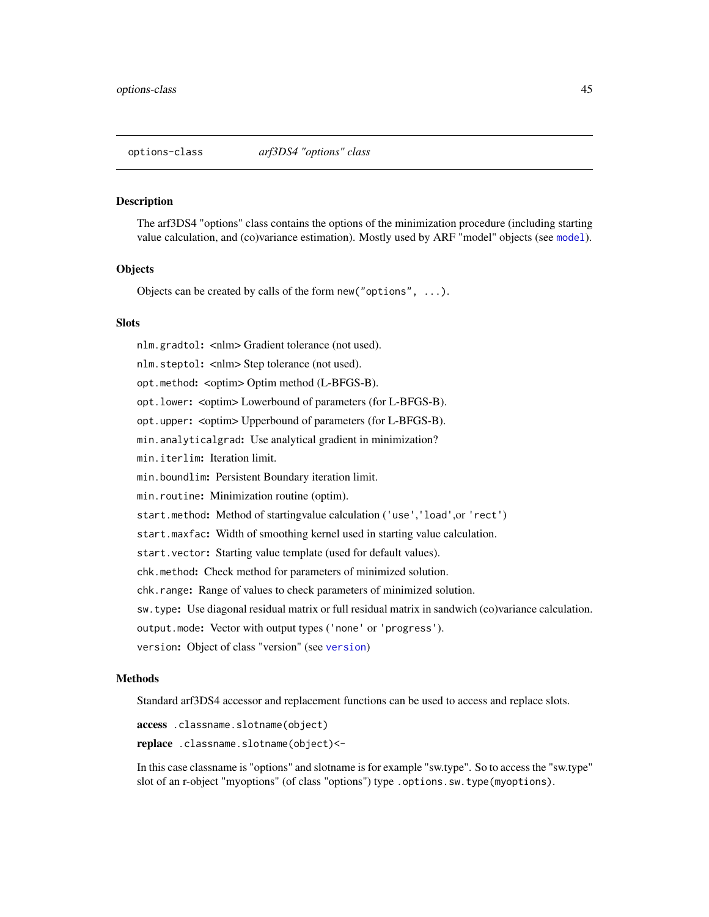`options-class` *arf3DS4 "options" class*

### Description

The arf3DS4 "options" class contains the options of the minimization procedure (including starting value calculation, and (co)variance estimation). Mostly used by ARF "model" objects (see `model`).

### Objects

Objects can be created by calls of the form `new("options", ...)`.

### Slots

`nlm.gradtol`**:** <nlm> Gradient tolerance (not used).

`nlm.steptol`**:** <nlm> Step tolerance (not used).

`opt.method`**:** <optim> Optim method (L-BFGS-B).

`opt.lower`**:** <optim> Lowerbound of parameters (for L-BFGS-B).

`opt.upper`**:** <optim> Upperbound of parameters (for L-BFGS-B).

`min.analyticalgrad`**:** Use analytical gradient in minimization?

`min.iterlim`**:** Iteration limit.

`min.boundlim`**:** Persistent Boundary iteration limit.

`min.routine`**:** Minimization routine (optim).

`start.method`**:** Method of startingvalue calculation (`'use'`,`'load'`,or `'rect'`)

`start.maxfac`**:** Width of smoothing kernel used in starting value calculation.

`start.vector`**:** Starting value template (used for default values).

`chk.method`**:** Check method for parameters of minimized solution.

`chk.range`**:** Range of values to check parameters of minimized solution.

`sw.type`**:** Use diagonal residual matrix or full residual matrix in sandwich (co)variance calculation.

`output.mode`**:** Vector with output types (`'none'` or `'progress'`).

`version`**:** Object of class "version" (see `version`)

### Methods

Standard arf3DS4 accessor and replacement functions can be used to access and replace slots.

**access** `.classname.slotname(object)`

**replace** `.classname.slotname(object)<-`

In this case classname is "options" and slotname is for example "sw.type". So to access the "sw.type" slot of an r-object "myoptions" (of class "options") type `.options.sw.type(myoptions)`.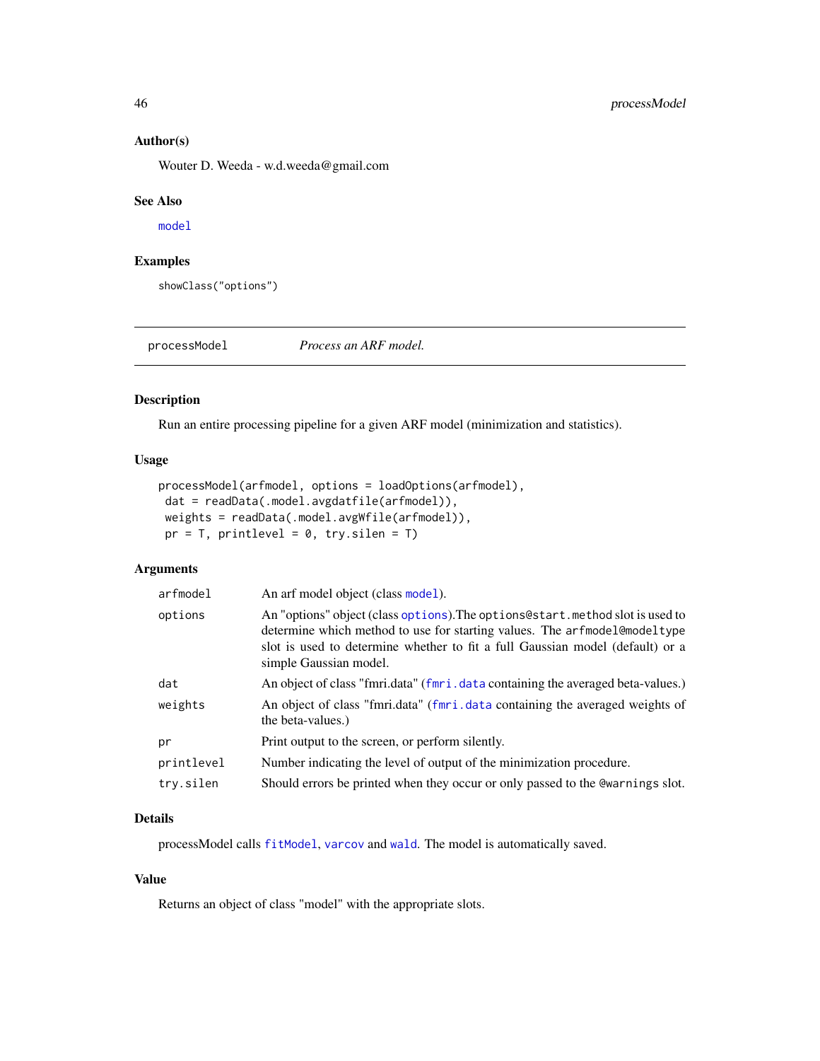### Author(s)

Wouter D. Weeda - w.d.weeda@gmail.com

### See Also

model

### Examples

```
showClass("options")
```

---

## processModel — *Process an ARF model.*

### Description

Run an entire processing pipeline for a given ARF model (minimization and statistics).

### Usage

```
processModel(arfmodel, options = loadOptions(arfmodel),
 dat = readData(.model.avgdatfile(arfmodel)),
 weights = readData(.model.avgWfile(arfmodel)),
 pr = T, printlevel = 0, try.silen = T)
```

### Arguments

| | |
|---|---|
| arfmodel | An arf model object (class model). |
| options | An "options" object (class options).The options@start.method slot is used to determine which method to use for starting values. The arfmodel@modeltype slot is used to determine whether to fit a full Gaussian model (default) or a simple Gaussian model. |
| dat | An object of class "fmri.data" (fmri.data containing the averaged beta-values.) |
| weights | An object of class "fmri.data" (fmri.data containing the averaged weights of the beta-values.) |
| pr | Print output to the screen, or perform silently. |
| printlevel | Number indicating the level of output of the minimization procedure. |
| try.silen | Should errors be printed when they occur or only passed to the @warnings slot. |

### Details

processModel calls fitModel, varcov and wald. The model is automatically saved.

### Value

Returns an object of class "model" with the appropriate slots.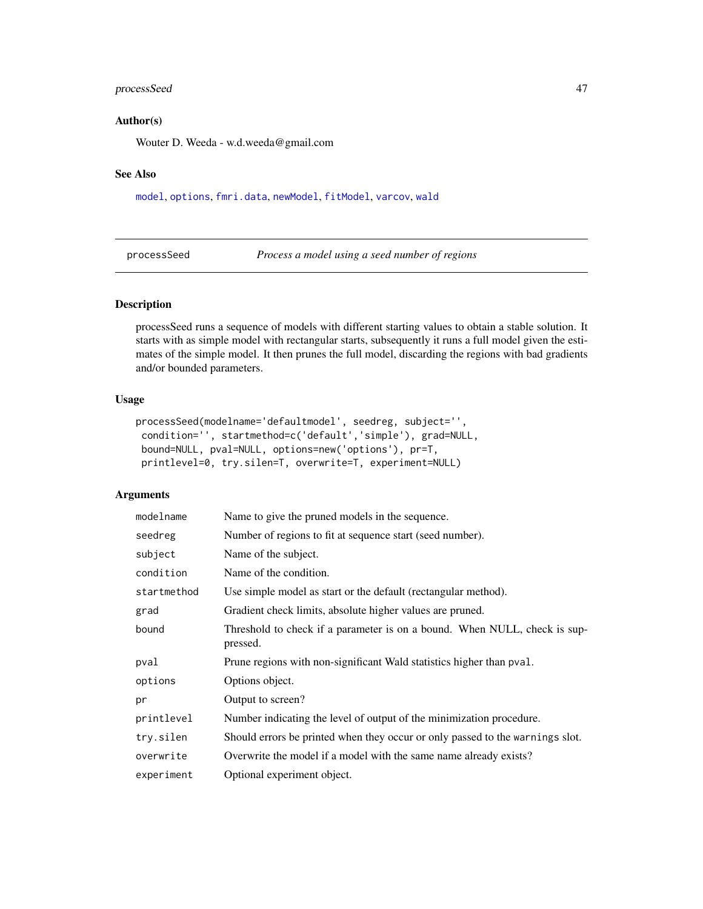### Author(s)

Wouter D. Weeda - w.d.weeda@gmail.com

### See Also

`model`, `options`, `fmri.data`, `newModel`, `fitModel`, `varcov`, `wald`

---

## processSeed — *Process a model using a seed number of regions*

---

### Description

processSeed runs a sequence of models with different starting values to obtain a stable solution. It starts with as simple model with rectangular starts, subsequently it runs a full model given the estimates of the simple model. It then prunes the full model, discarding the regions with bad gradients and/or bounded parameters.

### Usage

```
processSeed(modelname='defaultmodel', seedreg, subject='',
 condition='', startmethod=c('default','simple'), grad=NULL,
 bound=NULL, pval=NULL, options=new('options'), pr=T,
 printlevel=0, try.silen=T, overwrite=T, experiment=NULL)
```

### Arguments

| | |
|---|---|
| `modelname` | Name to give the pruned models in the sequence. |
| `seedreg` | Number of regions to fit at sequence start (seed number). |
| `subject` | Name of the subject. |
| `condition` | Name of the condition. |
| `startmethod` | Use simple model as start or the default (rectangular method). |
| `grad` | Gradient check limits, absolute higher values are pruned. |
| `bound` | Threshold to check if a parameter is on a bound. When NULL, check is suppressed. |
| `pval` | Prune regions with non-significant Wald statistics higher than `pval`. |
| `options` | Options object. |
| `pr` | Output to screen? |
| `printlevel` | Number indicating the level of output of the minimization procedure. |
| `try.silen` | Should errors be printed when they occur or only passed to the `warnings` slot. |
| `overwrite` | Overwrite the model if a model with the same name already exists? |
| `experiment` | Optional experiment object. |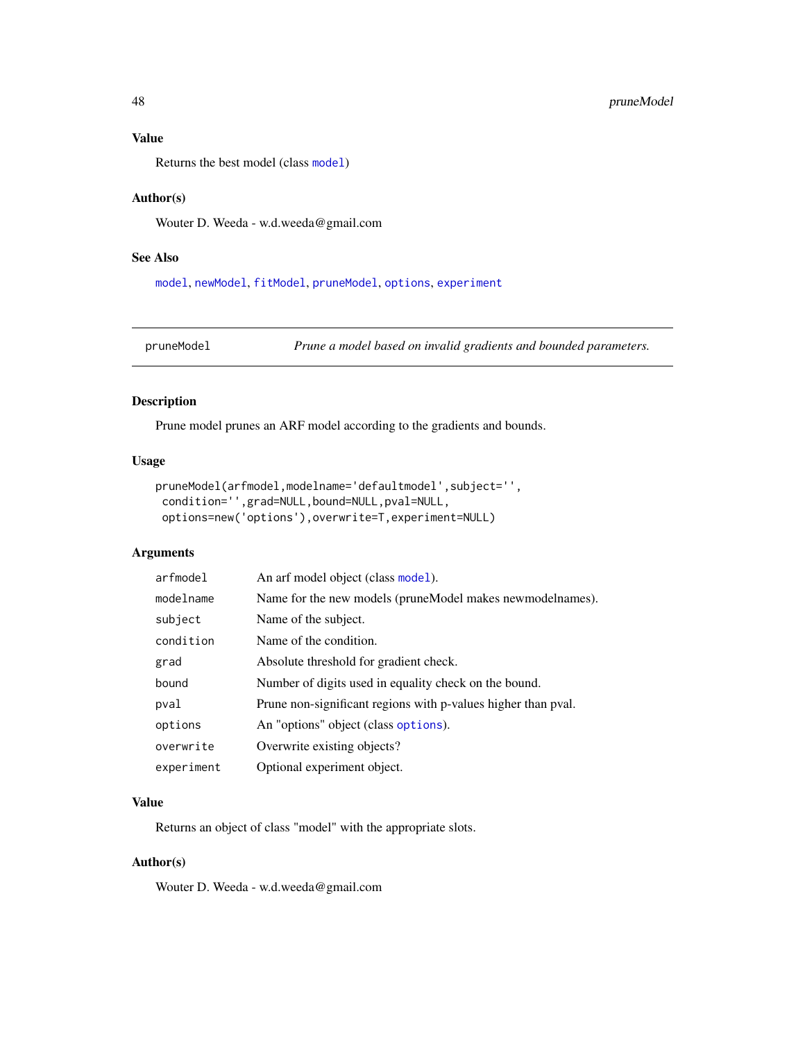### Value

Returns the best model (class `model`)

### Author(s)

Wouter D. Weeda - w.d.weeda@gmail.com

### See Also

`model`, `newModel`, `fitModel`, `pruneModel`, `options`, `experiment`

---

## pruneModel — *Prune a model based on invalid gradients and bounded parameters.*

---

### Description

Prune model prunes an ARF model according to the gradients and bounds.

### Usage

```
pruneModel(arfmodel,modelname='defaultmodel',subject='',
 condition='',grad=NULL,bound=NULL,pval=NULL,
 options=new('options'),overwrite=T,experiment=NULL)
```

### Arguments

| | |
|---|---|
| `arfmodel` | An arf model object (class `model`). |
| `modelname` | Name for the new models (pruneModel makes newmodelnames). |
| `subject` | Name of the subject. |
| `condition` | Name of the condition. |
| `grad` | Absolute threshold for gradient check. |
| `bound` | Number of digits used in equality check on the bound. |
| `pval` | Prune non-significant regions with p-values higher than pval. |
| `options` | An "options" object (class `options`). |
| `overwrite` | Overwrite existing objects? |
| `experiment` | Optional experiment object. |

### Value

Returns an object of class "model" with the appropriate slots.

### Author(s)

Wouter D. Weeda - w.d.weeda@gmail.com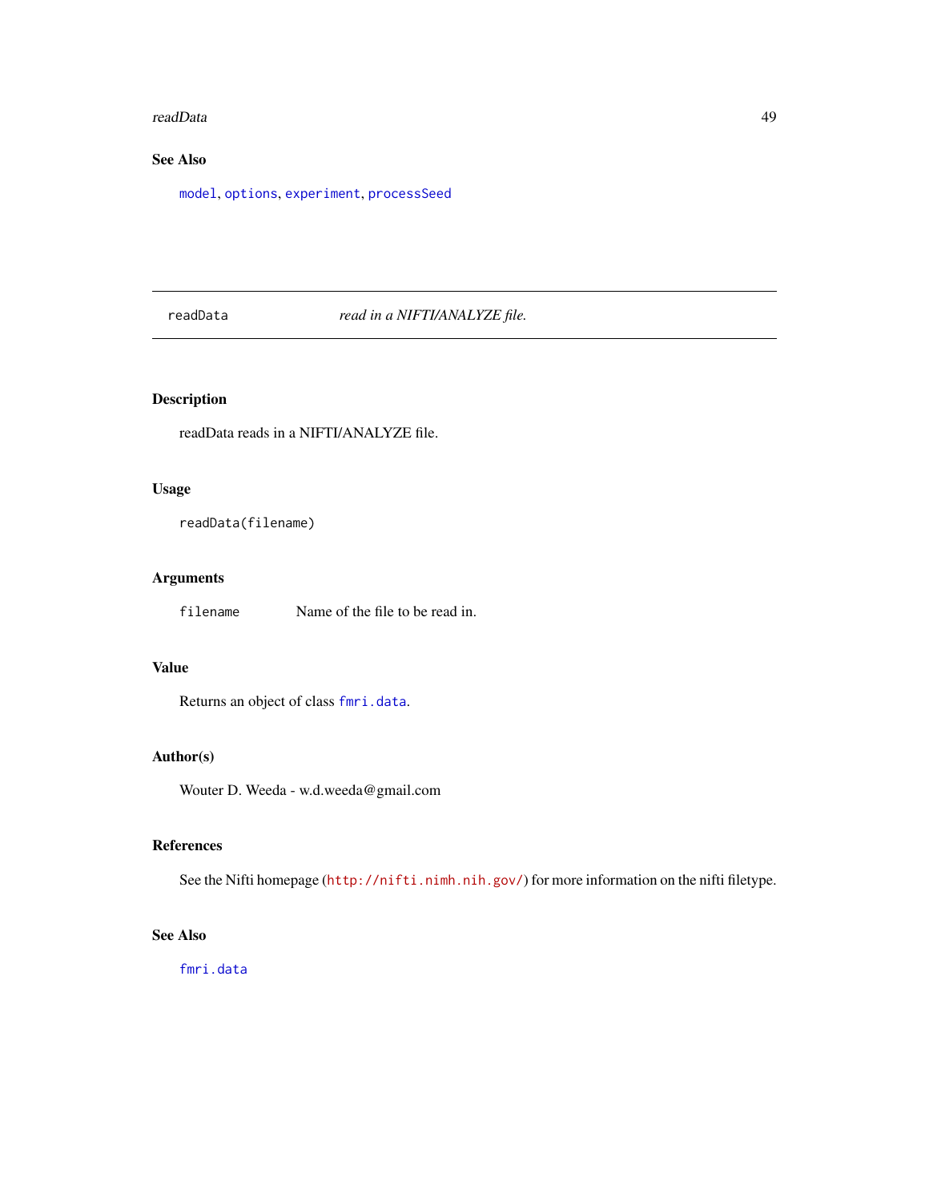## See Also

`model`, `options`, `experiment`, `processSeed`

---

`readData` *read in a NIFTI/ANALYZE file.*

---

## Description

readData reads in a NIFTI/ANALYZE file.

## Usage

```
readData(filename)
```

## Arguments

| | |
|---|---|
| `filename` | Name of the file to be read in. |

## Value

Returns an object of class `fmri.data`.

## Author(s)

Wouter D. Weeda - w.d.weeda@gmail.com

## References

See the Nifti homepage (`http://nifti.nimh.nih.gov/`) for more information on the nifti filetype.

## See Also

`fmri.data`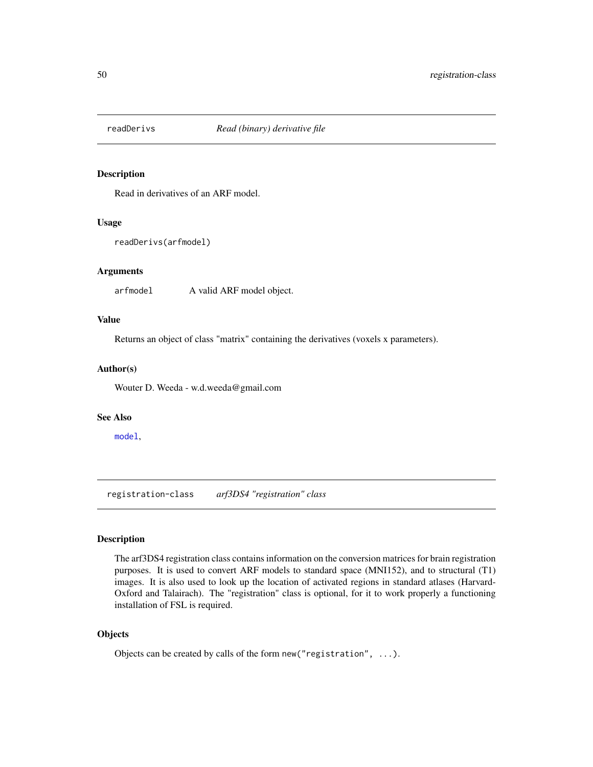## readDerivs — *Read (binary) derivative file*

### Description

Read in derivatives of an ARF model.

### Usage

```
readDerivs(arfmodel)
```

### Arguments

| | |
|---|---|
| arfmodel | A valid ARF model object. |

### Value

Returns an object of class "matrix" containing the derivatives (voxels x parameters).

### Author(s)

Wouter D. Weeda - w.d.weeda@gmail.com

### See Also

model,

## registration-class — *arf3DS4 "registration" class*

### Description

The arf3DS4 registration class contains information on the conversion matrices for brain registration purposes. It is used to convert ARF models to standard space (MNI152), and to structural (T1) images. It is also used to look up the location of activated regions in standard atlases (Harvard-Oxford and Talairach). The "registration" class is optional, for it to work properly a functioning installation of FSL is required.

### Objects

Objects can be created by calls of the form `new("registration", ...)`.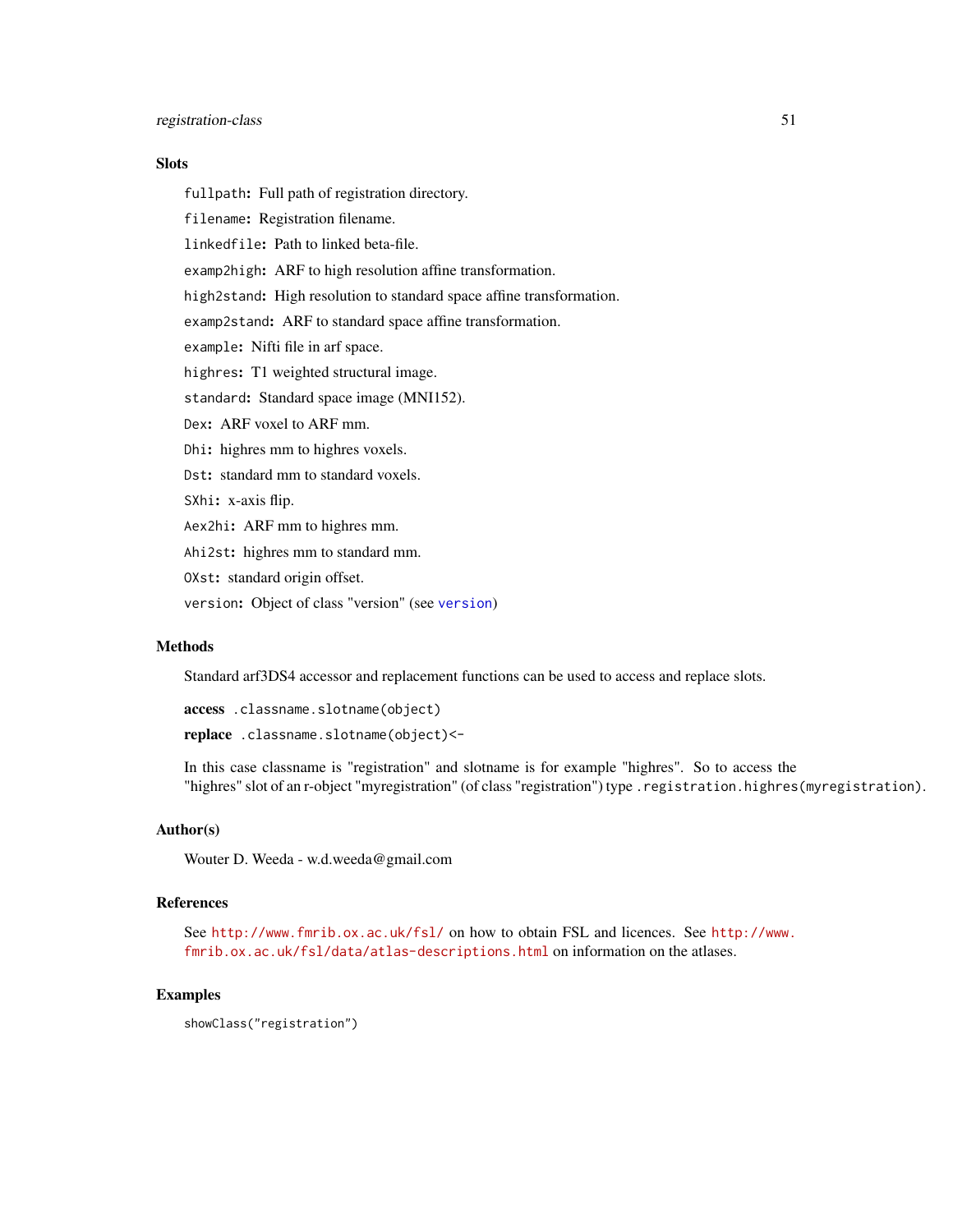### Slots

`fullpath`: Full path of registration directory.

`filename`: Registration filename.

`linkedfile`: Path to linked beta-file.

`examp2high`: ARF to high resolution affine transformation.

`high2stand`: High resolution to standard space affine transformation.

`examp2stand`: ARF to standard space affine transformation.

`example`: Nifti file in arf space.

`highres`: T1 weighted structural image.

`standard`: Standard space image (MNI152).

`Dex`: ARF voxel to ARF mm.

`Dhi`: highres mm to highres voxels.

`Dst`: standard mm to standard voxels.

`SXhi`: x-axis flip.

`Aex2hi`: ARF mm to highres mm.

`Ahi2st`: highres mm to standard mm.

`OXst`: standard origin offset.

`version`: Object of class "version" (see `version`)

### Methods

Standard arf3DS4 accessor and replacement functions can be used to access and replace slots.

**access** `.classname.slotname(object)`

**replace** `.classname.slotname(object)<-`

In this case classname is "registration" and slotname is for example "highres". So to access the "highres" slot of an r-object "myregistration" (of class "registration") type `.registration.highres(myregistration)`.

### Author(s)

Wouter D. Weeda - w.d.weeda@gmail.com

### References

See `http://www.fmrib.ox.ac.uk/fsl/` on how to obtain FSL and licences. See `http://www.fmrib.ox.ac.uk/fsl/data/atlas-descriptions.html` on information on the atlases.

### Examples

```
showClass("registration")
```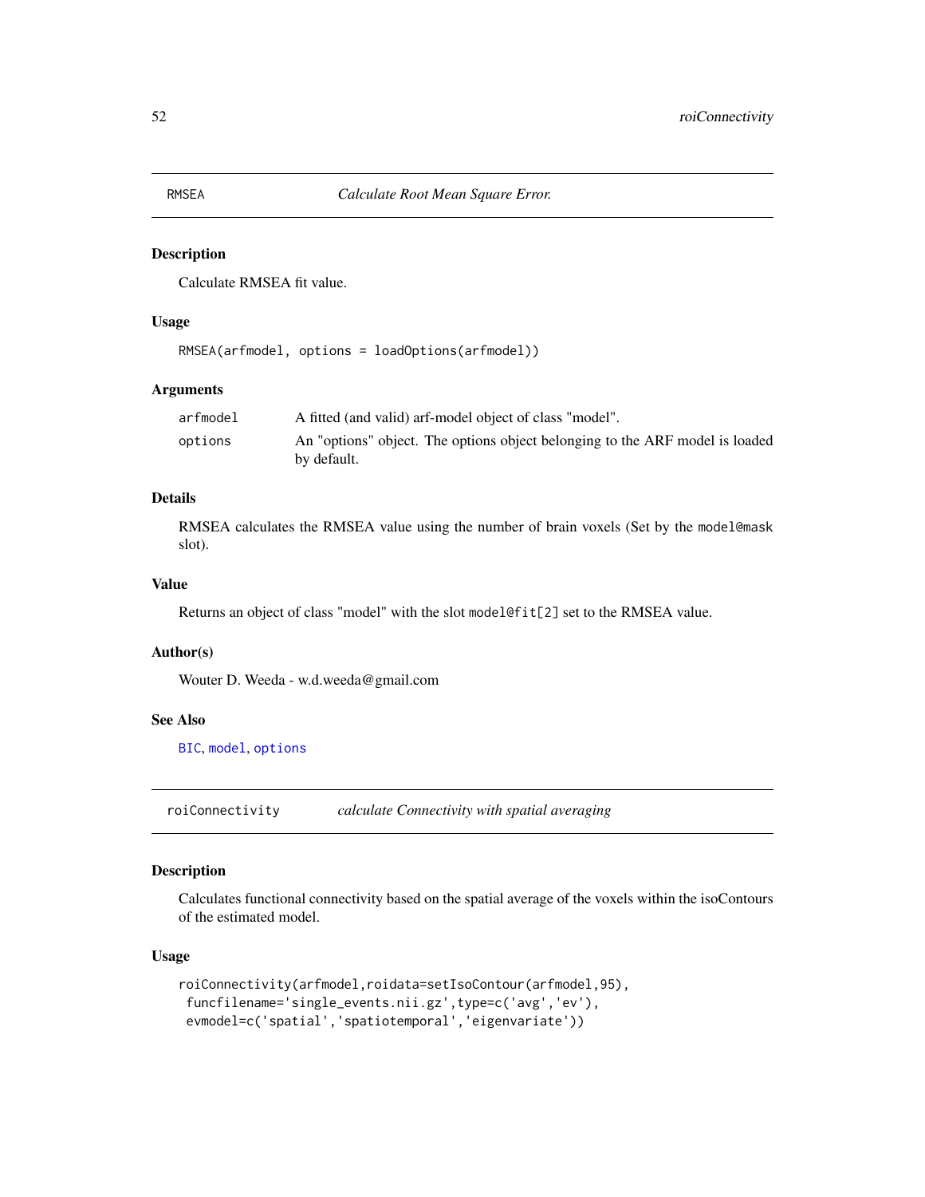## RMSEA — *Calculate Root Mean Square Error.*

### Description

Calculate RMSEA fit value.

### Usage

```
RMSEA(arfmodel, options = loadOptions(arfmodel))
```

### Arguments

| | |
|---|---|
| arfmodel | A fitted (and valid) arf-model object of class "model". |
| options | An "options" object. The options object belonging to the ARF model is loaded by default. |

### Details

RMSEA calculates the RMSEA value using the number of brain voxels (Set by the `model@mask` slot).

### Value

Returns an object of class "model" with the slot `model@fit[2]` set to the RMSEA value.

### Author(s)

Wouter D. Weeda - w.d.weeda@gmail.com

### See Also

BIC, model, options

---

## roiConnectivity — *calculate Connectivity with spatial averaging*

### Description

Calculates functional connectivity based on the spatial average of the voxels within the isoContours of the estimated model.

### Usage

```
roiConnectivity(arfmodel,roidata=setIsoContour(arfmodel,95),
 funcfilename='single_events.nii.gz',type=c('avg','ev'),
 evmodel=c('spatial','spatiotemporal','eigenvariate'))
```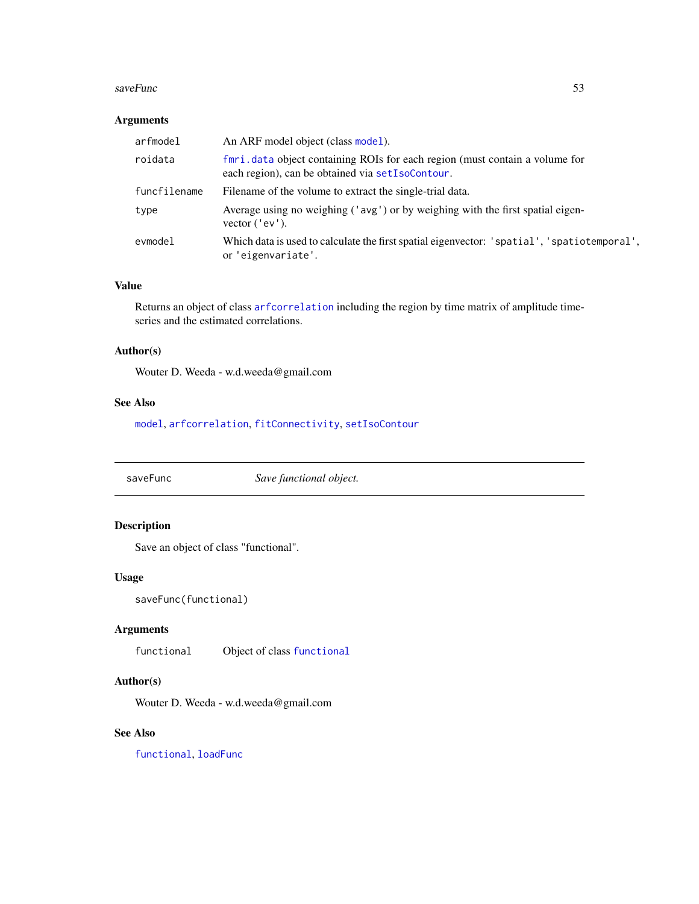### Arguments

| | |
|---|---|
| `arfmodel` | An ARF model object (class `model`). |
| `roidata` | `fmri.data` object containing ROIs for each region (must contain a volume for each region), can be obtained via `setIsoContour`. |
| `funcfilename` | Filename of the volume to extract the single-trial data. |
| `type` | Average using no weighing (`'avg'`) or by weighing with the first spatial eigenvector (`'ev'`). |
| `evmodel` | Which data is used to calculate the first spatial eigenvector: `'spatial'`, `'spatiotemporal'`, or `'eigenvariate'`. |

### Value

Returns an object of class `arfcorrelation` including the region by time matrix of amplitude timeseries and the estimated correlations.

### Author(s)

Wouter D. Weeda - w.d.weeda@gmail.com

### See Also

`model`, `arfcorrelation`, `fitConnectivity`, `setIsoContour`

---

## saveFunc — *Save functional object.*

---

### Description

Save an object of class "functional".

### Usage

```
saveFunc(functional)
```

### Arguments

| | |
|---|---|
| `functional` | Object of class `functional` |

### Author(s)

Wouter D. Weeda - w.d.weeda@gmail.com

### See Also

`functional`, `loadFunc`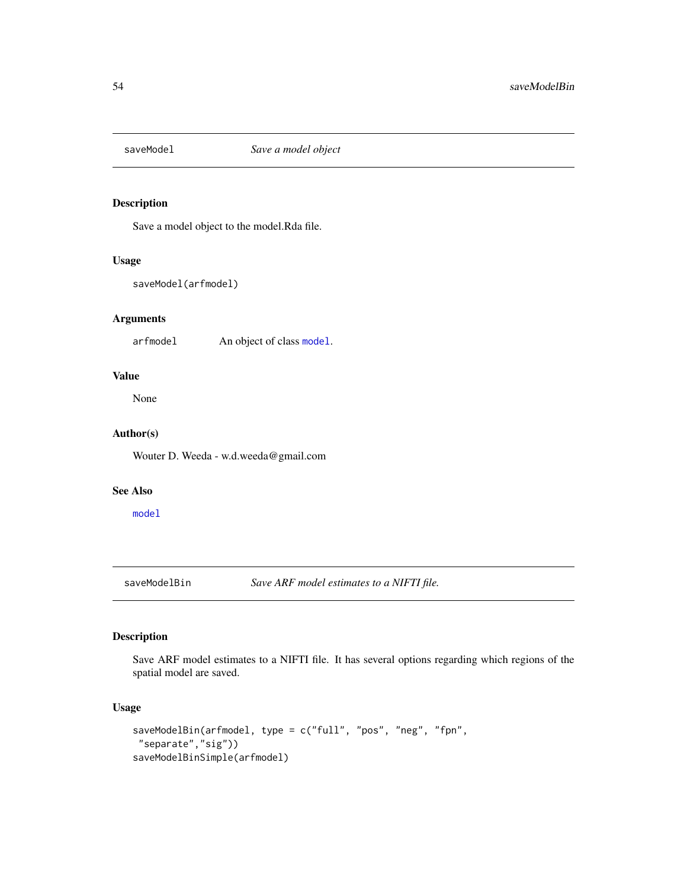## saveModel *Save a model object*

### Description

Save a model object to the model.Rda file.

### Usage

```
saveModel(arfmodel)
```

### Arguments

arfmodel An object of class model.

### Value

None

### Author(s)

Wouter D. Weeda - w.d.weeda@gmail.com

### See Also

model

## saveModelBin *Save ARF model estimates to a NIFTI file.*

### Description

Save ARF model estimates to a NIFTI file. It has several options regarding which regions of the spatial model are saved.

### Usage

```
saveModelBin(arfmodel, type = c("full", "pos", "neg", "fpn",
 "separate","sig"))
saveModelBinSimple(arfmodel)
```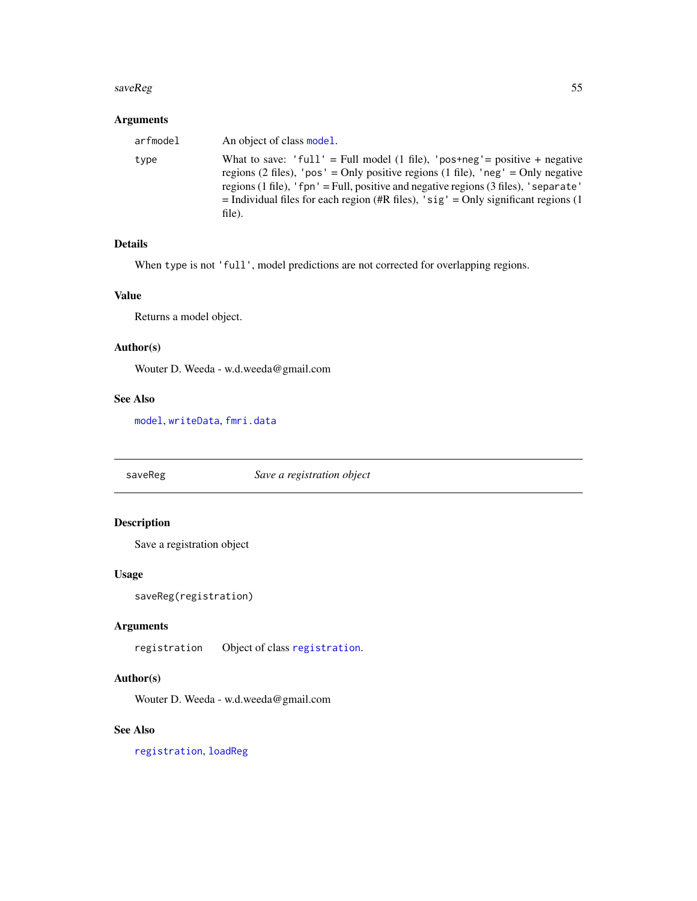### Arguments

| | |
|---|---|
| `arfmodel` | An object of class `model`. |
| `type` | What to save: `'full'` = Full model (1 file), `'pos+neg'`= positive + negative regions (2 files), `'pos'` = Only positive regions (1 file), `'neg'` = Only negative regions (1 file), `'fpn'` = Full, positive and negative regions (3 files), `'separate'` = Individual files for each region (#R files), `'sig'` = Only significant regions (1 file). |

### Details

When `type` is not `'full'`, model predictions are not corrected for overlapping regions.

### Value

Returns a model object.

### Author(s)

Wouter D. Weeda - w.d.weeda@gmail.com

### See Also

`model`, `writeData`, `fmri.data`

---

## saveReg — *Save a registration object*

### Description

Save a registration object

### Usage

```
saveReg(registration)
```

### Arguments

| | |
|---|---|
| `registration` | Object of class `registration`. |

### Author(s)

Wouter D. Weeda - w.d.weeda@gmail.com

### See Also

`registration`, `loadReg`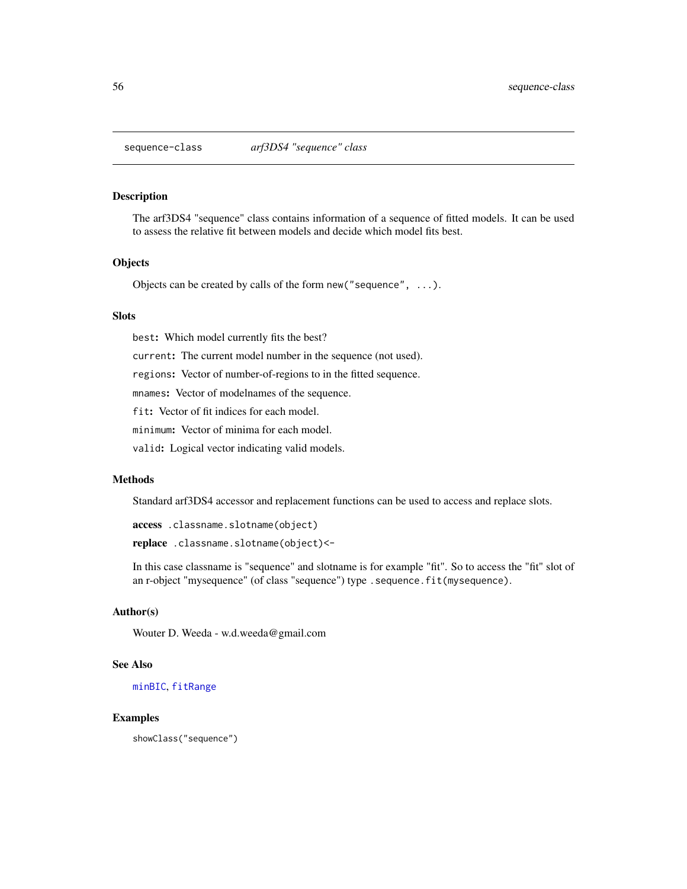## sequence-class *arf3DS4 "sequence" class*

### Description

The arf3DS4 "sequence" class contains information of a sequence of fitted models. It can be used to assess the relative fit between models and decide which model fits best.

### Objects

Objects can be created by calls of the form `new("sequence", ...)`.

### Slots

`best`: Which model currently fits the best?

`current`: The current model number in the sequence (not used).

`regions`: Vector of number-of-regions to in the fitted sequence.

`mnames`: Vector of modelnames of the sequence.

`fit`: Vector of fit indices for each model.

`minimum`: Vector of minima for each model.

`valid`: Logical vector indicating valid models.

### Methods

Standard arf3DS4 accessor and replacement functions can be used to access and replace slots.

**access** `.classname.slotname(object)`

**replace** `.classname.slotname(object)<-`

In this case classname is "sequence" and slotname is for example "fit". So to access the "fit" slot of an r-object "mysequence" (of class "sequence") type `.sequence.fit(mysequence)`.

### Author(s)

Wouter D. Weeda - w.d.weeda@gmail.com

### See Also

minBIC, fitRange

### Examples

```
showClass("sequence")
```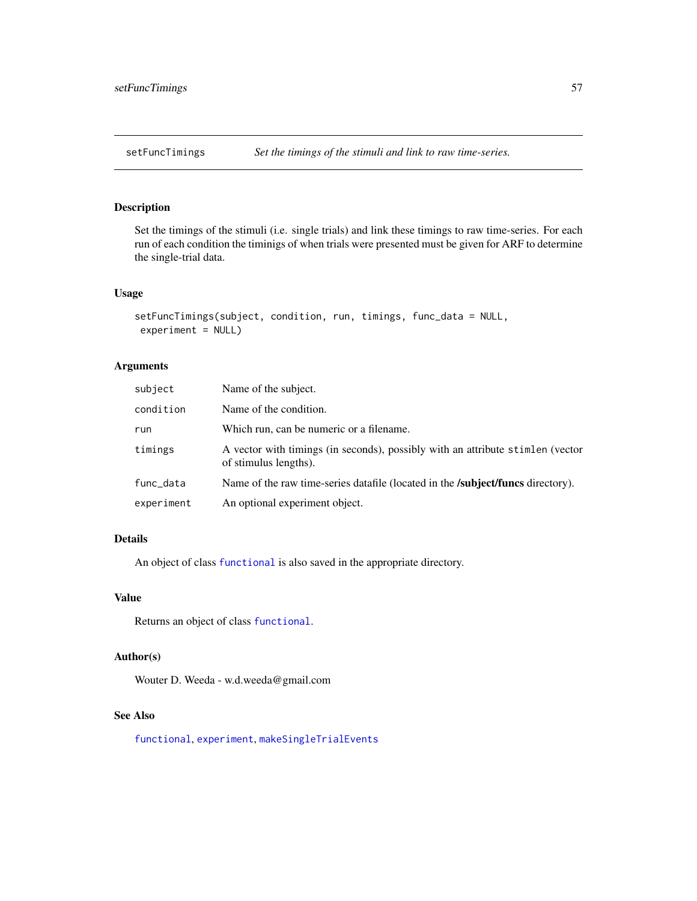# setFuncTimings *Set the timings of the stimuli and link to raw time-series.*

## Description

Set the timings of the stimuli (i.e. single trials) and link these timings to raw time-series. For each run of each condition the timinigs of when trials were presented must be given for ARF to determine the single-trial data.

## Usage

```
setFuncTimings(subject, condition, run, timings, func_data = NULL,
 experiment = NULL)
```

## Arguments

| | |
|---|---|
| `subject` | Name of the subject. |
| `condition` | Name of the condition. |
| `run` | Which run, can be numeric or a filename. |
| `timings` | A vector with timings (in seconds), possibly with an attribute `stimlen` (vector of stimulus lengths). |
| `func_data` | Name of the raw time-series datafile (located in the **/subject/funcs** directory). |
| `experiment` | An optional experiment object. |

## Details

An object of class `functional` is also saved in the appropriate directory.

## Value

Returns an object of class `functional`.

## Author(s)

Wouter D. Weeda - w.d.weeda@gmail.com

## See Also

`functional`, `experiment`, `makeSingleTrialEvents`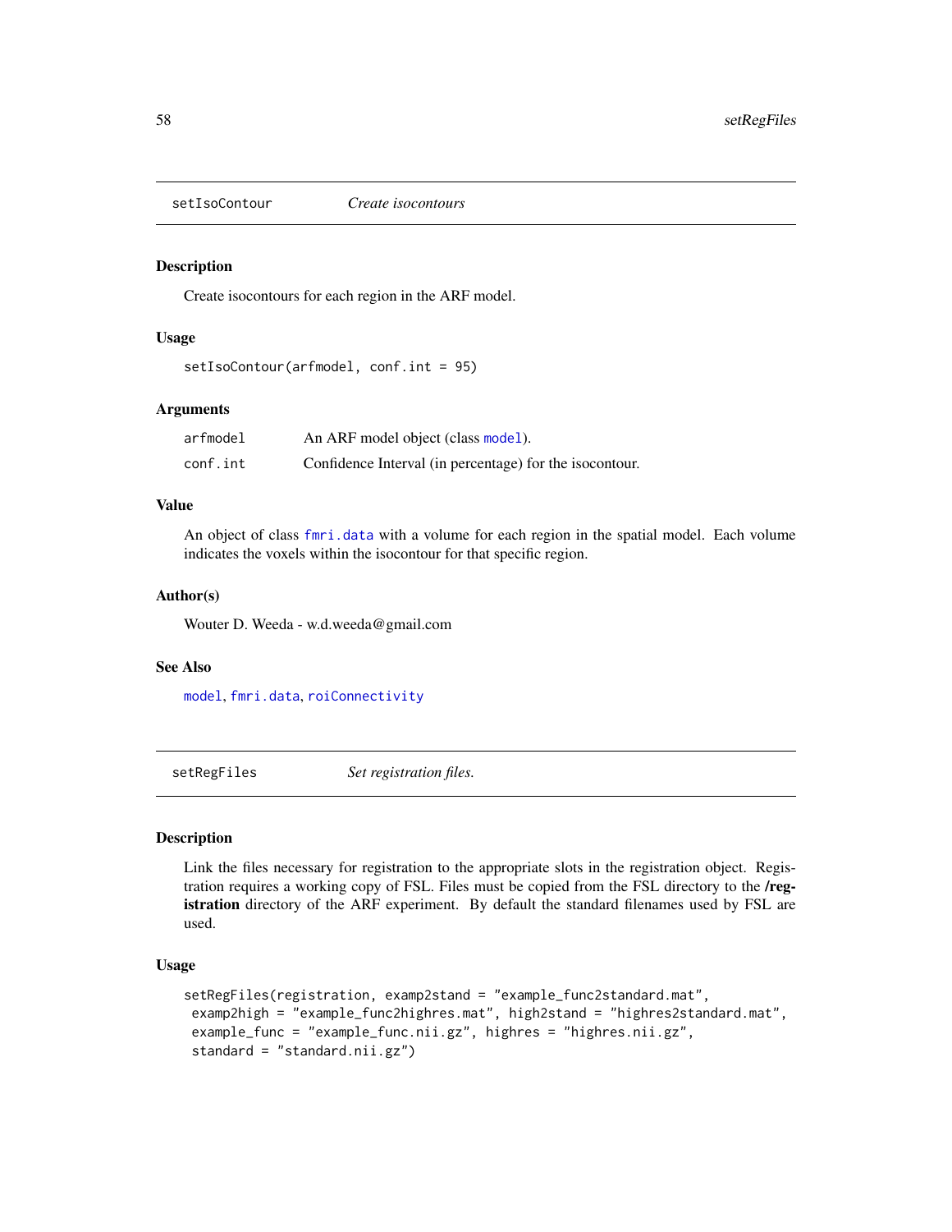## setIsoContour — *Create isocontours*

### Description

Create isocontours for each region in the ARF model.

### Usage

```
setIsoContour(arfmodel, conf.int = 95)
```

### Arguments

| | |
|---|---|
| arfmodel | An ARF model object (class model). |
| conf.int | Confidence Interval (in percentage) for the isocontour. |

### Value

An object of class fmri.data with a volume for each region in the spatial model. Each volume indicates the voxels within the isocontour for that specific region.

### Author(s)

Wouter D. Weeda - w.d.weeda@gmail.com

### See Also

model, fmri.data, roiConnectivity

## setRegFiles — *Set registration files.*

### Description

Link the files necessary for registration to the appropriate slots in the registration object. Registration requires a working copy of FSL. Files must be copied from the FSL directory to the **/registration** directory of the ARF experiment. By default the standard filenames used by FSL are used.

### Usage

```
setRegFiles(registration, examp2stand = "example_func2standard.mat",
 examp2high = "example_func2highres.mat", high2stand = "highres2standard.mat",
 example_func = "example_func.nii.gz", highres = "highres.nii.gz",
 standard = "standard.nii.gz")
```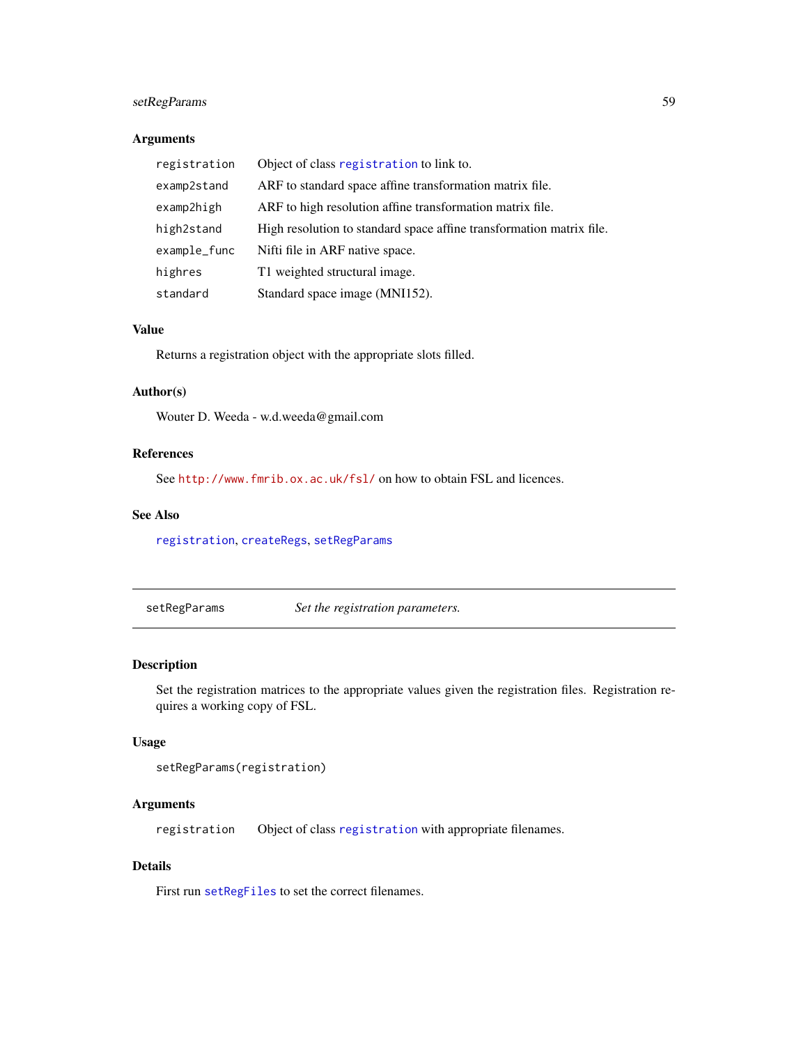### Arguments

| | |
|---|---|
| registration | Object of class registration to link to. |
| examp2stand | ARF to standard space affine transformation matrix file. |
| examp2high | ARF to high resolution affine transformation matrix file. |
| high2stand | High resolution to standard space affine transformation matrix file. |
| example_func | Nifti file in ARF native space. |
| highres | T1 weighted structural image. |
| standard | Standard space image (MNI152). |

### Value

Returns a registration object with the appropriate slots filled.

### Author(s)

Wouter D. Weeda - w.d.weeda@gmail.com

### References

See http://www.fmrib.ox.ac.uk/fsl/ on how to obtain FSL and licences.

### See Also

registration, createRegs, setRegParams

---

## setRegParams — *Set the registration parameters.*

---

### Description

Set the registration matrices to the appropriate values given the registration files. Registration requires a working copy of FSL.

### Usage

```
setRegParams(registration)
```

### Arguments

| | |
|---|---|
| registration | Object of class registration with appropriate filenames. |

### Details

First run setRegFiles to set the correct filenames.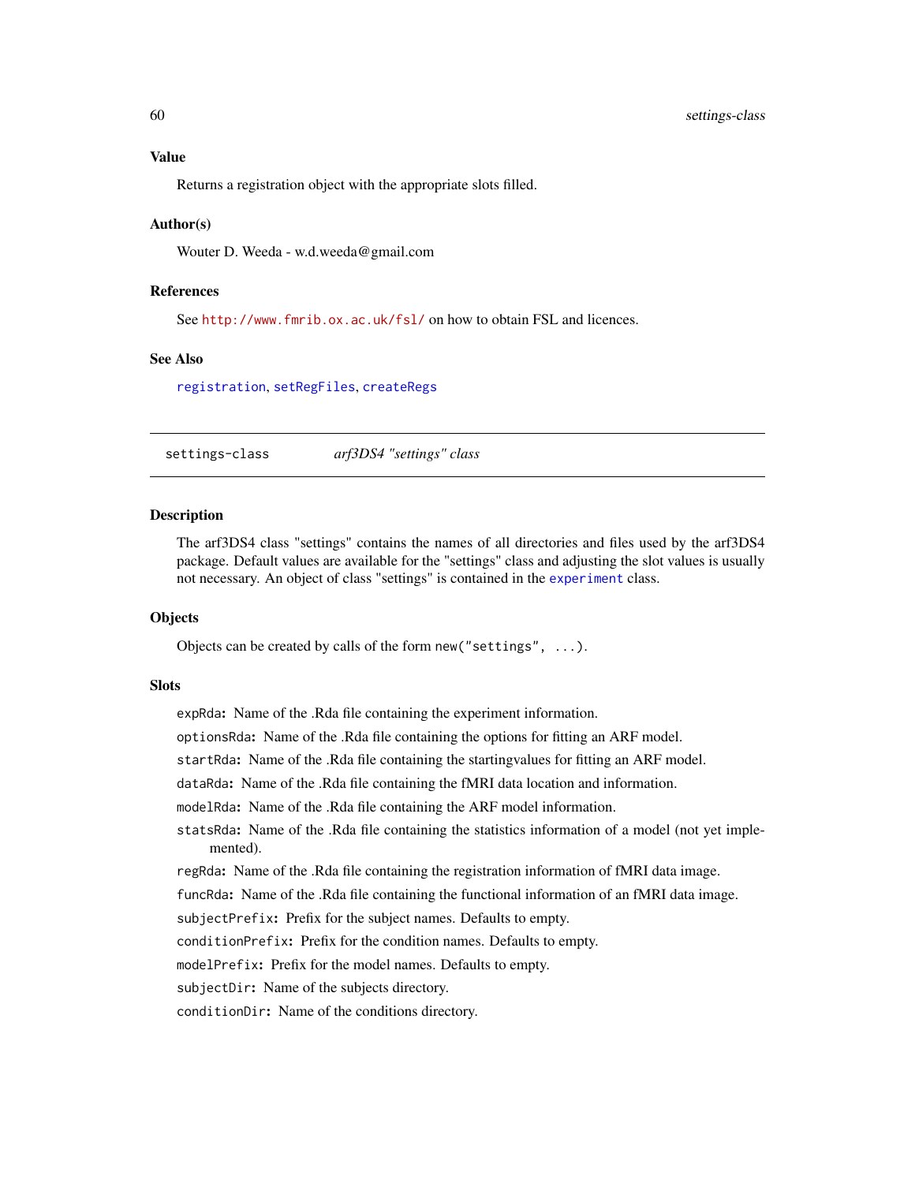### Value

Returns a registration object with the appropriate slots filled.

### Author(s)

Wouter D. Weeda - w.d.weeda@gmail.com

### References

See http://www.fmrib.ox.ac.uk/fsl/ on how to obtain FSL and licences.

### See Also

registration, setRegFiles, createRegs

---

## settings-class    *arf3DS4 "settings" class*

---

### Description

The arf3DS4 class "settings" contains the names of all directories and files used by the arf3DS4 package. Default values are available for the "settings" class and adjusting the slot values is usually not necessary. An object of class "settings" is contained in the experiment class.

### Objects

Objects can be created by calls of the form `new("settings", ...)`.

### Slots

- `expRda`: Name of the .Rda file containing the experiment information.
- `optionsRda`: Name of the .Rda file containing the options for fitting an ARF model.
- `startRda`: Name of the .Rda file containing the startingvalues for fitting an ARF model.
- `dataRda`: Name of the .Rda file containing the fMRI data location and information.
- `modelRda`: Name of the .Rda file containing the ARF model information.
- `statsRda`: Name of the .Rda file containing the statistics information of a model (not yet implemented).
- `regRda`: Name of the .Rda file containing the registration information of fMRI data image.
- `funcRda`: Name of the .Rda file containing the functional information of an fMRI data image.
- `subjectPrefix`: Prefix for the subject names. Defaults to empty.
- `conditionPrefix`: Prefix for the condition names. Defaults to empty.
- `modelPrefix`: Prefix for the model names. Defaults to empty.
- `subjectDir`: Name of the subjects directory.
- `conditionDir`: Name of the conditions directory.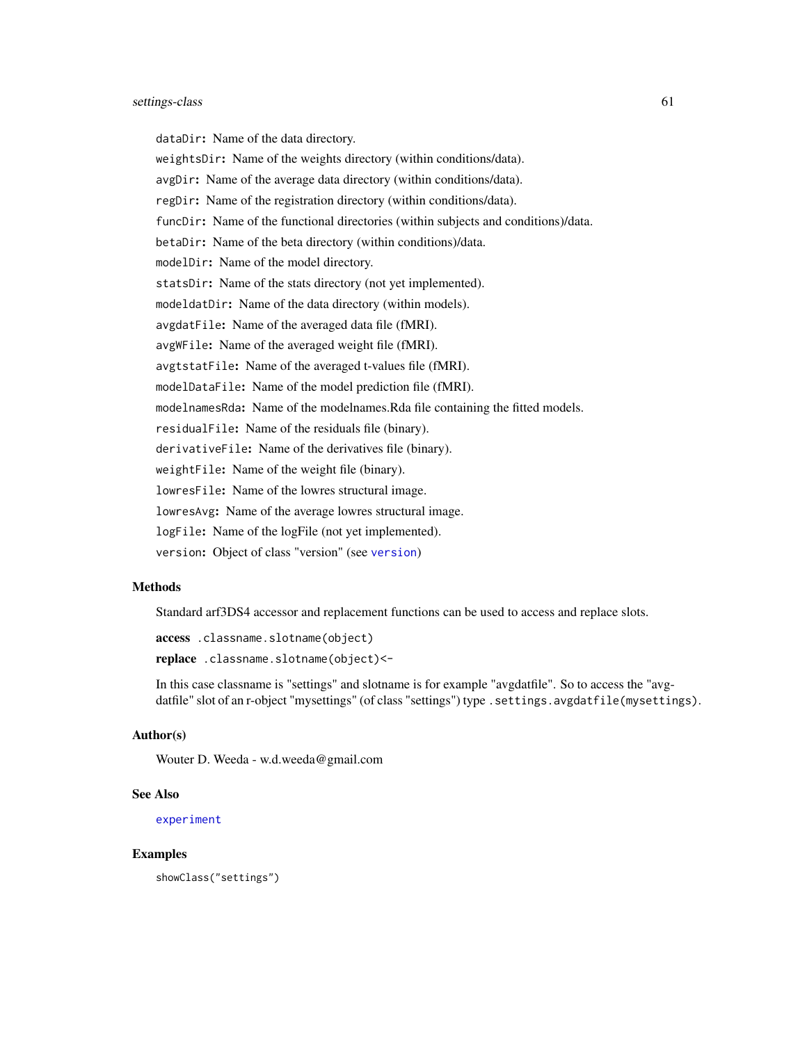`dataDir`: Name of the data directory.

`weightsDir`: Name of the weights directory (within conditions/data).

`avgDir`: Name of the average data directory (within conditions/data).

`regDir`: Name of the registration directory (within conditions/data).

`funcDir`: Name of the functional directories (within subjects and conditions)/data.

`betaDir`: Name of the beta directory (within conditions)/data.

`modelDir`: Name of the model directory.

`statsDir`: Name of the stats directory (not yet implemented).

`modeldatDir`: Name of the data directory (within models).

`avgdatFile`: Name of the averaged data file (fMRI).

`avgWFile`: Name of the averaged weight file (fMRI).

`avgtstatFile`: Name of the averaged t-values file (fMRI).

`modelDataFile`: Name of the model prediction file (fMRI).

`modelnamesRda`: Name of the modelnames.Rda file containing the fitted models.

`residualFile`: Name of the residuals file (binary).

`derivativeFile`: Name of the derivatives file (binary).

`weightFile`: Name of the weight file (binary).

`lowresFile`: Name of the lowres structural image.

`lowresAvg`: Name of the average lowres structural image.

`logFile`: Name of the logFile (not yet implemented).

`version`: Object of class "version" (see `version`)

## Methods

Standard arf3DS4 accessor and replacement functions can be used to access and replace slots.

**access** `.classname.slotname(object)`

**replace** `.classname.slotname(object)<-`

In this case classname is "settings" and slotname is for example "avgdatfile". So to access the "avgdatfile" slot of an r-object "mysettings" (of class "settings") type `.settings.avgdatfile(mysettings)`.

## Author(s)

Wouter D. Weeda - w.d.weeda@gmail.com

## See Also

`experiment`

## Examples

```
showClass("settings")
```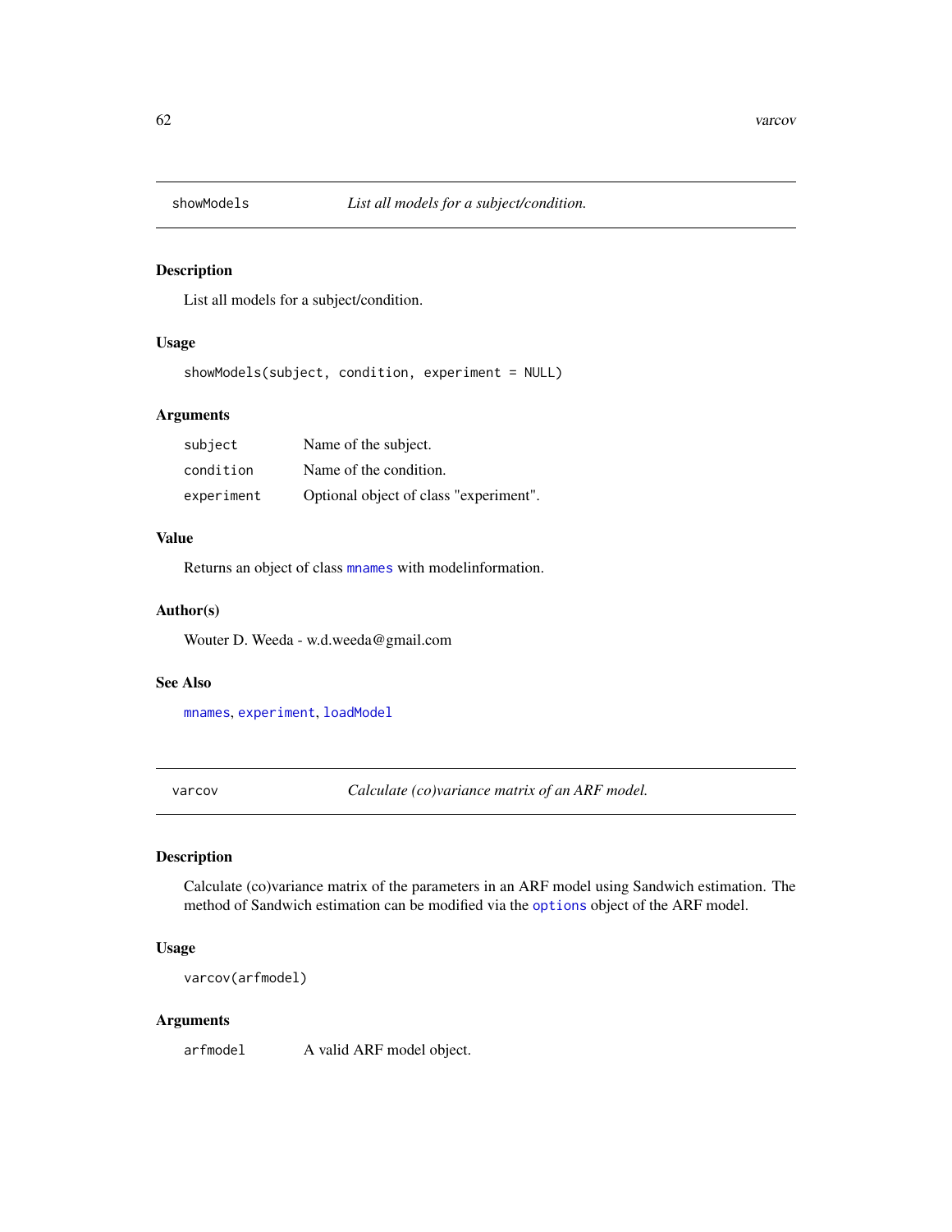## showModels — *List all models for a subject/condition.*

### Description

List all models for a subject/condition.

### Usage

```
showModels(subject, condition, experiment = NULL)
```

### Arguments

| | |
|---|---|
| `subject` | Name of the subject. |
| `condition` | Name of the condition. |
| `experiment` | Optional object of class "experiment". |

### Value

Returns an object of class `mnames` with modelinformation.

### Author(s)

Wouter D. Weeda - w.d.weeda@gmail.com

### See Also

`mnames`, `experiment`, `loadModel`

## varcov — *Calculate (co)variance matrix of an ARF model.*

### Description

Calculate (co)variance matrix of the parameters in an ARF model using Sandwich estimation. The method of Sandwich estimation can be modified via the `options` object of the ARF model.

### Usage

```
varcov(arfmodel)
```

### Arguments

| | |
|---|---|
| `arfmodel` | A valid ARF model object. |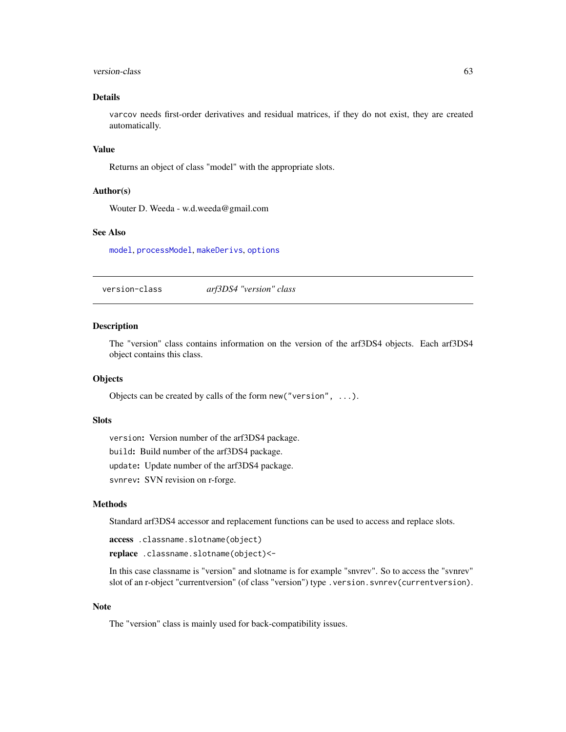### Details

`varcov` needs first-order derivatives and residual matrices, if they do not exist, they are created automatically.

### Value

Returns an object of class "model" with the appropriate slots.

### Author(s)

Wouter D. Weeda - w.d.weeda@gmail.com

### See Also

`model`, `processModel`, `makeDerivs`, `options`

---

## version-class — *arf3DS4 "version" class*

---

### Description

The "version" class contains information on the version of the arf3DS4 objects. Each arf3DS4 object contains this class.

### Objects

Objects can be created by calls of the form `new("version", ...)`.

### Slots

`version`**:** Version number of the arf3DS4 package.

`build`**:** Build number of the arf3DS4 package.

`update`**:** Update number of the arf3DS4 package.

`svnrev`**:** SVN revision on r-forge.

### Methods

Standard arf3DS4 accessor and replacement functions can be used to access and replace slots.

**access** `.classname.slotname(object)`

**replace** `.classname.slotname(object)<-`

In this case classname is "version" and slotname is for example "snvrev". So to access the "svnrev" slot of an r-object "currentversion" (of class "version") type `.version.svnrev(currentversion)`.

### Note

The "version" class is mainly used for back-compatibility issues.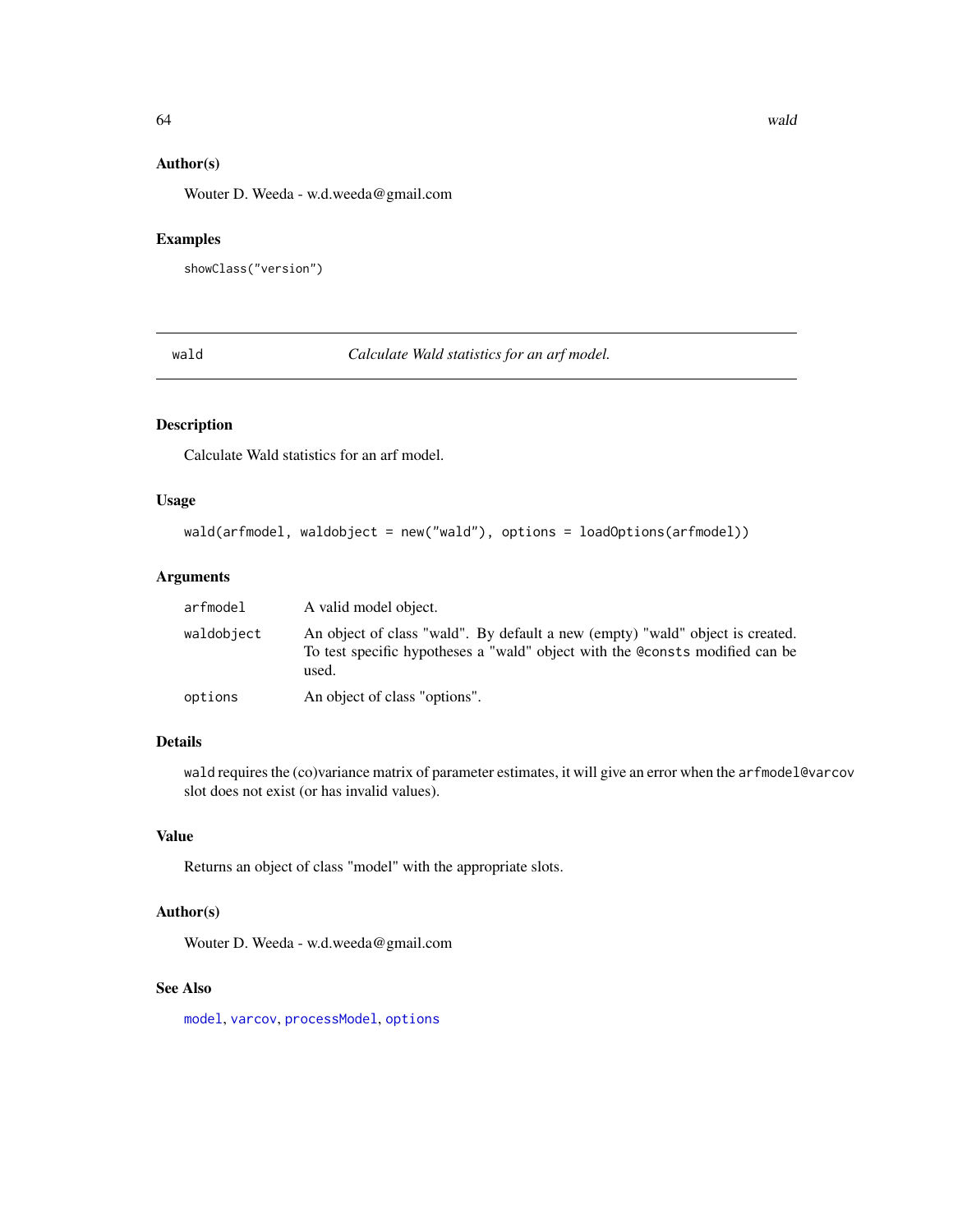### Author(s)

Wouter D. Weeda - w.d.weeda@gmail.com

### Examples

```
showClass("version")
```

---

## wald — *Calculate Wald statistics for an arf model.*

---

### Description

Calculate Wald statistics for an arf model.

### Usage

```
wald(arfmodel, waldobject = new("wald"), options = loadOptions(arfmodel))
```

### Arguments

| | |
|---|---|
| arfmodel | A valid model object. |
| waldobject | An object of class "wald". By default a new (empty) "wald" object is created. To test specific hypotheses a "wald" object with the @consts modified can be used. |
| options | An object of class "options". |

### Details

wald requires the (co)variance matrix of parameter estimates, it will give an error when the arfmodel@varcov slot does not exist (or has invalid values).

### Value

Returns an object of class "model" with the appropriate slots.

### Author(s)

Wouter D. Weeda - w.d.weeda@gmail.com

### See Also

model, varcov, processModel, options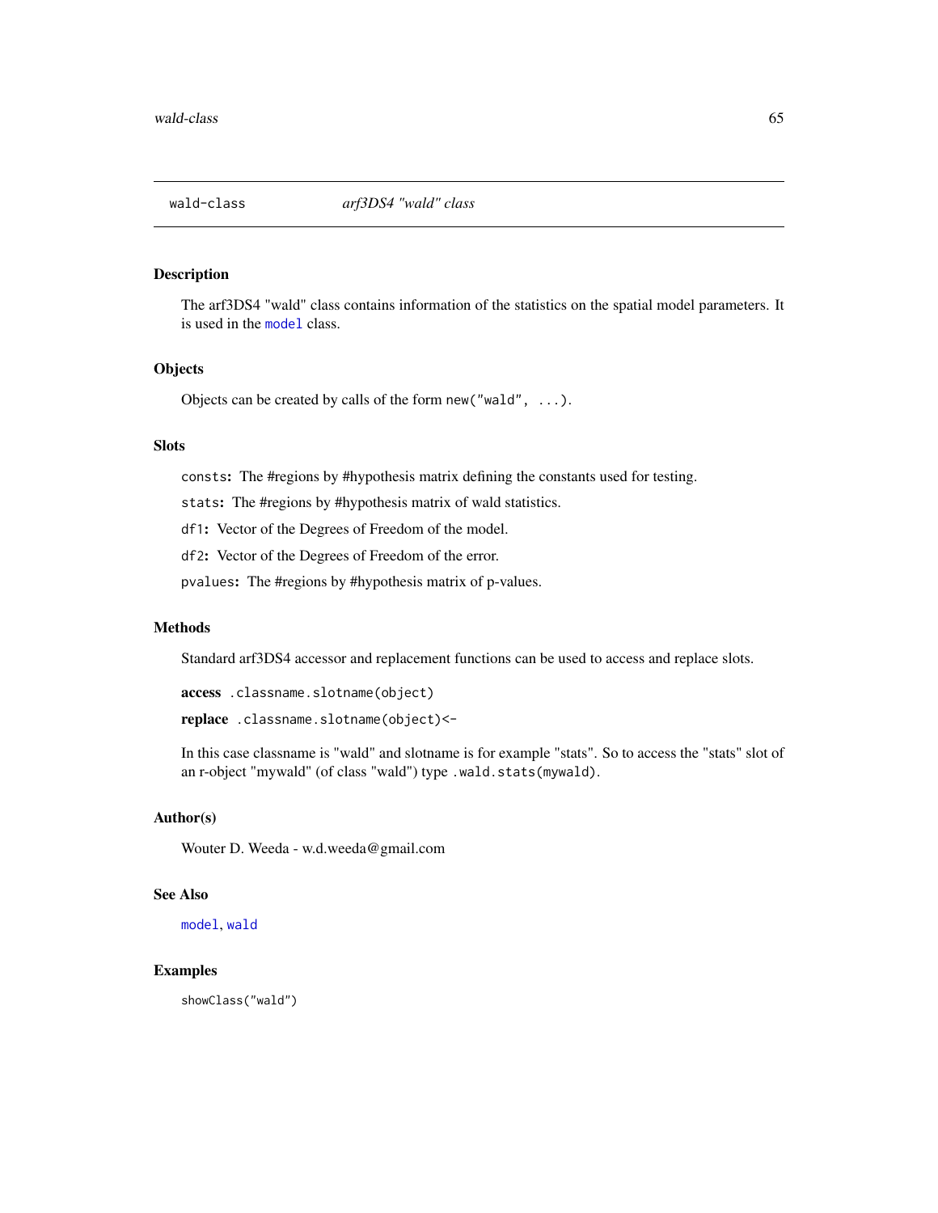# wald-class *arf3DS4 "wald" class*

## Description

The arf3DS4 "wald" class contains information of the statistics on the spatial model parameters. It is used in the model class.

## Objects

Objects can be created by calls of the form `new("wald", ...)`.

## Slots

`consts`**:** The #regions by #hypothesis matrix defining the constants used for testing.

`stats`**:** The #regions by #hypothesis matrix of wald statistics.

`df1`**:** Vector of the Degrees of Freedom of the model.

`df2`**:** Vector of the Degrees of Freedom of the error.

`pvalues`**:** The #regions by #hypothesis matrix of p-values.

## Methods

Standard arf3DS4 accessor and replacement functions can be used to access and replace slots.

**access** `.classname.slotname(object)`

**replace** `.classname.slotname(object)<-`

In this case classname is "wald" and slotname is for example "stats". So to access the "stats" slot of an r-object "mywald" (of class "wald") type `.wald.stats(mywald)`.

## Author(s)

Wouter D. Weeda - w.d.weeda@gmail.com

## See Also

model, wald

## Examples

```
showClass("wald")
```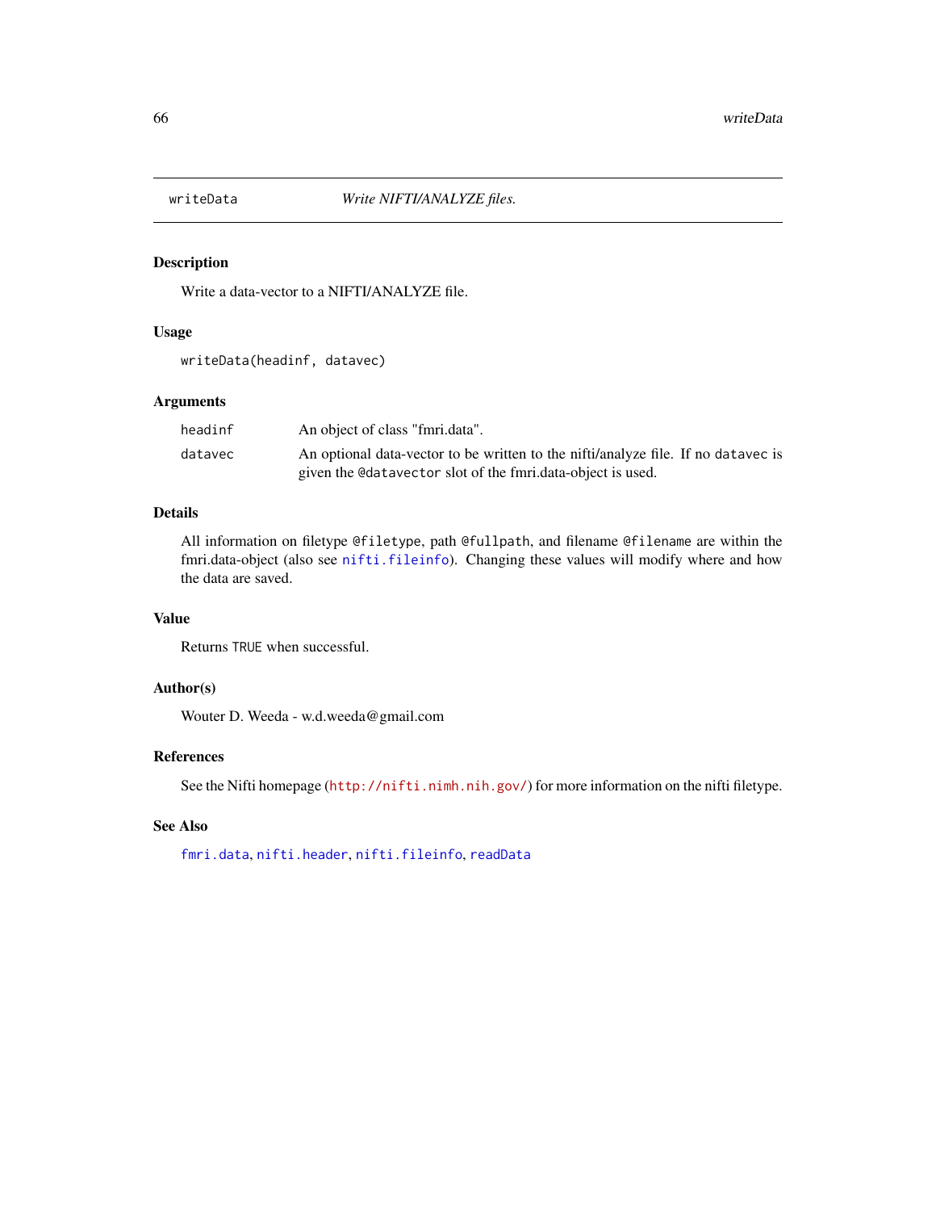# writeData — *Write NIFTI/ANALYZE files.*

## Description

Write a data-vector to a NIFTI/ANALYZE file.

## Usage

```
writeData(headinf, datavec)
```

## Arguments

| | |
|---|---|
| `headinf` | An object of class "fmri.data". |
| `datavec` | An optional data-vector to be written to the nifti/analyze file. If no `datavec` is given the `@datavector` slot of the fmri.data-object is used. |

## Details

All information on filetype `@filetype`, path `@fullpath`, and filename `@filename` are within the fmri.data-object (also see `nifti.fileinfo`). Changing these values will modify where and how the data are saved.

## Value

Returns `TRUE` when successful.

## Author(s)

Wouter D. Weeda - w.d.weeda@gmail.com

## References

See the Nifti homepage (`http://nifti.nimh.nih.gov/`) for more information on the nifti filetype.

## See Also

`fmri.data`, `nifti.header`, `nifti.fileinfo`, `readData`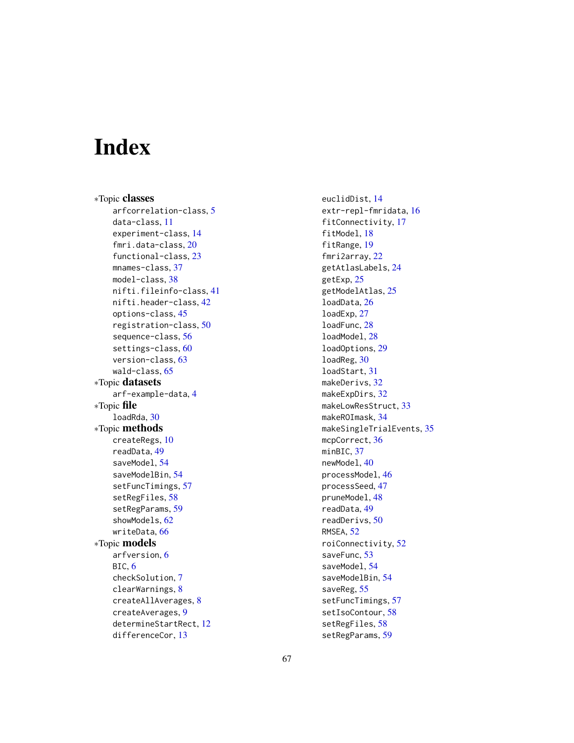# Index

*Topic **classes**
- arfcorrelation-class, 5
- data-class, 11
- experiment-class, 14
- fmri.data-class, 20
- functional-class, 23
- mnames-class, 37
- model-class, 38
- nifti.fileinfo-class, 41
- nifti.header-class, 42
- options-class, 45
- registration-class, 50
- sequence-class, 56
- settings-class, 60
- version-class, 63
- wald-class, 65

*Topic **datasets**
- arf-example-data, 4

*Topic **file**
- loadRda, 30

*Topic **methods**
- createRegs, 10
- readData, 49
- saveModel, 54
- saveModelBin, 54
- setFuncTimings, 57
- setRegFiles, 58
- setRegParams, 59
- showModels, 62
- writeData, 66

*Topic **models**
- arfversion, 6
- BIC, 6
- checkSolution, 7
- clearWarnings, 8
- createAllAverages, 8
- createAverages, 9
- determineStartRect, 12
- differenceCor, 13
- euclidDist, 14
- extr-repl-fmridata, 16
- fitConnectivity, 17
- fitModel, 18
- fitRange, 19
- fmri2array, 22
- getAtlasLabels, 24
- getExp, 25
- getModelAtlas, 25
- loadData, 26
- loadExp, 27
- loadFunc, 28
- loadModel, 28
- loadOptions, 29
- loadReg, 30
- loadStart, 31
- makeDerivs, 32
- makeExpDirs, 32
- makeLowResStruct, 33
- makeROImask, 34
- makeSingleTrialEvents, 35
- mcpCorrect, 36
- minBIC, 37
- newModel, 40
- processModel, 46
- processSeed, 47
- pruneModel, 48
- readData, 49
- readDerivs, 50
- RMSEA, 52
- roiConnectivity, 52
- saveFunc, 53
- saveModel, 54
- saveModelBin, 54
- saveReg, 55
- setFuncTimings, 57
- setIsoContour, 58
- setRegFiles, 58
- setRegParams, 59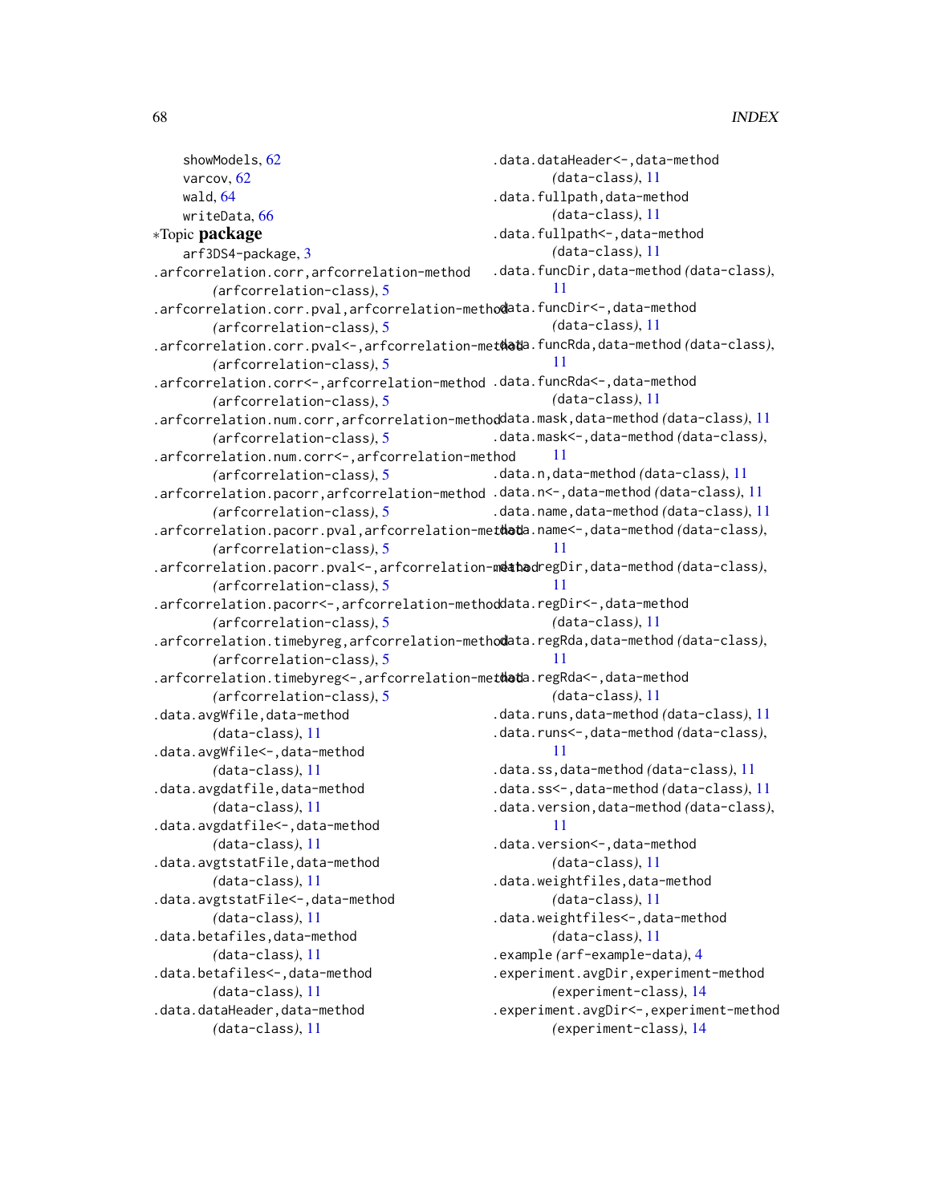showModels, 62
varcov, 62
wald, 64
writeData, 66

∗Topic **package**

arf3DS4-package, 3
.arfcorrelation.corr,arfcorrelation-method (arfcorrelation-class), 5
.arfcorrelation.corr.pval,arfcorrelation-method (arfcorrelation-class), 5
.arfcorrelation.corr.pval<-,arfcorrelation-method (arfcorrelation-class), 5
.arfcorrelation.corr<-,arfcorrelation-method (arfcorrelation-class), 5
.arfcorrelation.num.corr,arfcorrelation-method (arfcorrelation-class), 5
.arfcorrelation.num.corr<-,arfcorrelation-method (arfcorrelation-class), 5
.arfcorrelation.pacorr,arfcorrelation-method (arfcorrelation-class), 5
.arfcorrelation.pacorr.pval,arfcorrelation-method (arfcorrelation-class), 5
.arfcorrelation.pacorr.pval<-,arfcorrelation-method (arfcorrelation-class), 5
.arfcorrelation.pacorr<-,arfcorrelation-method (arfcorrelation-class), 5
.arfcorrelation.timebyreg,arfcorrelation-method (arfcorrelation-class), 5
.arfcorrelation.timebyreg<-,arfcorrelation-method (arfcorrelation-class), 5
.data.avgWfile,data-method (data-class), 11
.data.avgWfile<-,data-method (data-class), 11
.data.avgdatfile,data-method (data-class), 11
.data.avgdatfile<-,data-method (data-class), 11
.data.avgtstatFile,data-method (data-class), 11
.data.avgtstatFile<-,data-method (data-class), 11
.data.betafiles,data-method (data-class), 11
.data.betafiles<-,data-method (data-class), 11
.data.dataHeader,data-method (data-class), 11
.data.dataHeader<-,data-method (data-class), 11
.data.fullpath,data-method (data-class), 11
.data.fullpath<-,data-method (data-class), 11
.data.funcDir,data-method (data-class), 11
.data.funcDir<-,data-method (data-class), 11
.data.funcRda,data-method (data-class), 11
.data.funcRda<-,data-method (data-class), 11
.data.mask,data-method (data-class), 11
.data.mask<-,data-method (data-class), 11
.data.n,data-method (data-class), 11
.data.n<-,data-method (data-class), 11
.data.name,data-method (data-class), 11
.data.name<-,data-method (data-class), 11
.data.regDir,data-method (data-class), 11
.data.regDir<-,data-method (data-class), 11
.data.regRda,data-method (data-class), 11
.data.regRda<-,data-method (data-class), 11
.data.runs,data-method (data-class), 11
.data.runs<-,data-method (data-class), 11
.data.ss,data-method (data-class), 11
.data.ss<-,data-method (data-class), 11
.data.version,data-method (data-class), 11
.data.version<-,data-method (data-class), 11
.data.weightfiles,data-method (data-class), 11
.data.weightfiles<-,data-method (data-class), 11
.example (arf-example-data), 4
.experiment.avgDir,experiment-method (experiment-class), 14
.experiment.avgDir<-,experiment-method (experiment-class), 14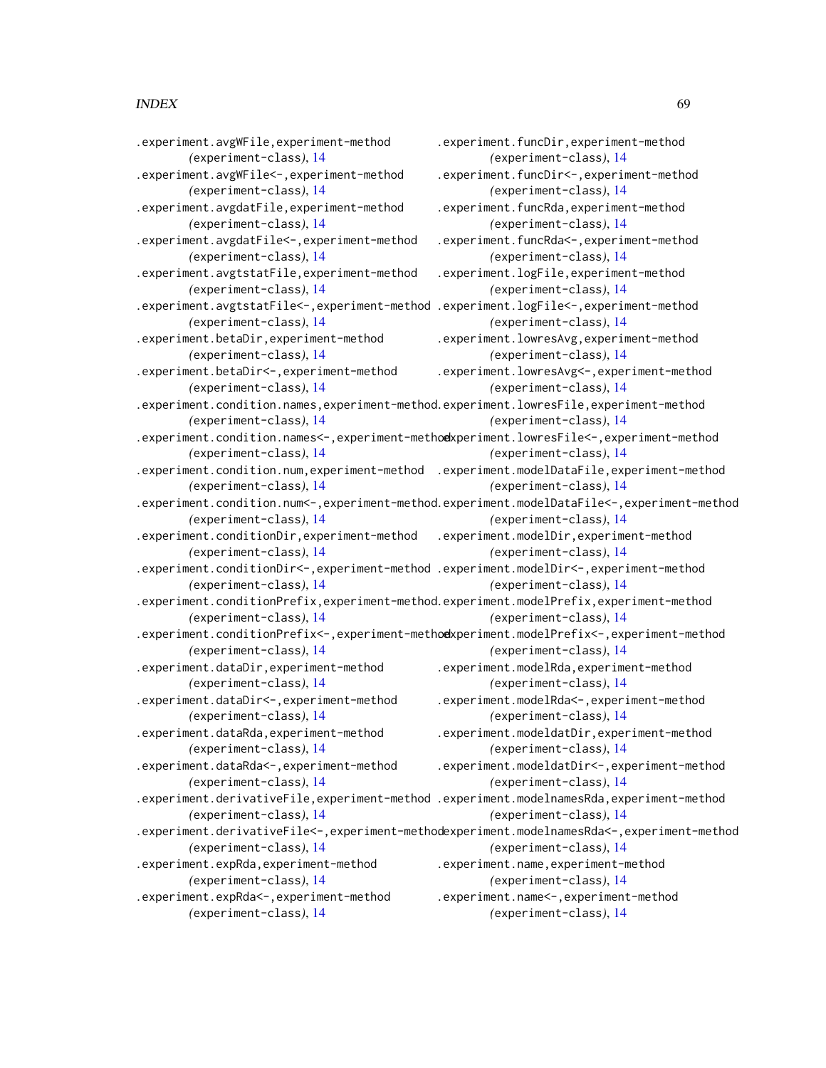.experiment.avgWFile,experiment-method
*(experiment-class)*, 14
.experiment.avgWFile<-,experiment-method
*(experiment-class)*, 14
.experiment.avgdatFile,experiment-method
*(experiment-class)*, 14
.experiment.avgdatFile<-,experiment-method
*(experiment-class)*, 14
.experiment.avgtstatFile,experiment-method
*(experiment-class)*, 14
.experiment.avgtstatFile<-,experiment-method
*(experiment-class)*, 14
.experiment.betaDir,experiment-method
*(experiment-class)*, 14
.experiment.betaDir<-,experiment-method
*(experiment-class)*, 14
.experiment.condition.names,experiment-method
*(experiment-class)*, 14
.experiment.condition.names<-,experiment-method
*(experiment-class)*, 14
.experiment.condition.num,experiment-method
*(experiment-class)*, 14
.experiment.condition.num<-,experiment-method
*(experiment-class)*, 14
.experiment.conditionDir,experiment-method
*(experiment-class)*, 14
.experiment.conditionDir<-,experiment-method
*(experiment-class)*, 14
.experiment.conditionPrefix,experiment-method
*(experiment-class)*, 14
.experiment.conditionPrefix<-,experiment-method
*(experiment-class)*, 14
.experiment.dataDir,experiment-method
*(experiment-class)*, 14
.experiment.dataDir<-,experiment-method
*(experiment-class)*, 14
.experiment.dataRda,experiment-method
*(experiment-class)*, 14
.experiment.dataRda<-,experiment-method
*(experiment-class)*, 14
.experiment.derivativeFile,experiment-method
*(experiment-class)*, 14
.experiment.derivativeFile<-,experiment-method
*(experiment-class)*, 14
.experiment.expRda,experiment-method
*(experiment-class)*, 14
.experiment.expRda<-,experiment-method
*(experiment-class)*, 14
.experiment.funcDir,experiment-method
*(experiment-class)*, 14
.experiment.funcDir<-,experiment-method
*(experiment-class)*, 14
.experiment.funcRda,experiment-method
*(experiment-class)*, 14
.experiment.funcRda<-,experiment-method
*(experiment-class)*, 14
.experiment.logFile,experiment-method
*(experiment-class)*, 14
.experiment.logFile<-,experiment-method
*(experiment-class)*, 14
.experiment.lowresAvg,experiment-method
*(experiment-class)*, 14
.experiment.lowresAvg<-,experiment-method
*(experiment-class)*, 14
.experiment.lowresFile,experiment-method
*(experiment-class)*, 14
.experiment.lowresFile<-,experiment-method
*(experiment-class)*, 14
.experiment.modelDataFile,experiment-method
*(experiment-class)*, 14
.experiment.modelDataFile<-,experiment-method
*(experiment-class)*, 14
.experiment.modelDir,experiment-method
*(experiment-class)*, 14
.experiment.modelDir<-,experiment-method
*(experiment-class)*, 14
.experiment.modelPrefix,experiment-method
*(experiment-class)*, 14
.experiment.modelPrefix<-,experiment-method
*(experiment-class)*, 14
.experiment.modelRda,experiment-method
*(experiment-class)*, 14
.experiment.modelRda<-,experiment-method
*(experiment-class)*, 14
.experiment.modeldatDir,experiment-method
*(experiment-class)*, 14
.experiment.modeldatDir<-,experiment-method
*(experiment-class)*, 14
.experiment.modelnamesRda,experiment-method
*(experiment-class)*, 14
.experiment.modelnamesRda<-,experiment-method
*(experiment-class)*, 14
.experiment.name,experiment-method
*(experiment-class)*, 14
.experiment.name<-,experiment-method
*(experiment-class)*, 14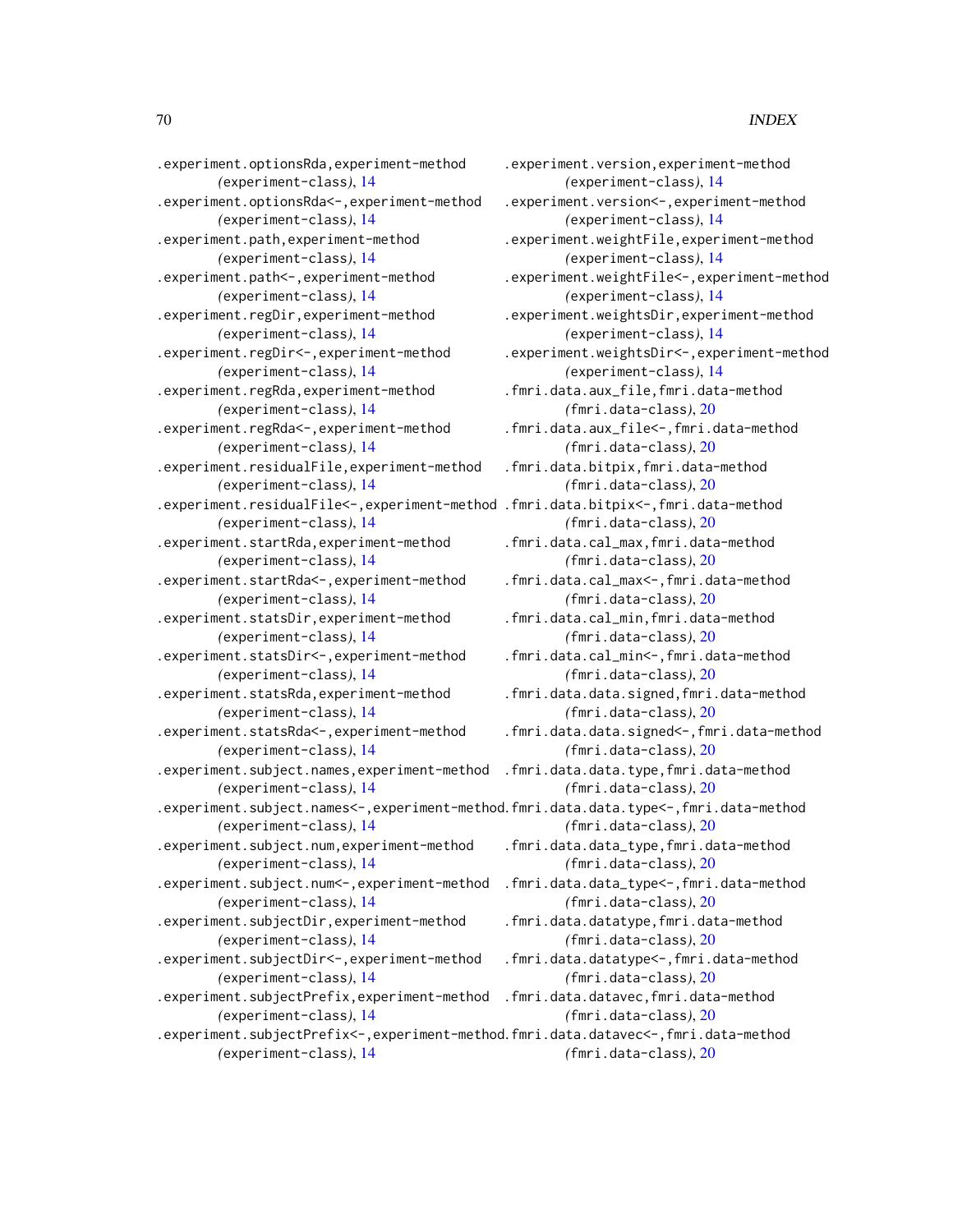.experiment.optionsRda,experiment-method
*(*experiment-class*)*, 14
.experiment.optionsRda<-,experiment-method
*(*experiment-class*)*, 14
.experiment.path,experiment-method
*(*experiment-class*)*, 14
.experiment.path<-,experiment-method
*(*experiment-class*)*, 14
.experiment.regDir,experiment-method
*(*experiment-class*)*, 14
.experiment.regDir<-,experiment-method
*(*experiment-class*)*, 14
.experiment.regRda,experiment-method
*(*experiment-class*)*, 14
.experiment.regRda<-,experiment-method
*(*experiment-class*)*, 14
.experiment.residualFile,experiment-method
*(*experiment-class*)*, 14
.experiment.residualFile<-,experiment-method
*(*experiment-class*)*, 14
.experiment.startRda,experiment-method
*(*experiment-class*)*, 14
.experiment.startRda<-,experiment-method
*(*experiment-class*)*, 14
.experiment.statsDir,experiment-method
*(*experiment-class*)*, 14
.experiment.statsDir<-,experiment-method
*(*experiment-class*)*, 14
.experiment.statsRda,experiment-method
*(*experiment-class*)*, 14
.experiment.statsRda<-,experiment-method
*(*experiment-class*)*, 14
.experiment.subject.names,experiment-method
*(*experiment-class*)*, 14
.experiment.subject.names<-,experiment-method
*(*experiment-class*)*, 14
.experiment.subject.num,experiment-method
*(*experiment-class*)*, 14
.experiment.subject.num<-,experiment-method
*(*experiment-class*)*, 14
.experiment.subjectDir,experiment-method
*(*experiment-class*)*, 14
.experiment.subjectDir<-,experiment-method
*(*experiment-class*)*, 14
.experiment.subjectPrefix,experiment-method
*(*experiment-class*)*, 14
.experiment.subjectPrefix<-,experiment-method
*(*experiment-class*)*, 14
.experiment.version,experiment-method
*(*experiment-class*)*, 14
.experiment.version<-,experiment-method
*(*experiment-class*)*, 14
.experiment.weightFile,experiment-method
*(*experiment-class*)*, 14
.experiment.weightFile<-,experiment-method
*(*experiment-class*)*, 14
.experiment.weightsDir,experiment-method
*(*experiment-class*)*, 14
.experiment.weightsDir<-,experiment-method
*(*experiment-class*)*, 14
.fmri.data.aux_file,fmri.data-method
*(*fmri.data-class*)*, 20
.fmri.data.aux_file<-,fmri.data-method
*(*fmri.data-class*)*, 20
.fmri.data.bitpix,fmri.data-method
*(*fmri.data-class*)*, 20
.fmri.data.bitpix<-,fmri.data-method
*(*fmri.data-class*)*, 20
.fmri.data.cal_max,fmri.data-method
*(*fmri.data-class*)*, 20
.fmri.data.cal_max<-,fmri.data-method
*(*fmri.data-class*)*, 20
.fmri.data.cal_min,fmri.data-method
*(*fmri.data-class*)*, 20
.fmri.data.cal_min<-,fmri.data-method
*(*fmri.data-class*)*, 20
.fmri.data.data.signed,fmri.data-method
*(*fmri.data-class*)*, 20
.fmri.data.data.signed<-,fmri.data-method
*(*fmri.data-class*)*, 20
.fmri.data.data.type,fmri.data-method
*(*fmri.data-class*)*, 20
.fmri.data.data.type<-,fmri.data-method
*(*fmri.data-class*)*, 20
.fmri.data.data_type,fmri.data-method
*(*fmri.data-class*)*, 20
.fmri.data.data_type<-,fmri.data-method
*(*fmri.data-class*)*, 20
.fmri.data.datatype,fmri.data-method
*(*fmri.data-class*)*, 20
.fmri.data.datatype<-,fmri.data-method
*(*fmri.data-class*)*, 20
.fmri.data.datavec,fmri.data-method
*(*fmri.data-class*)*, 20
.fmri.data.datavec<-,fmri.data-method
*(*fmri.data-class*)*, 20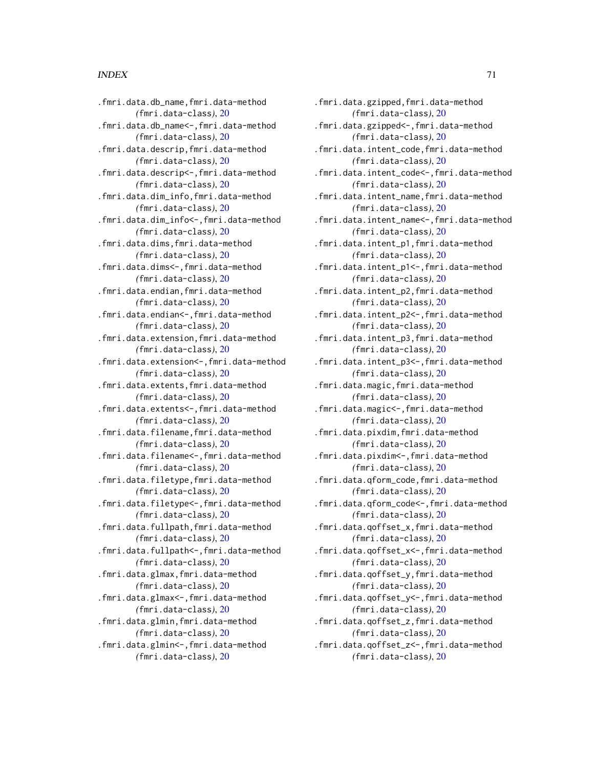.fmri.data.db_name,fmri.data-method
  *(*fmri.data-class*)*, 20
.fmri.data.db_name<-,fmri.data-method
  *(*fmri.data-class*)*, 20
.fmri.data.descrip,fmri.data-method
  *(*fmri.data-class*)*, 20
.fmri.data.descrip<-,fmri.data-method
  *(*fmri.data-class*)*, 20
.fmri.data.dim_info,fmri.data-method
  *(*fmri.data-class*)*, 20
.fmri.data.dim_info<-,fmri.data-method
  *(*fmri.data-class*)*, 20
.fmri.data.dims,fmri.data-method
  *(*fmri.data-class*)*, 20
.fmri.data.dims<-,fmri.data-method
  *(*fmri.data-class*)*, 20
.fmri.data.endian,fmri.data-method
  *(*fmri.data-class*)*, 20
.fmri.data.endian<-,fmri.data-method
  *(*fmri.data-class*)*, 20
.fmri.data.extension,fmri.data-method
  *(*fmri.data-class*)*, 20
.fmri.data.extension<-,fmri.data-method
  *(*fmri.data-class*)*, 20
.fmri.data.extents,fmri.data-method
  *(*fmri.data-class*)*, 20
.fmri.data.extents<-,fmri.data-method
  *(*fmri.data-class*)*, 20
.fmri.data.filename,fmri.data-method
  *(*fmri.data-class*)*, 20
.fmri.data.filename<-,fmri.data-method
  *(*fmri.data-class*)*, 20
.fmri.data.filetype,fmri.data-method
  *(*fmri.data-class*)*, 20
.fmri.data.filetype<-,fmri.data-method
  *(*fmri.data-class*)*, 20
.fmri.data.fullpath,fmri.data-method
  *(*fmri.data-class*)*, 20
.fmri.data.fullpath<-,fmri.data-method
  *(*fmri.data-class*)*, 20
.fmri.data.glmax,fmri.data-method
  *(*fmri.data-class*)*, 20
.fmri.data.glmax<-,fmri.data-method
  *(*fmri.data-class*)*, 20
.fmri.data.glmin,fmri.data-method
  *(*fmri.data-class*)*, 20
.fmri.data.glmin<-,fmri.data-method
  *(*fmri.data-class*)*, 20
.fmri.data.gzipped,fmri.data-method
  *(*fmri.data-class*)*, 20
.fmri.data.gzipped<-,fmri.data-method
  *(*fmri.data-class*)*, 20
.fmri.data.intent_code,fmri.data-method
  *(*fmri.data-class*)*, 20
.fmri.data.intent_code<-,fmri.data-method
  *(*fmri.data-class*)*, 20
.fmri.data.intent_name,fmri.data-method
  *(*fmri.data-class*)*, 20
.fmri.data.intent_name<-,fmri.data-method
  *(*fmri.data-class*)*, 20
.fmri.data.intent_p1,fmri.data-method
  *(*fmri.data-class*)*, 20
.fmri.data.intent_p1<-,fmri.data-method
  *(*fmri.data-class*)*, 20
.fmri.data.intent_p2,fmri.data-method
  *(*fmri.data-class*)*, 20
.fmri.data.intent_p2<-,fmri.data-method
  *(*fmri.data-class*)*, 20
.fmri.data.intent_p3,fmri.data-method
  *(*fmri.data-class*)*, 20
.fmri.data.intent_p3<-,fmri.data-method
  *(*fmri.data-class*)*, 20
.fmri.data.magic,fmri.data-method
  *(*fmri.data-class*)*, 20
.fmri.data.magic<-,fmri.data-method
  *(*fmri.data-class*)*, 20
.fmri.data.pixdim,fmri.data-method
  *(*fmri.data-class*)*, 20
.fmri.data.pixdim<-,fmri.data-method
  *(*fmri.data-class*)*, 20
.fmri.data.qform_code,fmri.data-method
  *(*fmri.data-class*)*, 20
.fmri.data.qform_code<-,fmri.data-method
  *(*fmri.data-class*)*, 20
.fmri.data.qoffset_x,fmri.data-method
  *(*fmri.data-class*)*, 20
.fmri.data.qoffset_x<-,fmri.data-method
  *(*fmri.data-class*)*, 20
.fmri.data.qoffset_y,fmri.data-method
  *(*fmri.data-class*)*, 20
.fmri.data.qoffset_y<-,fmri.data-method
  *(*fmri.data-class*)*, 20
.fmri.data.qoffset_z,fmri.data-method
  *(*fmri.data-class*)*, 20
.fmri.data.qoffset_z<-,fmri.data-method
  *(*fmri.data-class*)*, 20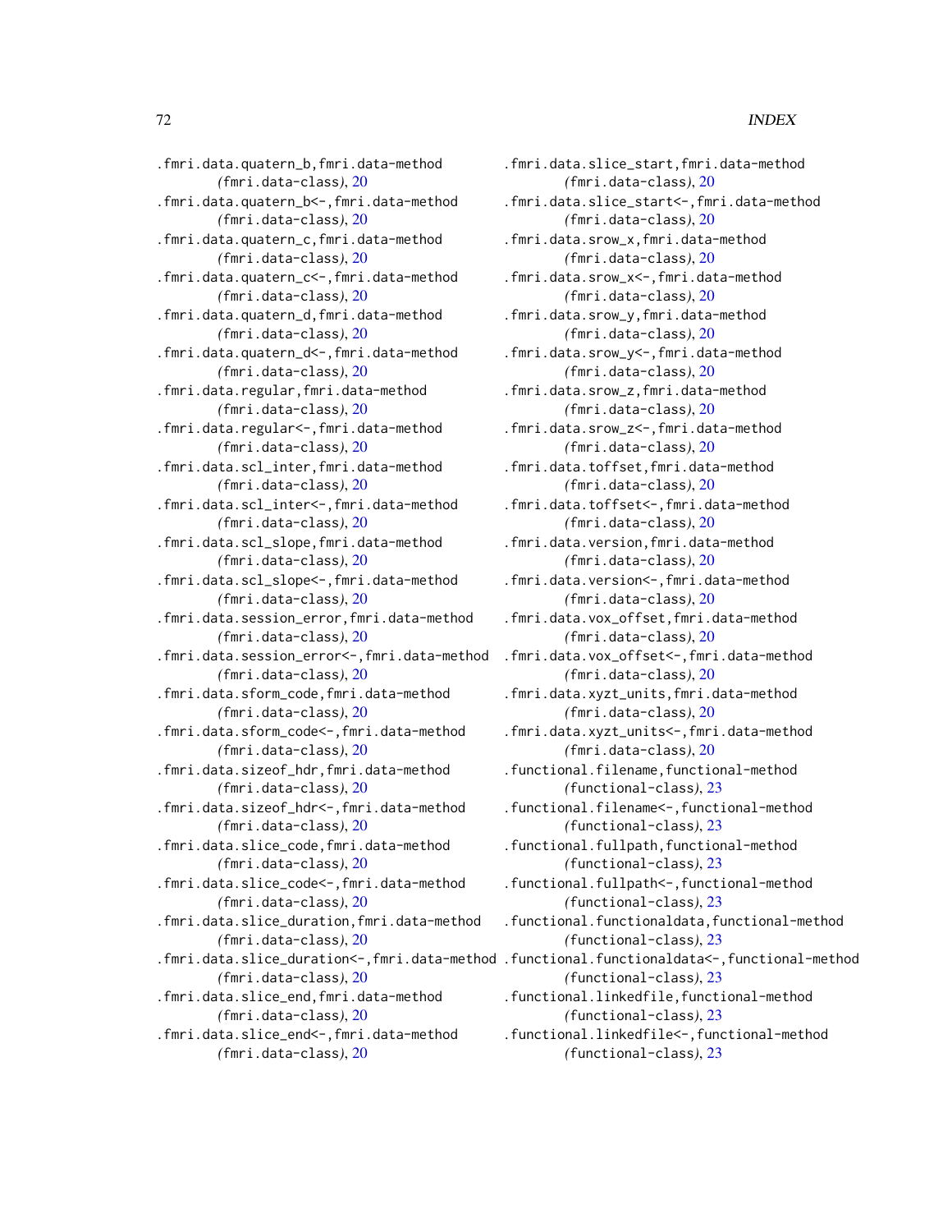.fmri.data.quatern_b,fmri.data-method
*(fmri.data-class)*, 20
.fmri.data.quatern_b<-,fmri.data-method
*(fmri.data-class)*, 20
.fmri.data.quatern_c,fmri.data-method
*(fmri.data-class)*, 20
.fmri.data.quatern_c<-,fmri.data-method
*(fmri.data-class)*, 20
.fmri.data.quatern_d,fmri.data-method
*(fmri.data-class)*, 20
.fmri.data.quatern_d<-,fmri.data-method
*(fmri.data-class)*, 20
.fmri.data.regular,fmri.data-method
*(fmri.data-class)*, 20
.fmri.data.regular<-,fmri.data-method
*(fmri.data-class)*, 20
.fmri.data.scl_inter,fmri.data-method
*(fmri.data-class)*, 20
.fmri.data.scl_inter<-,fmri.data-method
*(fmri.data-class)*, 20
.fmri.data.scl_slope,fmri.data-method
*(fmri.data-class)*, 20
.fmri.data.scl_slope<-,fmri.data-method
*(fmri.data-class)*, 20
.fmri.data.session_error,fmri.data-method
*(fmri.data-class)*, 20
.fmri.data.session_error<-,fmri.data-method
*(fmri.data-class)*, 20
.fmri.data.sform_code,fmri.data-method
*(fmri.data-class)*, 20
.fmri.data.sform_code<-,fmri.data-method
*(fmri.data-class)*, 20
.fmri.data.sizeof_hdr,fmri.data-method
*(fmri.data-class)*, 20
.fmri.data.sizeof_hdr<-,fmri.data-method
*(fmri.data-class)*, 20
.fmri.data.slice_code,fmri.data-method
*(fmri.data-class)*, 20
.fmri.data.slice_code<-,fmri.data-method
*(fmri.data-class)*, 20
.fmri.data.slice_duration,fmri.data-method
*(fmri.data-class)*, 20
.fmri.data.slice_duration<-,fmri.data-method
*(fmri.data-class)*, 20
.fmri.data.slice_end,fmri.data-method
*(fmri.data-class)*, 20
.fmri.data.slice_end<-,fmri.data-method
*(fmri.data-class)*, 20
.fmri.data.slice_start,fmri.data-method
*(fmri.data-class)*, 20
.fmri.data.slice_start<-,fmri.data-method
*(fmri.data-class)*, 20
.fmri.data.srow_x,fmri.data-method
*(fmri.data-class)*, 20
.fmri.data.srow_x<-,fmri.data-method
*(fmri.data-class)*, 20
.fmri.data.srow_y,fmri.data-method
*(fmri.data-class)*, 20
.fmri.data.srow_y<-,fmri.data-method
*(fmri.data-class)*, 20
.fmri.data.srow_z,fmri.data-method
*(fmri.data-class)*, 20
.fmri.data.srow_z<-,fmri.data-method
*(fmri.data-class)*, 20
.fmri.data.toffset,fmri.data-method
*(fmri.data-class)*, 20
.fmri.data.toffset<-,fmri.data-method
*(fmri.data-class)*, 20
.fmri.data.version,fmri.data-method
*(fmri.data-class)*, 20
.fmri.data.version<-,fmri.data-method
*(fmri.data-class)*, 20
.fmri.data.vox_offset,fmri.data-method
*(fmri.data-class)*, 20
.fmri.data.vox_offset<-,fmri.data-method
*(fmri.data-class)*, 20
.fmri.data.xyzt_units,fmri.data-method
*(fmri.data-class)*, 20
.fmri.data.xyzt_units<-,fmri.data-method
*(fmri.data-class)*, 20
.functional.filename,functional-method
*(functional-class)*, 23
.functional.filename<-,functional-method
*(functional-class)*, 23
.functional.fullpath,functional-method
*(functional-class)*, 23
.functional.fullpath<-,functional-method
*(functional-class)*, 23
.functional.functionaldata,functional-method
*(functional-class)*, 23
.functional.functionaldata<-,functional-method
*(functional-class)*, 23
.functional.linkedfile,functional-method
*(functional-class)*, 23
.functional.linkedfile<-,functional-method
*(functional-class)*, 23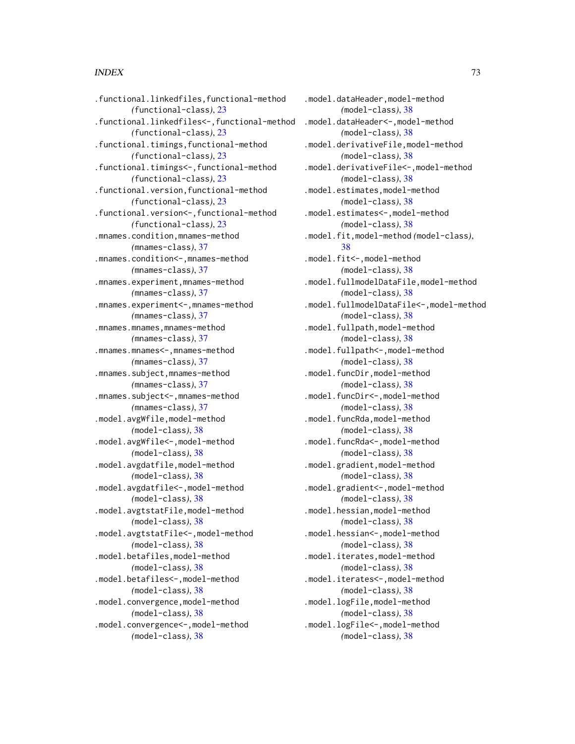.functional.linkedfiles,functional-method
 *(functional-class)*, 23
.functional.linkedfiles<-,functional-method
 *(functional-class)*, 23
.functional.timings,functional-method
 *(functional-class)*, 23
.functional.timings<-,functional-method
 *(functional-class)*, 23
.functional.version,functional-method
 *(functional-class)*, 23
.functional.version<-,functional-method
 *(functional-class)*, 23
.mnames.condition,mnames-method
 *(mnames-class)*, 37
.mnames.condition<-,mnames-method
 *(mnames-class)*, 37
.mnames.experiment,mnames-method
 *(mnames-class)*, 37
.mnames.experiment<-,mnames-method
 *(mnames-class)*, 37
.mnames.mnames,mnames-method
 *(mnames-class)*, 37
.mnames.mnames<-,mnames-method
 *(mnames-class)*, 37
.mnames.subject,mnames-method
 *(mnames-class)*, 37
.mnames.subject<-,mnames-method
 *(mnames-class)*, 37
.model.avgWfile,model-method
 *(model-class)*, 38
.model.avgWfile<-,model-method
 *(model-class)*, 38
.model.avgdatfile,model-method
 *(model-class)*, 38
.model.avgdatfile<-,model-method
 *(model-class)*, 38
.model.avgtstatFile,model-method
 *(model-class)*, 38
.model.avgtstatFile<-,model-method
 *(model-class)*, 38
.model.betafiles,model-method
 *(model-class)*, 38
.model.betafiles<-,model-method
 *(model-class)*, 38
.model.convergence,model-method
 *(model-class)*, 38
.model.convergence<-,model-method
 *(model-class)*, 38
.model.dataHeader,model-method
 *(model-class)*, 38
.model.dataHeader<-,model-method
 *(model-class)*, 38
.model.derivativeFile,model-method
 *(model-class)*, 38
.model.derivativeFile<-,model-method
 *(model-class)*, 38
.model.estimates,model-method
 *(model-class)*, 38
.model.estimates<-,model-method
 *(model-class)*, 38
.model.fit,model-method *(model-class)*,
 38
.model.fit<-,model-method
 *(model-class)*, 38
.model.fullmodelDataFile,model-method
 *(model-class)*, 38
.model.fullmodelDataFile<-,model-method
 *(model-class)*, 38
.model.fullpath,model-method
 *(model-class)*, 38
.model.fullpath<-,model-method
 *(model-class)*, 38
.model.funcDir,model-method
 *(model-class)*, 38
.model.funcDir<-,model-method
 *(model-class)*, 38
.model.funcRda,model-method
 *(model-class)*, 38
.model.funcRda<-,model-method
 *(model-class)*, 38
.model.gradient,model-method
 *(model-class)*, 38
.model.gradient<-,model-method
 *(model-class)*, 38
.model.hessian,model-method
 *(model-class)*, 38
.model.hessian<-,model-method
 *(model-class)*, 38
.model.iterates,model-method
 *(model-class)*, 38
.model.iterates<-,model-method
 *(model-class)*, 38
.model.logFile,model-method
 *(model-class)*, 38
.model.logFile<-,model-method
 *(model-class)*, 38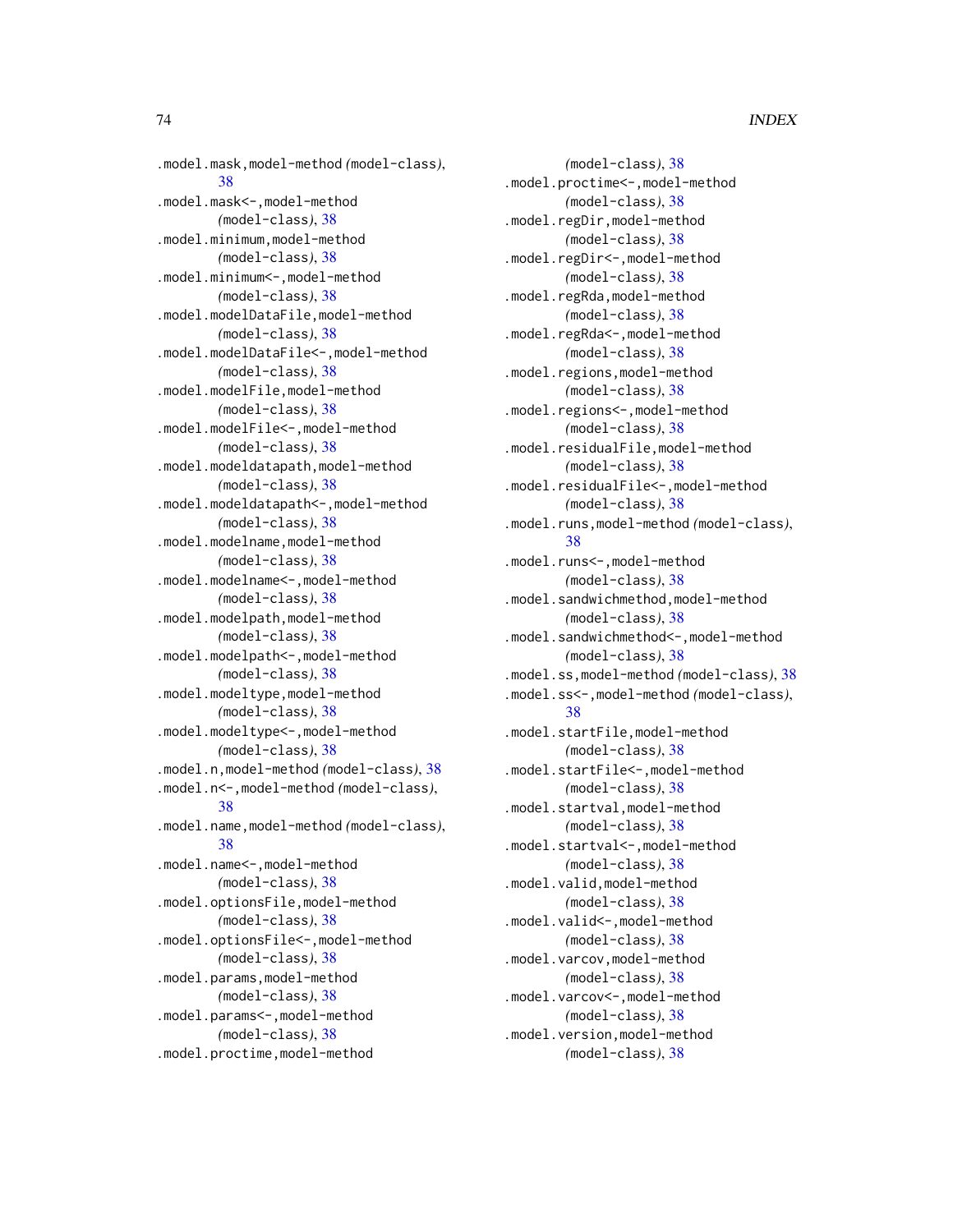.model.mask,model-method *(model-class)*, 38
.model.mask<-,model-method *(model-class)*, 38
.model.minimum,model-method *(model-class)*, 38
.model.minimum<-,model-method *(model-class)*, 38
.model.modelDataFile,model-method *(model-class)*, 38
.model.modelDataFile<-,model-method *(model-class)*, 38
.model.modelFile,model-method *(model-class)*, 38
.model.modelFile<-,model-method *(model-class)*, 38
.model.modeldatapath,model-method *(model-class)*, 38
.model.modeldatapath<-,model-method *(model-class)*, 38
.model.modelname,model-method *(model-class)*, 38
.model.modelname<-,model-method *(model-class)*, 38
.model.modelpath,model-method *(model-class)*, 38
.model.modelpath<-,model-method *(model-class)*, 38
.model.modeltype,model-method *(model-class)*, 38
.model.modeltype<-,model-method *(model-class)*, 38
.model.n,model-method *(model-class)*, 38
.model.n<-,model-method *(model-class)*, 38
.model.name,model-method *(model-class)*, 38
.model.name<-,model-method *(model-class)*, 38
.model.optionsFile,model-method *(model-class)*, 38
.model.optionsFile<-,model-method *(model-class)*, 38
.model.params,model-method *(model-class)*, 38
.model.params<-,model-method *(model-class)*, 38
.model.proctime,model-method *(model-class)*, 38
.model.proctime<-,model-method *(model-class)*, 38
.model.regDir,model-method *(model-class)*, 38
.model.regDir<-,model-method *(model-class)*, 38
.model.regRda,model-method *(model-class)*, 38
.model.regRda<-,model-method *(model-class)*, 38
.model.regions,model-method *(model-class)*, 38
.model.regions<-,model-method *(model-class)*, 38
.model.residualFile,model-method *(model-class)*, 38
.model.residualFile<-,model-method *(model-class)*, 38
.model.runs,model-method *(model-class)*, 38
.model.runs<-,model-method *(model-class)*, 38
.model.sandwichmethod,model-method *(model-class)*, 38
.model.sandwichmethod<-,model-method *(model-class)*, 38
.model.ss,model-method *(model-class)*, 38
.model.ss<-,model-method *(model-class)*, 38
.model.startFile,model-method *(model-class)*, 38
.model.startFile<-,model-method *(model-class)*, 38
.model.startval,model-method *(model-class)*, 38
.model.startval<-,model-method *(model-class)*, 38
.model.valid,model-method *(model-class)*, 38
.model.valid<-,model-method *(model-class)*, 38
.model.varcov,model-method *(model-class)*, 38
.model.varcov<-,model-method *(model-class)*, 38
.model.version,model-method *(model-class)*, 38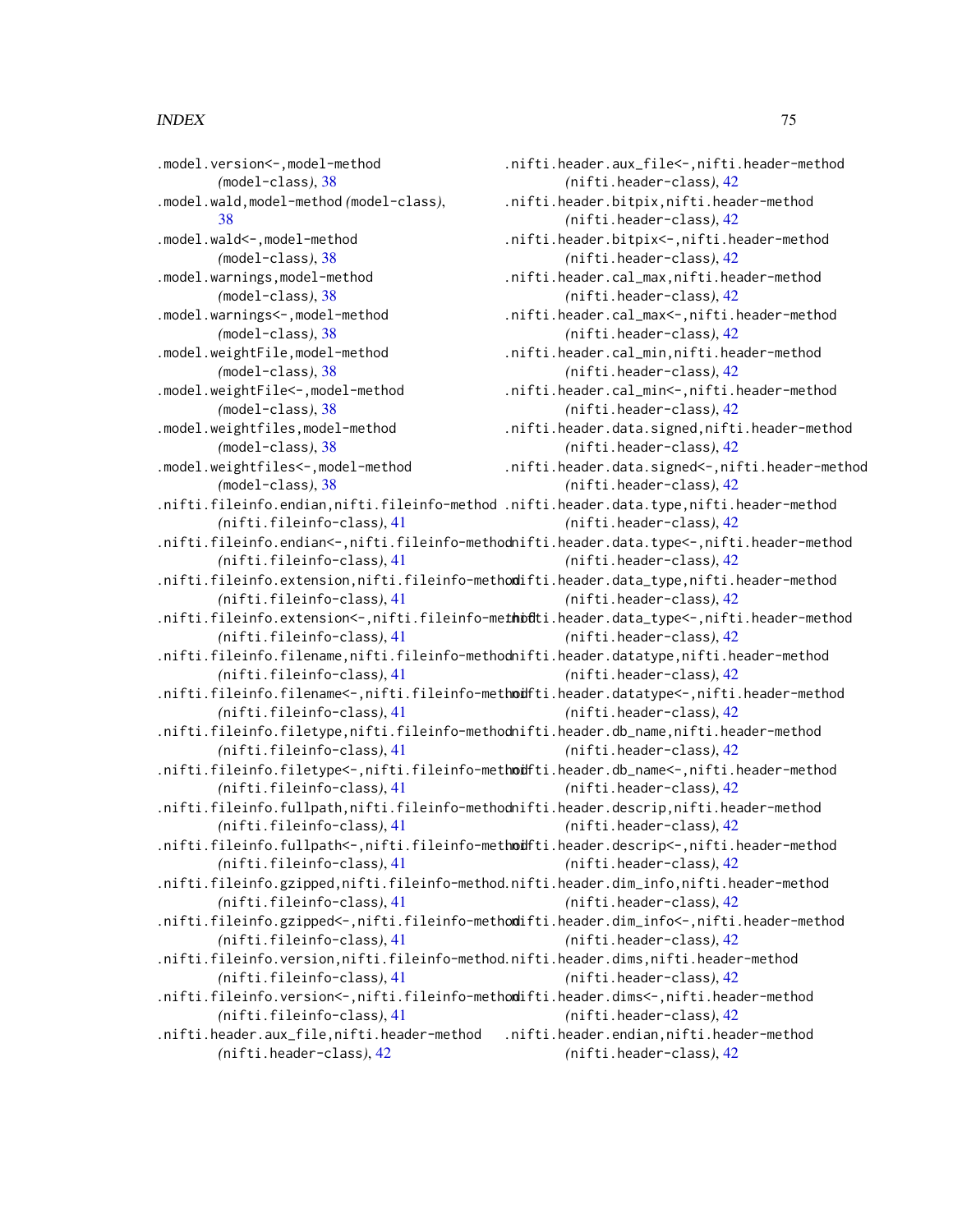.model.version<-,model-method (model-class), 38
.model.wald,model-method (model-class), 38
.model.wald<-,model-method (model-class), 38
.model.warnings,model-method (model-class), 38
.model.warnings<-,model-method (model-class), 38
.model.weightFile,model-method (model-class), 38
.model.weightFile<-,model-method (model-class), 38
.model.weightfiles,model-method (model-class), 38
.model.weightfiles<-,model-method (model-class), 38
.nifti.fileinfo.endian,nifti.fileinfo-method (nifti.fileinfo-class), 41
.nifti.fileinfo.endian<-,nifti.fileinfo-method (nifti.fileinfo-class), 41
.nifti.fileinfo.extension,nifti.fileinfo-method (nifti.fileinfo-class), 41
.nifti.fileinfo.extension<-,nifti.fileinfo-method (nifti.fileinfo-class), 41
.nifti.fileinfo.filename,nifti.fileinfo-method (nifti.fileinfo-class), 41
.nifti.fileinfo.filename<-,nifti.fileinfo-method (nifti.fileinfo-class), 41
.nifti.fileinfo.filetype,nifti.fileinfo-method (nifti.fileinfo-class), 41
.nifti.fileinfo.filetype<-,nifti.fileinfo-method (nifti.fileinfo-class), 41
.nifti.fileinfo.fullpath,nifti.fileinfo-method (nifti.fileinfo-class), 41
.nifti.fileinfo.fullpath<-,nifti.fileinfo-method (nifti.fileinfo-class), 41
.nifti.fileinfo.gzipped,nifti.fileinfo-method (nifti.fileinfo-class), 41
.nifti.fileinfo.gzipped<-,nifti.fileinfo-method (nifti.fileinfo-class), 41
.nifti.fileinfo.version,nifti.fileinfo-method (nifti.fileinfo-class), 41
.nifti.fileinfo.version<-,nifti.fileinfo-method (nifti.fileinfo-class), 41
.nifti.header.aux_file,nifti.header-method (nifti.header-class), 42
.nifti.header.aux_file<-,nifti.header-method (nifti.header-class), 42
.nifti.header.bitpix,nifti.header-method (nifti.header-class), 42
.nifti.header.bitpix<-,nifti.header-method (nifti.header-class), 42
.nifti.header.cal_max,nifti.header-method (nifti.header-class), 42
.nifti.header.cal_max<-,nifti.header-method (nifti.header-class), 42
.nifti.header.cal_min,nifti.header-method (nifti.header-class), 42
.nifti.header.cal_min<-,nifti.header-method (nifti.header-class), 42
.nifti.header.data.signed,nifti.header-method (nifti.header-class), 42
.nifti.header.data.signed<-,nifti.header-method (nifti.header-class), 42
.nifti.header.data.type,nifti.header-method (nifti.header-class), 42
.nifti.header.data.type<-,nifti.header-method (nifti.header-class), 42
.nifti.header.data_type,nifti.header-method (nifti.header-class), 42
.nifti.header.data_type<-,nifti.header-method (nifti.header-class), 42
.nifti.header.datatype,nifti.header-method (nifti.header-class), 42
.nifti.header.datatype<-,nifti.header-method (nifti.header-class), 42
.nifti.header.db_name,nifti.header-method (nifti.header-class), 42
.nifti.header.db_name<-,nifti.header-method (nifti.header-class), 42
.nifti.header.descrip,nifti.header-method (nifti.header-class), 42
.nifti.header.descrip<-,nifti.header-method (nifti.header-class), 42
.nifti.header.dim_info,nifti.header-method (nifti.header-class), 42
.nifti.header.dim_info<-,nifti.header-method (nifti.header-class), 42
.nifti.header.dims,nifti.header-method (nifti.header-class), 42
.nifti.header.dims<-,nifti.header-method (nifti.header-class), 42
.nifti.header.endian,nifti.header-method (nifti.header-class), 42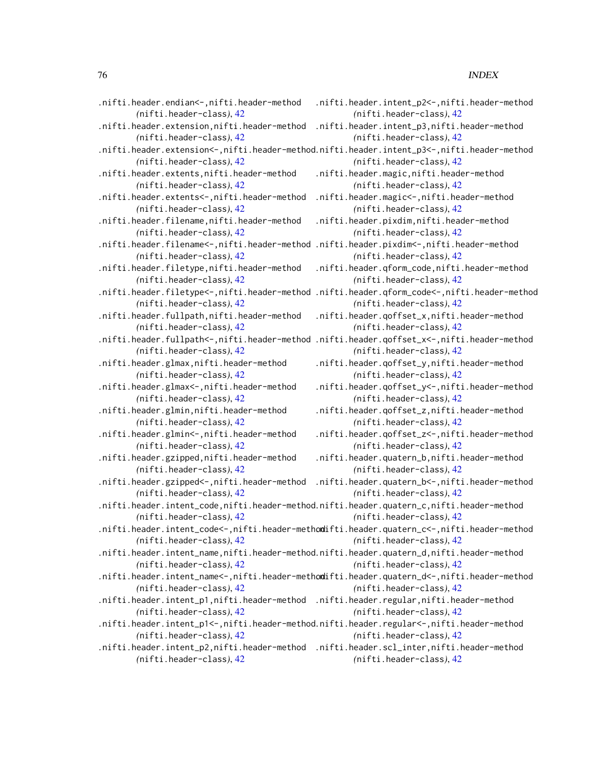.nifti.header.endian<-,nifti.header-method (nifti.header-class), 42
.nifti.header.extension,nifti.header-method (nifti.header-class), 42
.nifti.header.extension<-,nifti.header-method (nifti.header-class), 42
.nifti.header.extents,nifti.header-method (nifti.header-class), 42
.nifti.header.extents<-,nifti.header-method (nifti.header-class), 42
.nifti.header.filename,nifti.header-method (nifti.header-class), 42
.nifti.header.filename<-,nifti.header-method (nifti.header-class), 42
.nifti.header.filetype,nifti.header-method (nifti.header-class), 42
.nifti.header.filetype<-,nifti.header-method (nifti.header-class), 42
.nifti.header.fullpath,nifti.header-method (nifti.header-class), 42
.nifti.header.fullpath<-,nifti.header-method (nifti.header-class), 42
.nifti.header.glmax,nifti.header-method (nifti.header-class), 42
.nifti.header.glmax<-,nifti.header-method (nifti.header-class), 42
.nifti.header.glmin,nifti.header-method (nifti.header-class), 42
.nifti.header.glmin<-,nifti.header-method (nifti.header-class), 42
.nifti.header.gzipped,nifti.header-method (nifti.header-class), 42
.nifti.header.gzipped<-,nifti.header-method (nifti.header-class), 42
.nifti.header.intent_code,nifti.header-method (nifti.header-class), 42
.nifti.header.intent_code<-,nifti.header-method (nifti.header-class), 42
.nifti.header.intent_name,nifti.header-method (nifti.header-class), 42
.nifti.header.intent_name<-,nifti.header-method (nifti.header-class), 42
.nifti.header.intent_p1,nifti.header-method (nifti.header-class), 42
.nifti.header.intent_p1<-,nifti.header-method (nifti.header-class), 42
.nifti.header.intent_p2,nifti.header-method (nifti.header-class), 42
.nifti.header.intent_p2<-,nifti.header-method (nifti.header-class), 42
.nifti.header.intent_p3,nifti.header-method (nifti.header-class), 42
.nifti.header.intent_p3<-,nifti.header-method (nifti.header-class), 42
.nifti.header.magic,nifti.header-method (nifti.header-class), 42
.nifti.header.magic<-,nifti.header-method (nifti.header-class), 42
.nifti.header.pixdim,nifti.header-method (nifti.header-class), 42
.nifti.header.pixdim<-,nifti.header-method (nifti.header-class), 42
.nifti.header.qform_code,nifti.header-method (nifti.header-class), 42
.nifti.header.qform_code<-,nifti.header-method (nifti.header-class), 42
.nifti.header.qoffset_x,nifti.header-method (nifti.header-class), 42
.nifti.header.qoffset_x<-,nifti.header-method (nifti.header-class), 42
.nifti.header.qoffset_y,nifti.header-method (nifti.header-class), 42
.nifti.header.qoffset_y<-,nifti.header-method (nifti.header-class), 42
.nifti.header.qoffset_z,nifti.header-method (nifti.header-class), 42
.nifti.header.qoffset_z<-,nifti.header-method (nifti.header-class), 42
.nifti.header.quatern_b,nifti.header-method (nifti.header-class), 42
.nifti.header.quatern_b<-,nifti.header-method (nifti.header-class), 42
.nifti.header.quatern_c,nifti.header-method (nifti.header-class), 42
.nifti.header.quatern_c<-,nifti.header-method (nifti.header-class), 42
.nifti.header.quatern_d,nifti.header-method (nifti.header-class), 42
.nifti.header.quatern_d<-,nifti.header-method (nifti.header-class), 42
.nifti.header.regular,nifti.header-method (nifti.header-class), 42
.nifti.header.regular<-,nifti.header-method (nifti.header-class), 42
.nifti.header.scl_inter,nifti.header-method (nifti.header-class), 42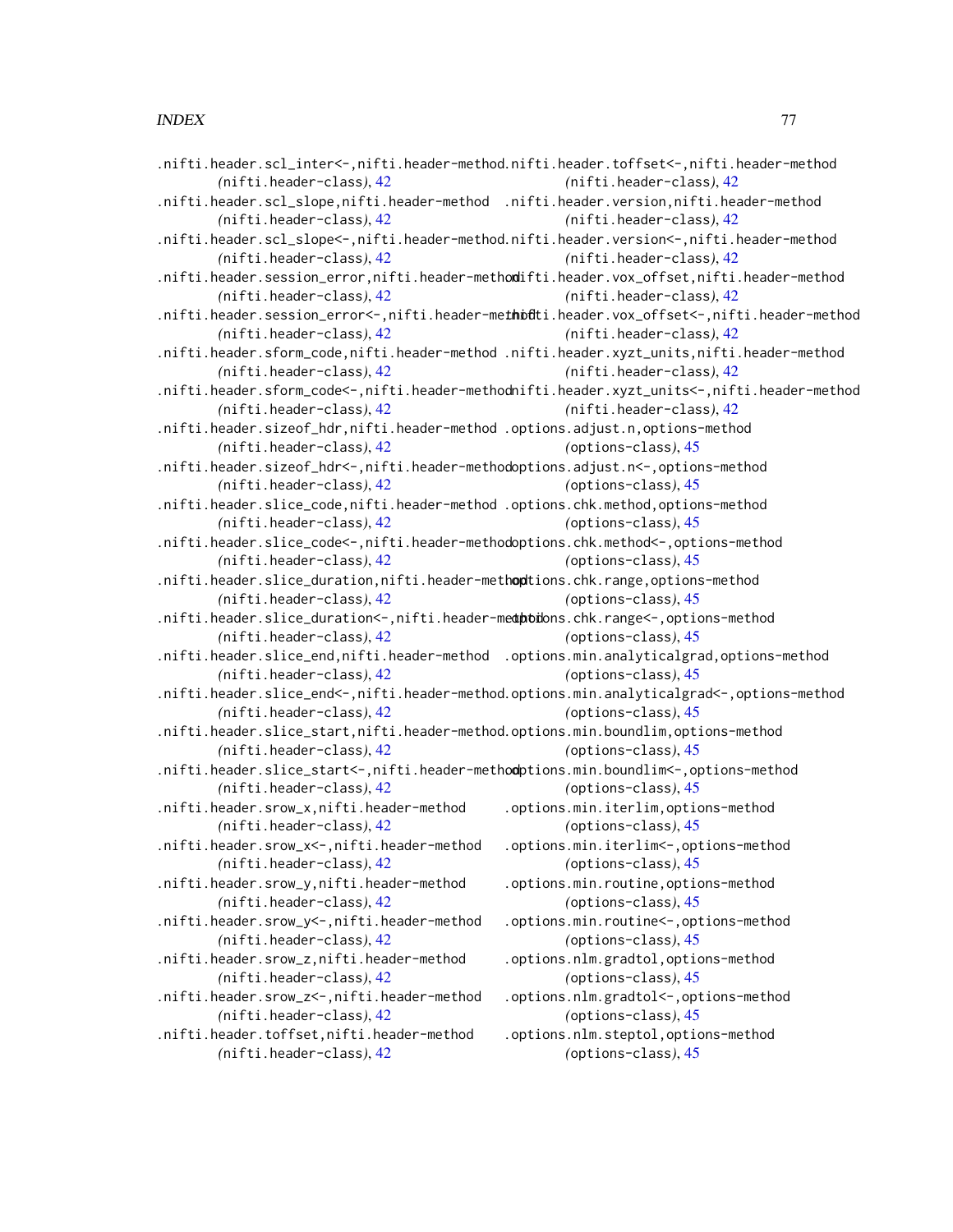.nifti.header.scl_inter<-,nifti.header-method
    (nifti.header-class), 42
.nifti.header.scl_slope,nifti.header-method
    (nifti.header-class), 42
.nifti.header.scl_slope<-,nifti.header-method
    (nifti.header-class), 42
.nifti.header.session_error,nifti.header-method
    (nifti.header-class), 42
.nifti.header.session_error<-,nifti.header-method
    (nifti.header-class), 42
.nifti.header.sform_code,nifti.header-method
    (nifti.header-class), 42
.nifti.header.sform_code<-,nifti.header-method
    (nifti.header-class), 42
.nifti.header.sizeof_hdr,nifti.header-method
    (nifti.header-class), 42
.nifti.header.sizeof_hdr<-,nifti.header-method
    (nifti.header-class), 42
.nifti.header.slice_code,nifti.header-method
    (nifti.header-class), 42
.nifti.header.slice_code<-,nifti.header-method
    (nifti.header-class), 42
.nifti.header.slice_duration,nifti.header-method
    (nifti.header-class), 42
.nifti.header.slice_duration<-,nifti.header-method
    (nifti.header-class), 42
.nifti.header.slice_end,nifti.header-method
    (nifti.header-class), 42
.nifti.header.slice_end<-,nifti.header-method
    (nifti.header-class), 42
.nifti.header.slice_start,nifti.header-method
    (nifti.header-class), 42
.nifti.header.slice_start<-,nifti.header-method
    (nifti.header-class), 42
.nifti.header.srow_x,nifti.header-method
    (nifti.header-class), 42
.nifti.header.srow_x<-,nifti.header-method
    (nifti.header-class), 42
.nifti.header.srow_y,nifti.header-method
    (nifti.header-class), 42
.nifti.header.srow_y<-,nifti.header-method
    (nifti.header-class), 42
.nifti.header.srow_z,nifti.header-method
    (nifti.header-class), 42
.nifti.header.srow_z<-,nifti.header-method
    (nifti.header-class), 42
.nifti.header.toffset,nifti.header-method
    (nifti.header-class), 42
.nifti.header.toffset<-,nifti.header-method
    (nifti.header-class), 42
.nifti.header.version,nifti.header-method
    (nifti.header-class), 42
.nifti.header.version<-,nifti.header-method
    (nifti.header-class), 42
.nifti.header.vox_offset,nifti.header-method
    (nifti.header-class), 42
.nifti.header.vox_offset<-,nifti.header-method
    (nifti.header-class), 42
.nifti.header.xyzt_units,nifti.header-method
    (nifti.header-class), 42
.nifti.header.xyzt_units<-,nifti.header-method
    (nifti.header-class), 42
.options.adjust.n,options-method
    (options-class), 45
.options.adjust.n<-,options-method
    (options-class), 45
.options.chk.method,options-method
    (options-class), 45
.options.chk.method<-,options-method
    (options-class), 45
.options.chk.range,options-method
    (options-class), 45
.options.chk.range<-,options-method
    (options-class), 45
.options.min.analyticalgrad,options-method
    (options-class), 45
.options.min.analyticalgrad<-,options-method
    (options-class), 45
.options.min.boundlim,options-method
    (options-class), 45
.options.min.boundlim<-,options-method
    (options-class), 45
.options.min.iterlim,options-method
    (options-class), 45
.options.min.iterlim<-,options-method
    (options-class), 45
.options.min.routine,options-method
    (options-class), 45
.options.min.routine<-,options-method
    (options-class), 45
.options.nlm.gradtol,options-method
    (options-class), 45
.options.nlm.gradtol<-,options-method
    (options-class), 45
.options.nlm.steptol,options-method
    (options-class), 45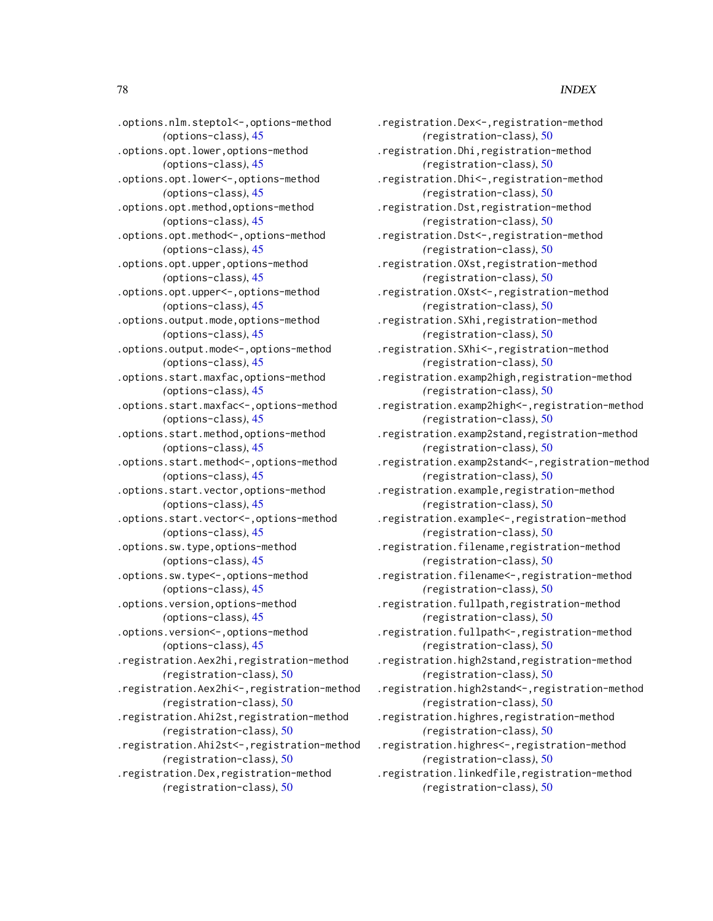.options.nlm.steptol<-,options-method *(options-class)*, 45
.options.opt.lower,options-method *(options-class)*, 45
.options.opt.lower<-,options-method *(options-class)*, 45
.options.opt.method,options-method *(options-class)*, 45
.options.opt.method<-,options-method *(options-class)*, 45
.options.opt.upper,options-method *(options-class)*, 45
.options.opt.upper<-,options-method *(options-class)*, 45
.options.output.mode,options-method *(options-class)*, 45
.options.output.mode<-,options-method *(options-class)*, 45
.options.start.maxfac,options-method *(options-class)*, 45
.options.start.maxfac<-,options-method *(options-class)*, 45
.options.start.method,options-method *(options-class)*, 45
.options.start.method<-,options-method *(options-class)*, 45
.options.start.vector,options-method *(options-class)*, 45
.options.start.vector<-,options-method *(options-class)*, 45
.options.sw.type,options-method *(options-class)*, 45
.options.sw.type<-,options-method *(options-class)*, 45
.options.version,options-method *(options-class)*, 45
.options.version<-,options-method *(options-class)*, 45
.registration.Aex2hi,registration-method *(registration-class)*, 50
.registration.Aex2hi<-,registration-method *(registration-class)*, 50
.registration.Ahi2st,registration-method *(registration-class)*, 50
.registration.Ahi2st<-,registration-method *(registration-class)*, 50
.registration.Dex,registration-method *(registration-class)*, 50
.registration.Dex<-,registration-method *(registration-class)*, 50
.registration.Dhi,registration-method *(registration-class)*, 50
.registration.Dhi<-,registration-method *(registration-class)*, 50
.registration.Dst,registration-method *(registration-class)*, 50
.registration.Dst<-,registration-method *(registration-class)*, 50
.registration.OXst,registration-method *(registration-class)*, 50
.registration.OXst<-,registration-method *(registration-class)*, 50
.registration.SXhi,registration-method *(registration-class)*, 50
.registration.SXhi<-,registration-method *(registration-class)*, 50
.registration.examp2high,registration-method *(registration-class)*, 50
.registration.examp2high<-,registration-method *(registration-class)*, 50
.registration.examp2stand,registration-method *(registration-class)*, 50
.registration.examp2stand<-,registration-method *(registration-class)*, 50
.registration.example,registration-method *(registration-class)*, 50
.registration.example<-,registration-method *(registration-class)*, 50
.registration.filename,registration-method *(registration-class)*, 50
.registration.filename<-,registration-method *(registration-class)*, 50
.registration.fullpath,registration-method *(registration-class)*, 50
.registration.fullpath<-,registration-method *(registration-class)*, 50
.registration.high2stand,registration-method *(registration-class)*, 50
.registration.high2stand<-,registration-method *(registration-class)*, 50
.registration.highres,registration-method *(registration-class)*, 50
.registration.highres<-,registration-method *(registration-class)*, 50
.registration.linkedfile,registration-method *(registration-class)*, 50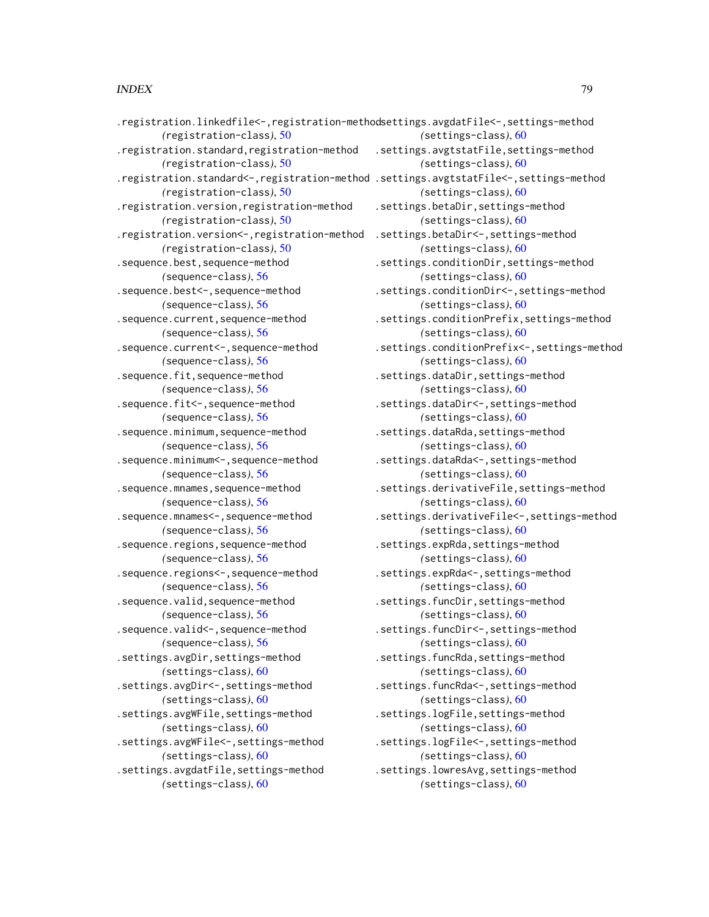.registration.linkedfile<-,registration-method
(registration-class), 50
.registration.standard,registration-method
(registration-class), 50
.registration.standard<-,registration-method
(registration-class), 50
.registration.version,registration-method
(registration-class), 50
.registration.version<-,registration-method
(registration-class), 50
.sequence.best,sequence-method
(sequence-class), 56
.sequence.best<-,sequence-method
(sequence-class), 56
.sequence.current,sequence-method
(sequence-class), 56
.sequence.current<-,sequence-method
(sequence-class), 56
.sequence.fit,sequence-method
(sequence-class), 56
.sequence.fit<-,sequence-method
(sequence-class), 56
.sequence.minimum,sequence-method
(sequence-class), 56
.sequence.minimum<-,sequence-method
(sequence-class), 56
.sequence.mnames,sequence-method
(sequence-class), 56
.sequence.mnames<-,sequence-method
(sequence-class), 56
.sequence.regions,sequence-method
(sequence-class), 56
.sequence.regions<-,sequence-method
(sequence-class), 56
.sequence.valid,sequence-method
(sequence-class), 56
.sequence.valid<-,sequence-method
(sequence-class), 56
.settings.avgDir,settings-method
(settings-class), 60
.settings.avgDir<-,settings-method
(settings-class), 60
.settings.avgWFile,settings-method
(settings-class), 60
.settings.avgWFile<-,settings-method
(settings-class), 60
.settings.avgdatFile,settings-method
(settings-class), 60
.settings.avgdatFile<-,settings-method
(settings-class), 60
.settings.avgtstatFile,settings-method
(settings-class), 60
.settings.avgtstatFile<-,settings-method
(settings-class), 60
.settings.betaDir,settings-method
(settings-class), 60
.settings.betaDir<-,settings-method
(settings-class), 60
.settings.conditionDir,settings-method
(settings-class), 60
.settings.conditionDir<-,settings-method
(settings-class), 60
.settings.conditionPrefix,settings-method
(settings-class), 60
.settings.conditionPrefix<-,settings-method
(settings-class), 60
.settings.dataDir,settings-method
(settings-class), 60
.settings.dataDir<-,settings-method
(settings-class), 60
.settings.dataRda,settings-method
(settings-class), 60
.settings.dataRda<-,settings-method
(settings-class), 60
.settings.derivativeFile,settings-method
(settings-class), 60
.settings.derivativeFile<-,settings-method
(settings-class), 60
.settings.expRda,settings-method
(settings-class), 60
.settings.expRda<-,settings-method
(settings-class), 60
.settings.funcDir,settings-method
(settings-class), 60
.settings.funcDir<-,settings-method
(settings-class), 60
.settings.funcRda,settings-method
(settings-class), 60
.settings.funcRda<-,settings-method
(settings-class), 60
.settings.logFile,settings-method
(settings-class), 60
.settings.logFile<-,settings-method
(settings-class), 60
.settings.lowresAvg,settings-method
(settings-class), 60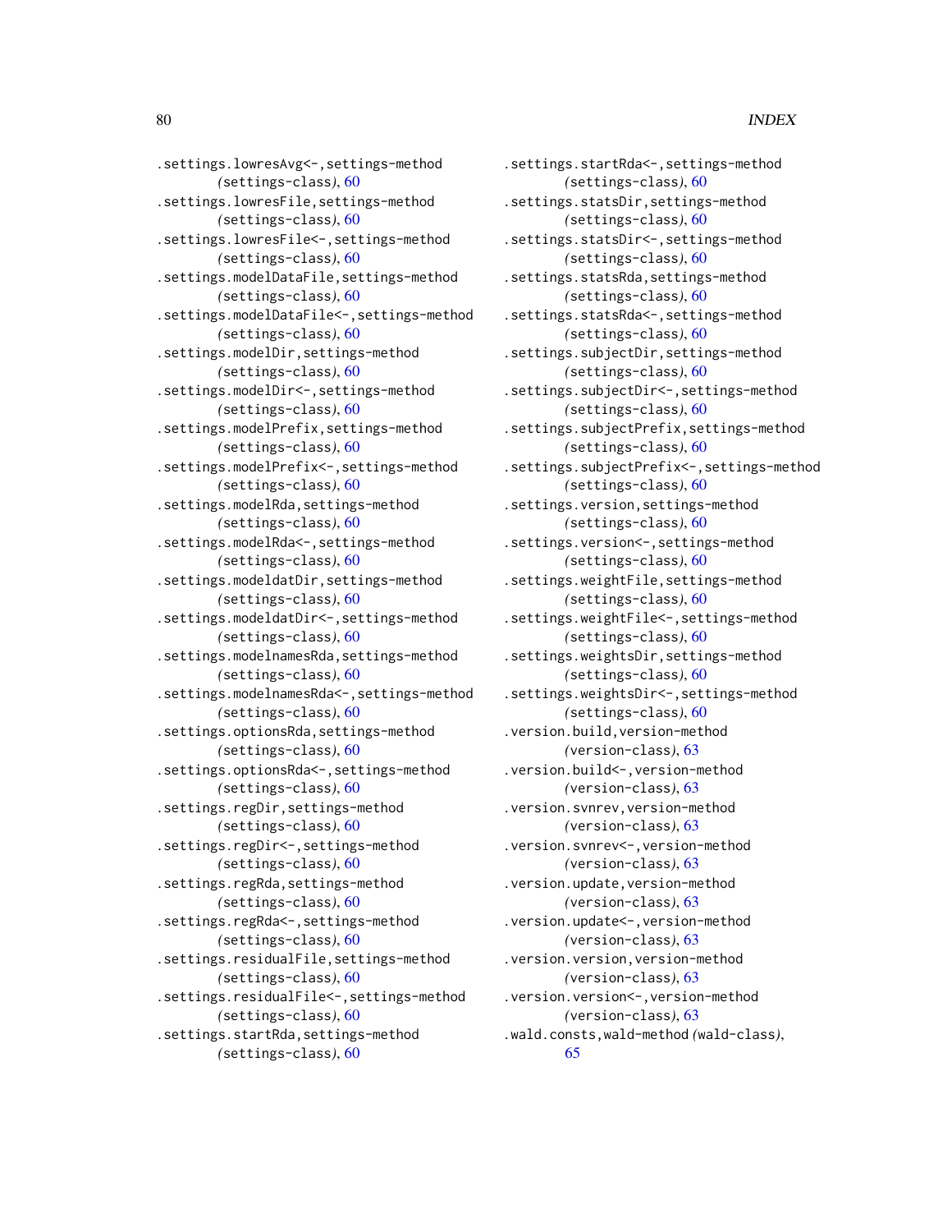.settings.lowresAvg<-,settings-method (settings-class), 60
.settings.lowresFile,settings-method (settings-class), 60
.settings.lowresFile<-,settings-method (settings-class), 60
.settings.modelDataFile,settings-method (settings-class), 60
.settings.modelDataFile<-,settings-method (settings-class), 60
.settings.modelDir,settings-method (settings-class), 60
.settings.modelDir<-,settings-method (settings-class), 60
.settings.modelPrefix,settings-method (settings-class), 60
.settings.modelPrefix<-,settings-method (settings-class), 60
.settings.modelRda,settings-method (settings-class), 60
.settings.modelRda<-,settings-method (settings-class), 60
.settings.modeldatDir,settings-method (settings-class), 60
.settings.modeldatDir<-,settings-method (settings-class), 60
.settings.modelnamesRda,settings-method (settings-class), 60
.settings.modelnamesRda<-,settings-method (settings-class), 60
.settings.optionsRda,settings-method (settings-class), 60
.settings.optionsRda<-,settings-method (settings-class), 60
.settings.regDir,settings-method (settings-class), 60
.settings.regDir<-,settings-method (settings-class), 60
.settings.regRda,settings-method (settings-class), 60
.settings.regRda<-,settings-method (settings-class), 60
.settings.residualFile,settings-method (settings-class), 60
.settings.residualFile<-,settings-method (settings-class), 60
.settings.startRda,settings-method (settings-class), 60
.settings.startRda<-,settings-method (settings-class), 60
.settings.statsDir,settings-method (settings-class), 60
.settings.statsDir<-,settings-method (settings-class), 60
.settings.statsRda,settings-method (settings-class), 60
.settings.statsRda<-,settings-method (settings-class), 60
.settings.subjectDir,settings-method (settings-class), 60
.settings.subjectDir<-,settings-method (settings-class), 60
.settings.subjectPrefix,settings-method (settings-class), 60
.settings.subjectPrefix<-,settings-method (settings-class), 60
.settings.version,settings-method (settings-class), 60
.settings.version<-,settings-method (settings-class), 60
.settings.weightFile,settings-method (settings-class), 60
.settings.weightFile<-,settings-method (settings-class), 60
.settings.weightsDir,settings-method (settings-class), 60
.settings.weightsDir<-,settings-method (settings-class), 60
.version.build,version-method (version-class), 63
.version.build<-,version-method (version-class), 63
.version.svnrev,version-method (version-class), 63
.version.svnrev<-,version-method (version-class), 63
.version.update,version-method (version-class), 63
.version.update<-,version-method (version-class), 63
.version.version,version-method (version-class), 63
.version.version<-,version-method (version-class), 63
.wald.consts,wald-method (wald-class), 65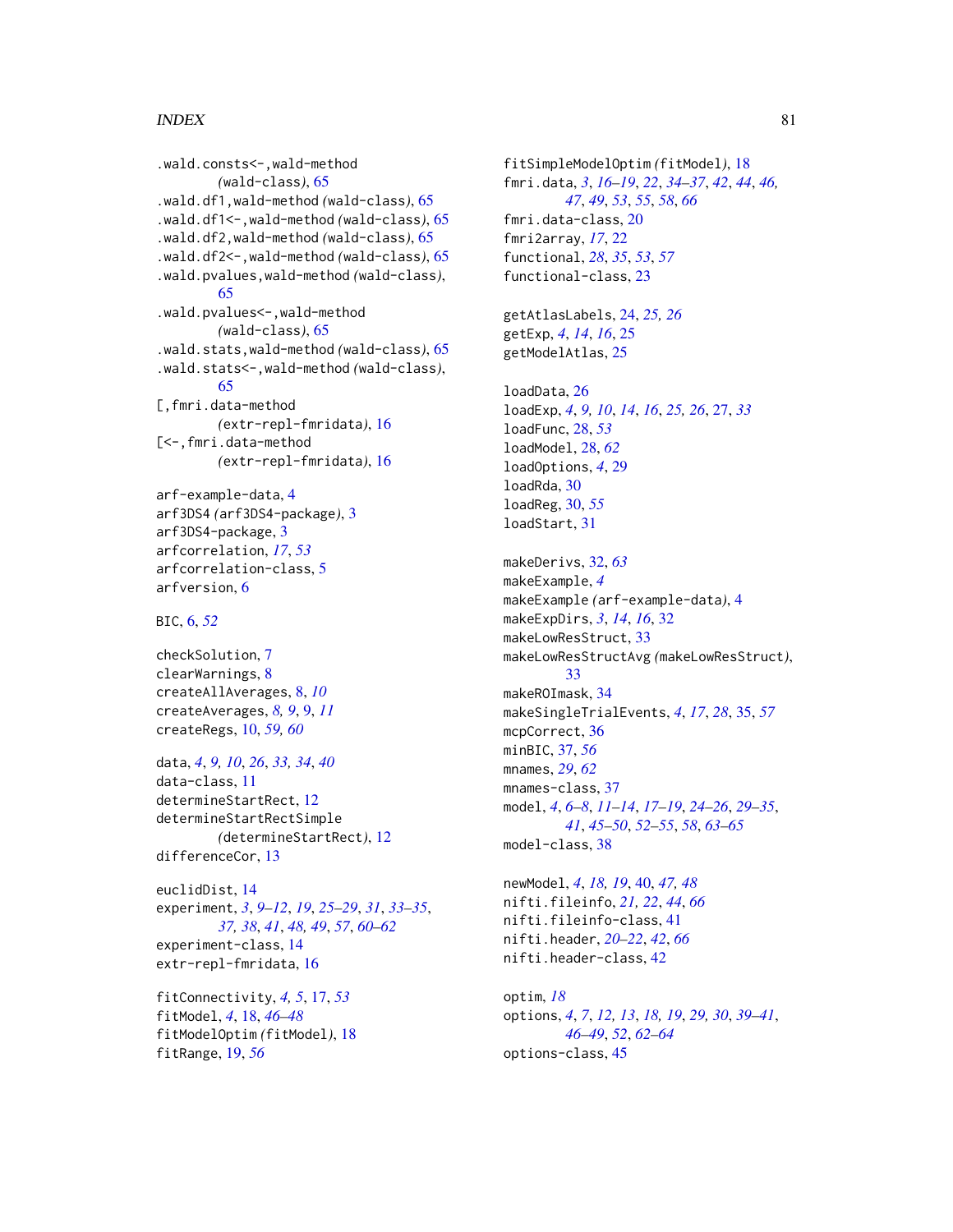.wald.consts<-,wald-method *(wald-class)*, 65
.wald.df1,wald-method *(wald-class)*, 65
.wald.df1<-,wald-method *(wald-class)*, 65
.wald.df2,wald-method *(wald-class)*, 65
.wald.df2<-,wald-method *(wald-class)*, 65
.wald.pvalues,wald-method *(wald-class)*, 65
.wald.pvalues<-,wald-method *(wald-class)*, 65
.wald.stats,wald-method *(wald-class)*, 65
.wald.stats<-,wald-method *(wald-class)*, 65
[,fmri.data-method *(extr-repl-fmridata)*, 16
[<-,fmri.data-method *(extr-repl-fmridata)*, 16

arf-example-data, 4
arf3DS4 *(arf3DS4-package)*, 3
arf3DS4-package, 3
arfcorrelation, *17*, *53*
arfcorrelation-class, 5
arfversion, 6

BIC, 6, *52*

checkSolution, 7
clearWarnings, 8
createAllAverages, 8, *10*
createAverages, *8, 9*, 9, *11*
createRegs, 10, *59, 60*

data, *4*, *9, 10*, *26*, *33, 34*, *40*
data-class, 11
determineStartRect, 12
determineStartRectSimple *(determineStartRect)*, 12
differenceCor, 13

euclidDist, 14
experiment, *3*, *9–12*, *19*, *25–29*, *31*, *33–35*, *37, 38*, *41*, *48, 49*, *57*, *60–62*
experiment-class, 14
extr-repl-fmridata, 16

fitConnectivity, *4, 5*, 17, *53*
fitModel, *4*, 18, *46–48*
fitModelOptim *(fitModel)*, 18
fitRange, 19, *56*
fitSimpleModelOptim *(fitModel)*, 18
fmri.data, *3*, *16–19*, *22*, *34–37*, *42*, *44*, *46, 47*, *49*, *53*, *55*, *58*, *66*
fmri.data-class, 20
fmri2array, *17*, 22
functional, *28*, *35*, *53*, *57*
functional-class, 23

getAtlasLabels, 24, *25, 26*
getExp, *4*, *14*, *16*, 25
getModelAtlas, 25

loadData, 26
loadExp, *4*, *9, 10*, *14*, *16*, *25, 26*, 27, *33*
loadFunc, 28, *53*
loadModel, 28, *62*
loadOptions, *4*, 29
loadRda, 30
loadReg, 30, *55*
loadStart, 31

makeDerivs, 32, *63*
makeExample, *4*
makeExample *(arf-example-data)*, 4
makeExpDirs, *3*, *14*, *16*, 32
makeLowResStruct, 33
makeLowResStructAvg *(makeLowResStruct)*, 33
makeROImask, 34
makeSingleTrialEvents, *4*, *17*, *28*, 35, *57*
mcpCorrect, 36
minBIC, 37, *56*
mnames, *29*, *62*
mnames-class, 37
model, *4*, *6–8*, *11–14*, *17–19*, *24–26*, *29–35*, *41*, *45–50*, *52–55*, *58*, *63–65*
model-class, 38

newModel, *4*, *18, 19*, 40, *47, 48*
nifti.fileinfo, *21, 22*, *44*, *66*
nifti.fileinfo-class, 41
nifti.header, *20–22*, *42*, *66*
nifti.header-class, 42

optim, *18*
options, *4*, *7*, *12, 13*, *18, 19*, *29, 30*, *39–41*, *46–49*, *52*, *62–64*
options-class, 45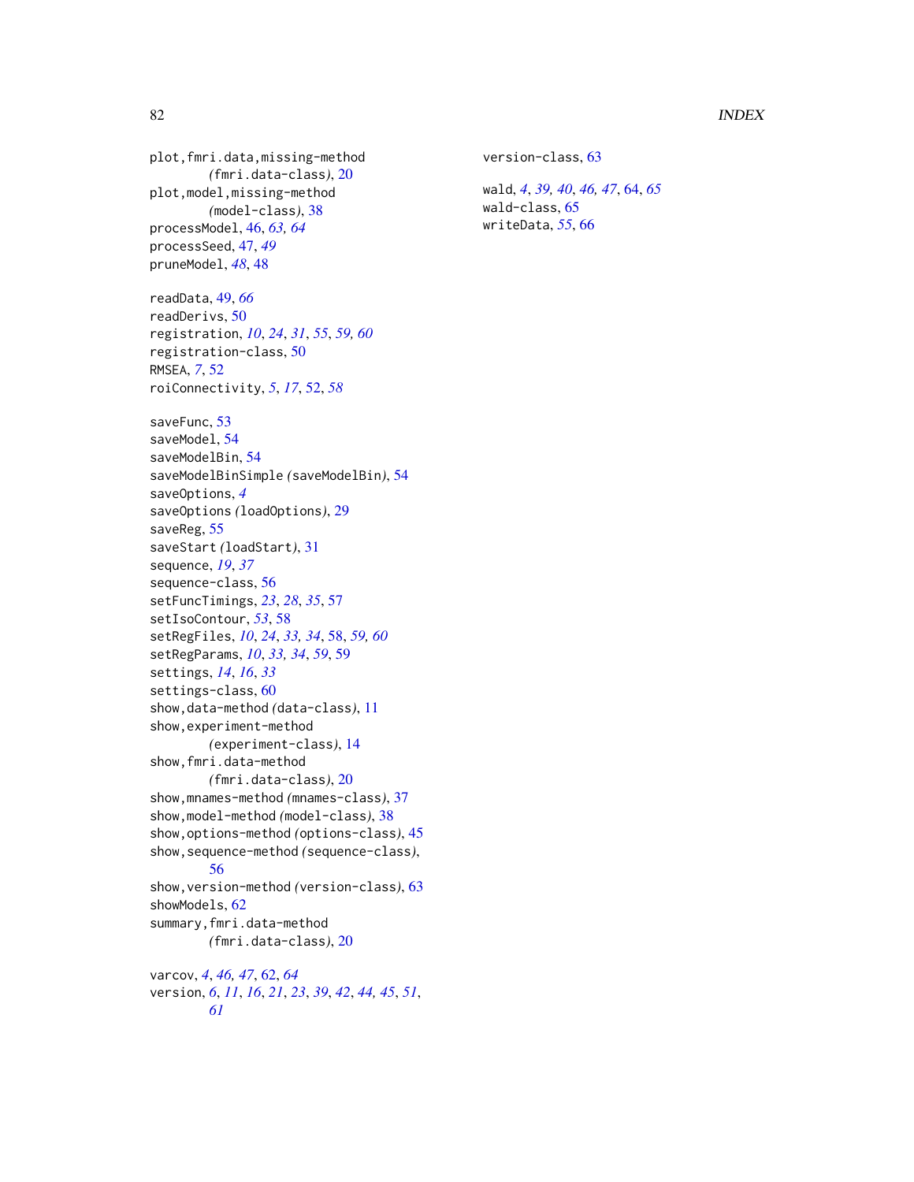plot,fmri.data,missing-method (fmri.data-class), 20
plot,model,missing-method (model-class), 38
processModel, 46, *63, 64*
processSeed, 47, *49*
pruneModel, *48*, 48

readData, 49, *66*
readDerivs, 50
registration, *10*, *24*, *31*, *55*, *59, 60*
registration-class, 50
RMSEA, *7*, 52
roiConnectivity, *5*, *17*, 52, *58*

saveFunc, 53
saveModel, 54
saveModelBin, 54
saveModelBinSimple *(*saveModelBin*)*, 54
saveOptions, *4*
saveOptions *(*loadOptions*)*, 29
saveReg, 55
saveStart *(*loadStart*)*, 31
sequence, *19*, *37*
sequence-class, 56
setFuncTimings, *23*, *28*, *35*, 57
setIsoContour, *53*, 58
setRegFiles, *10*, *24*, *33, 34*, 58, *59, 60*
setRegParams, *10*, *33, 34*, *59*, 59
settings, *14*, *16*, *33*
settings-class, 60
show,data-method *(*data-class*)*, 11
show,experiment-method (experiment-class), 14
show,fmri.data-method (fmri.data-class), 20
show,mnames-method *(*mnames-class*)*, 37
show,model-method *(*model-class*)*, 38
show,options-method *(*options-class*)*, 45
show,sequence-method *(*sequence-class*)*, 56
show,version-method *(*version-class*)*, 63
showModels, 62
summary,fmri.data-method (fmri.data-class), 20

varcov, *4*, *46, 47*, 62, *64*
version, *6*, *11*, *16*, *21*, *23*, *39*, *42*, *44, 45*, *51*, *61*
version-class, 63

wald, *4*, *39, 40*, *46, 47*, 64, *65*
wald-class, 65
writeData, *55*, 66